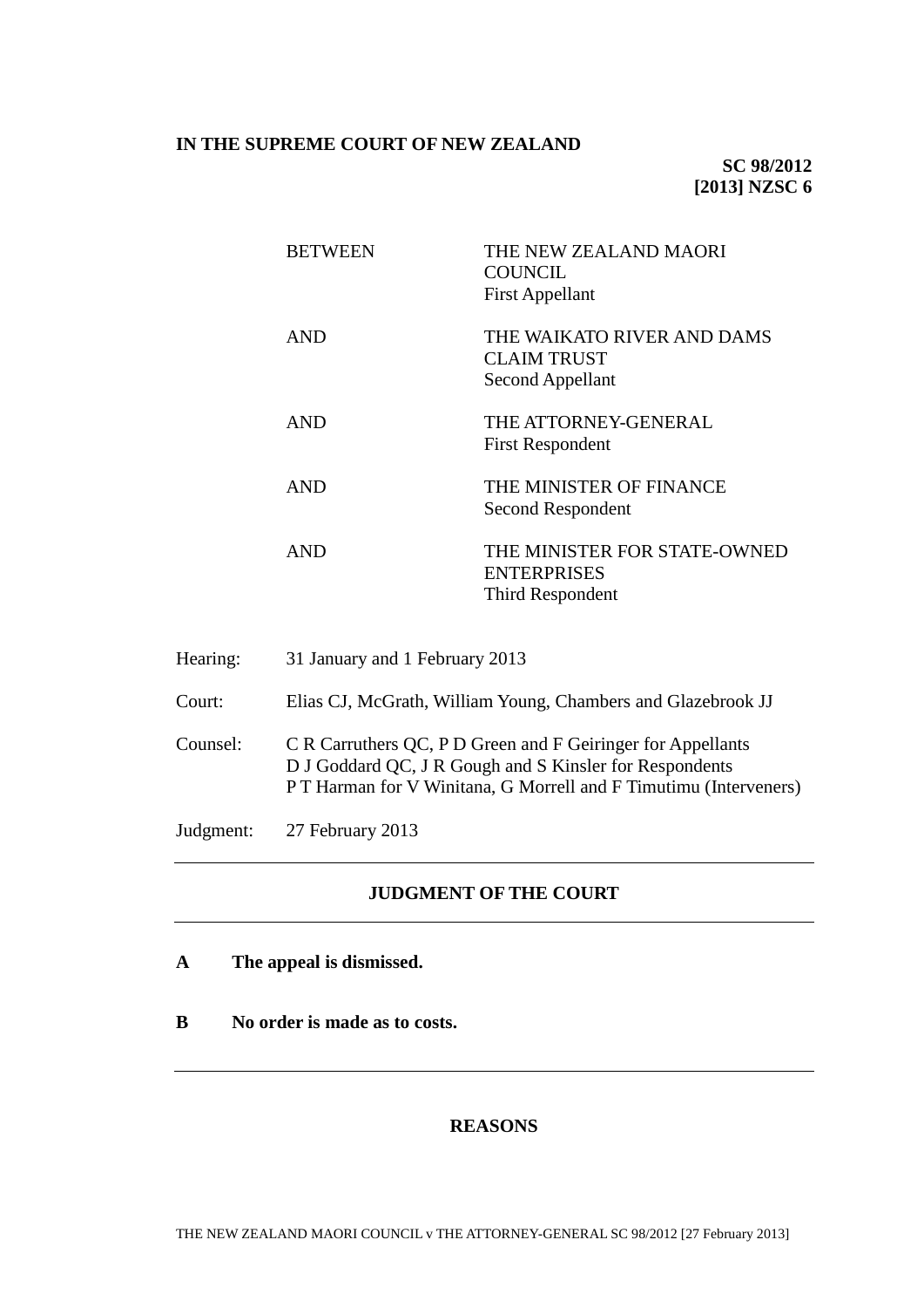**IN THE SUPREME COURT OF NEW ZEALAND**

**SC 98/2012**
**[2013] NZSC 6**

| | |
|---|---|
| BETWEEN | THE NEW ZEALAND MAORI COUNCIL<br>First Appellant |
| AND | THE WAIKATO RIVER AND DAMS CLAIM TRUST<br>Second Appellant |
| AND | THE ATTORNEY-GENERAL<br>First Respondent |
| AND | THE MINISTER OF FINANCE<br>Second Respondent |
| AND | THE MINISTER FOR STATE-OWNED ENTERPRISES<br>Third Respondent |

Hearing: 31 January and 1 February 2013

Court: Elias CJ, McGrath, William Young, Chambers and Glazebrook JJ

Counsel: C R Carruthers QC, P D Green and F Geiringer for Appellants
D J Goddard QC, J R Gough and S Kinsler for Respondents
P T Harman for V Winitana, G Morrell and F Timutimu (Interveners)

Judgment: 27 February 2013

---

**JUDGMENT OF THE COURT**

---

**A The appeal is dismissed.**

**B No order is made as to costs.**

---

**REASONS**

THE NEW ZEALAND MAORI COUNCIL v THE ATTORNEY-GENERAL SC 98/2012 [27 February 2013]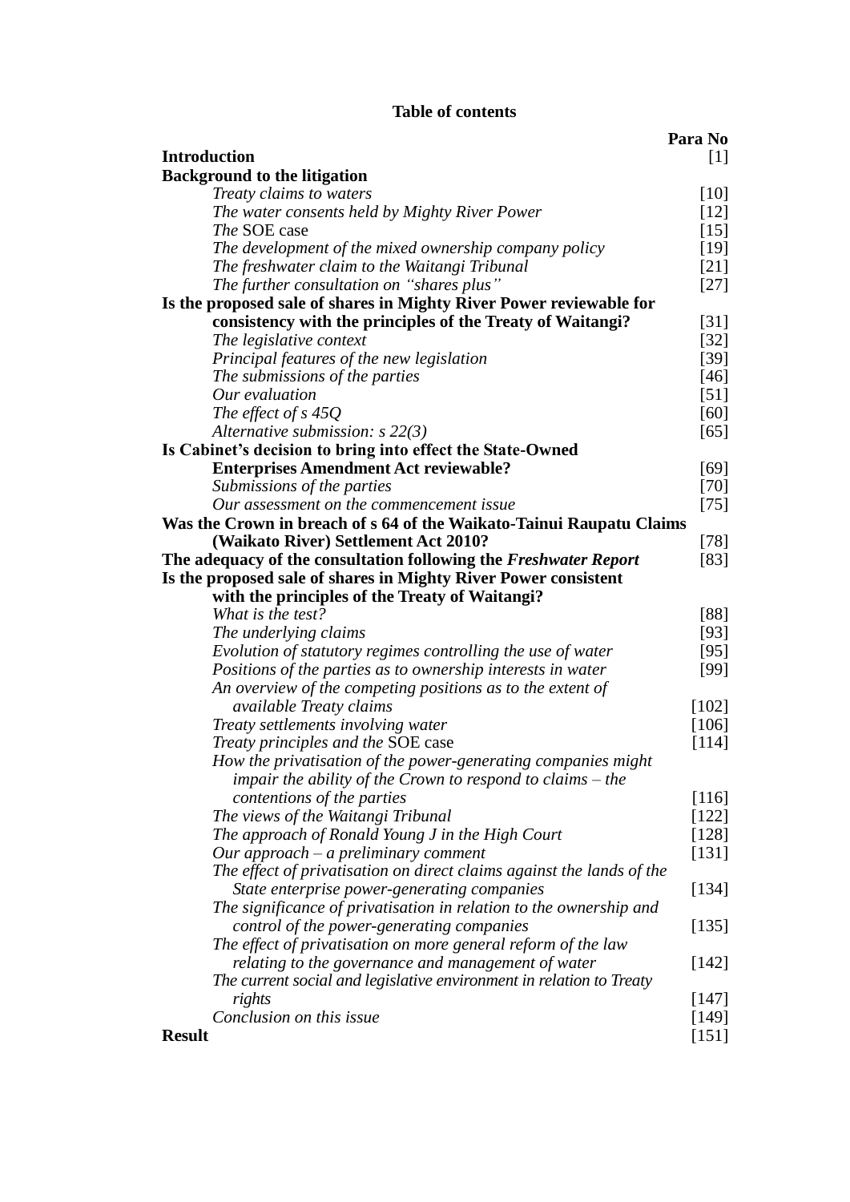**Table of contents**

| | Para No |
|---|---|
| **Introduction** | [1] |
| **Background to the litigation** | |
| *Treaty claims to waters* | [10] |
| *The water consents held by Mighty River Power* | [12] |
| *The* SOE case | [15] |
| *The development of the mixed ownership company policy* | [19] |
| *The freshwater claim to the Waitangi Tribunal* | [21] |
| *The further consultation on "shares plus"* | [27] |
| **Is the proposed sale of shares in Mighty River Power reviewable for consistency with the principles of the Treaty of Waitangi?** | [31] |
| *The legislative context* | [32] |
| *Principal features of the new legislation* | [39] |
| *The submissions of the parties* | [46] |
| *Our evaluation* | [51] |
| *The effect of s 45Q* | [60] |
| *Alternative submission: s 22(3)* | [65] |
| **Is Cabinet's decision to bring into effect the State-Owned Enterprises Amendment Act reviewable?** | [69] |
| *Submissions of the parties* | [70] |
| *Our assessment on the commencement issue* | [75] |
| **Was the Crown in breach of s 64 of the Waikato-Tainui Raupatu Claims (Waikato River) Settlement Act 2010?** | [78] |
| **The adequacy of the consultation following the *Freshwater Report*** | [83] |
| **Is the proposed sale of shares in Mighty River Power consistent with the principles of the Treaty of Waitangi?** | |
| *What is the test?* | [88] |
| *The underlying claims* | [93] |
| *Evolution of statutory regimes controlling the use of water* | [95] |
| *Positions of the parties as to ownership interests in water* | [99] |
| *An overview of the competing positions as to the extent of available Treaty claims* | [102] |
| *Treaty settlements involving water* | [106] |
| *Treaty principles and the* SOE case | [114] |
| *How the privatisation of the power-generating companies might impair the ability of the Crown to respond to claims – the contentions of the parties* | [116] |
| *The views of the Waitangi Tribunal* | [122] |
| *The approach of Ronald Young J in the High Court* | [128] |
| *Our approach – a preliminary comment* | [131] |
| *The effect of privatisation on direct claims against the lands of the State enterprise power-generating companies* | [134] |
| *The significance of privatisation in relation to the ownership and control of the power-generating companies* | [135] |
| *The effect of privatisation on more general reform of the law relating to the governance and management of water* | [142] |
| *The current social and legislative environment in relation to Treaty rights* | [147] |
| *Conclusion on this issue* | [149] |
| **Result** | [151] |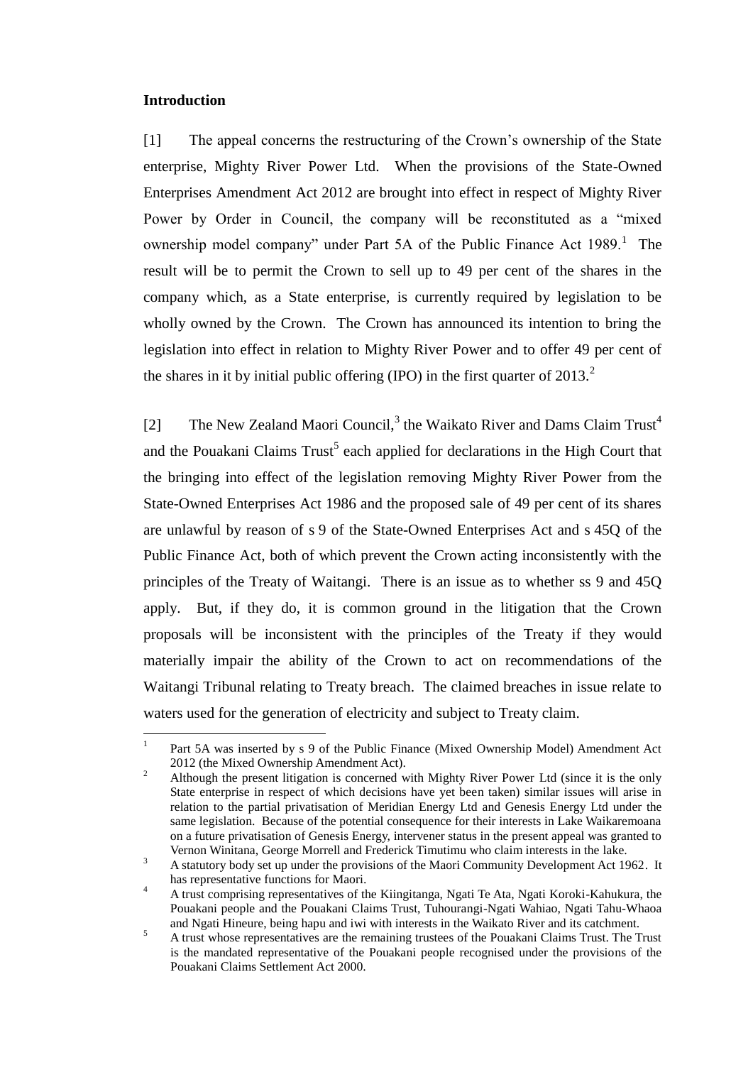**Introduction**

[1] The appeal concerns the restructuring of the Crown's ownership of the State enterprise, Mighty River Power Ltd. When the provisions of the State-Owned Enterprises Amendment Act 2012 are brought into effect in respect of Mighty River Power by Order in Council, the company will be reconstituted as a "mixed ownership model company" under Part 5A of the Public Finance Act 1989.[1] The result will be to permit the Crown to sell up to 49 per cent of the shares in the company which, as a State enterprise, is currently required by legislation to be wholly owned by the Crown. The Crown has announced its intention to bring the legislation into effect in relation to Mighty River Power and to offer 49 per cent of the shares in it by initial public offering (IPO) in the first quarter of 2013.[2]

[2] The New Zealand Maori Council,[3] the Waikato River and Dams Claim Trust[4] and the Pouakani Claims Trust[5] each applied for declarations in the High Court that the bringing into effect of the legislation removing Mighty River Power from the State-Owned Enterprises Act 1986 and the proposed sale of 49 per cent of its shares are unlawful by reason of s 9 of the State-Owned Enterprises Act and s 45Q of the Public Finance Act, both of which prevent the Crown acting inconsistently with the principles of the Treaty of Waitangi. There is an issue as to whether ss 9 and 45Q apply. But, if they do, it is common ground in the litigation that the Crown proposals will be inconsistent with the principles of the Treaty if they would materially impair the ability of the Crown to act on recommendations of the Waitangi Tribunal relating to Treaty breach. The claimed breaches in issue relate to waters used for the generation of electricity and subject to Treaty claim.

---

[1] Part 5A was inserted by s 9 of the Public Finance (Mixed Ownership Model) Amendment Act 2012 (the Mixed Ownership Amendment Act).

[2] Although the present litigation is concerned with Mighty River Power Ltd (since it is the only State enterprise in respect of which decisions have yet been taken) similar issues will arise in relation to the partial privatisation of Meridian Energy Ltd and Genesis Energy Ltd under the same legislation. Because of the potential consequence for their interests in Lake Waikaremoana on a future privatisation of Genesis Energy, intervener status in the present appeal was granted to Vernon Winitana, George Morrell and Frederick Timutimu who claim interests in the lake.

[3] A statutory body set up under the provisions of the Maori Community Development Act 1962. It has representative functions for Maori.

[4] A trust comprising representatives of the Kiingitanga, Ngati Te Ata, Ngati Koroki-Kahukura, the Pouakani people and the Pouakani Claims Trust, Tuhourangi-Ngati Wahiao, Ngati Tahu-Whaoa and Ngati Hineure, being hapu and iwi with interests in the Waikato River and its catchment.

[5] A trust whose representatives are the remaining trustees of the Pouakani Claims Trust. The Trust is the mandated representative of the Pouakani people recognised under the provisions of the Pouakani Claims Settlement Act 2000.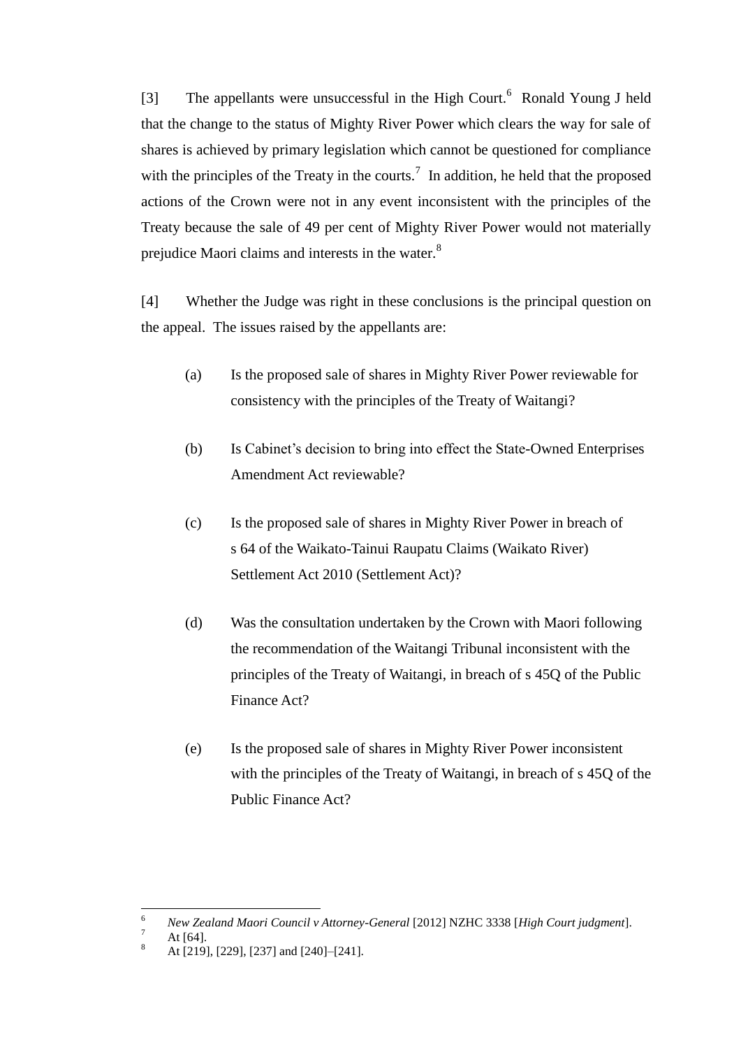[3] The appellants were unsuccessful in the High Court.[6] Ronald Young J held that the change to the status of Mighty River Power which clears the way for sale of shares is achieved by primary legislation which cannot be questioned for compliance with the principles of the Treaty in the courts.[7] In addition, he held that the proposed actions of the Crown were not in any event inconsistent with the principles of the Treaty because the sale of 49 per cent of Mighty River Power would not materially prejudice Maori claims and interests in the water.[8]

[4] Whether the Judge was right in these conclusions is the principal question on the appeal. The issues raised by the appellants are:

(a) Is the proposed sale of shares in Mighty River Power reviewable for consistency with the principles of the Treaty of Waitangi?

(b) Is Cabinet's decision to bring into effect the State-Owned Enterprises Amendment Act reviewable?

(c) Is the proposed sale of shares in Mighty River Power in breach of s 64 of the Waikato-Tainui Raupatu Claims (Waikato River) Settlement Act 2010 (Settlement Act)?

(d) Was the consultation undertaken by the Crown with Maori following the recommendation of the Waitangi Tribunal inconsistent with the principles of the Treaty of Waitangi, in breach of s 45Q of the Public Finance Act?

(e) Is the proposed sale of shares in Mighty River Power inconsistent with the principles of the Treaty of Waitangi, in breach of s 45Q of the Public Finance Act?

---

[6] *New Zealand Maori Council v Attorney-General* [2012] NZHC 3338 [*High Court judgment*].

[7] At [64].

[8] At [219], [229], [237] and [240]–[241].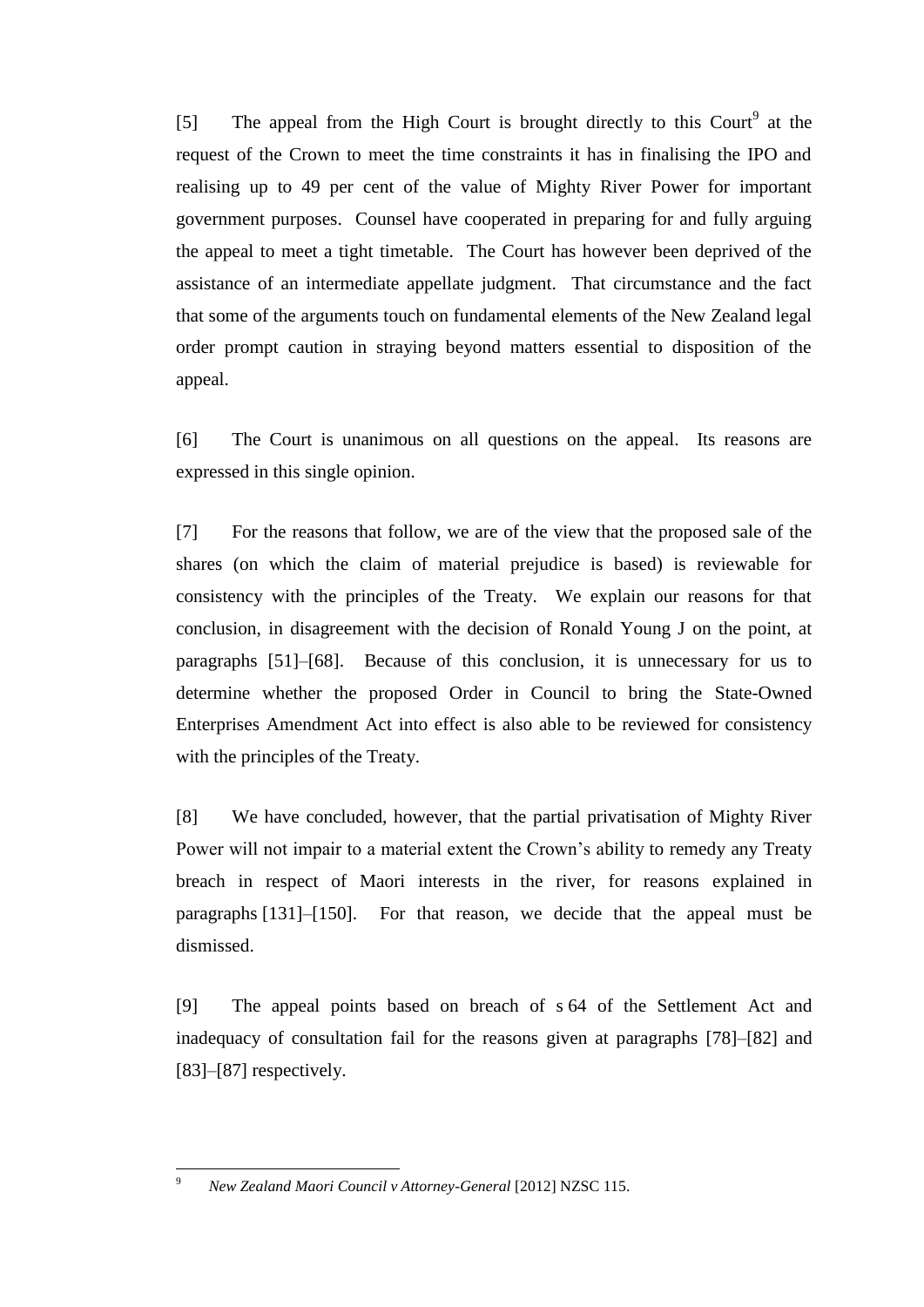[5] The appeal from the High Court is brought directly to this Court[9] at the request of the Crown to meet the time constraints it has in finalising the IPO and realising up to 49 per cent of the value of Mighty River Power for important government purposes. Counsel have cooperated in preparing for and fully arguing the appeal to meet a tight timetable. The Court has however been deprived of the assistance of an intermediate appellate judgment. That circumstance and the fact that some of the arguments touch on fundamental elements of the New Zealand legal order prompt caution in straying beyond matters essential to disposition of the appeal.

[6] The Court is unanimous on all questions on the appeal. Its reasons are expressed in this single opinion.

[7] For the reasons that follow, we are of the view that the proposed sale of the shares (on which the claim of material prejudice is based) is reviewable for consistency with the principles of the Treaty. We explain our reasons for that conclusion, in disagreement with the decision of Ronald Young J on the point, at paragraphs [51]–[68]. Because of this conclusion, it is unnecessary for us to determine whether the proposed Order in Council to bring the State-Owned Enterprises Amendment Act into effect is also able to be reviewed for consistency with the principles of the Treaty.

[8] We have concluded, however, that the partial privatisation of Mighty River Power will not impair to a material extent the Crown's ability to remedy any Treaty breach in respect of Maori interests in the river, for reasons explained in paragraphs [131]–[150]. For that reason, we decide that the appeal must be dismissed.

[9] The appeal points based on breach of s 64 of the Settlement Act and inadequacy of consultation fail for the reasons given at paragraphs [78]–[82] and [83]–[87] respectively.

---

[9] *New Zealand Maori Council v Attorney-General* [2012] NZSC 115.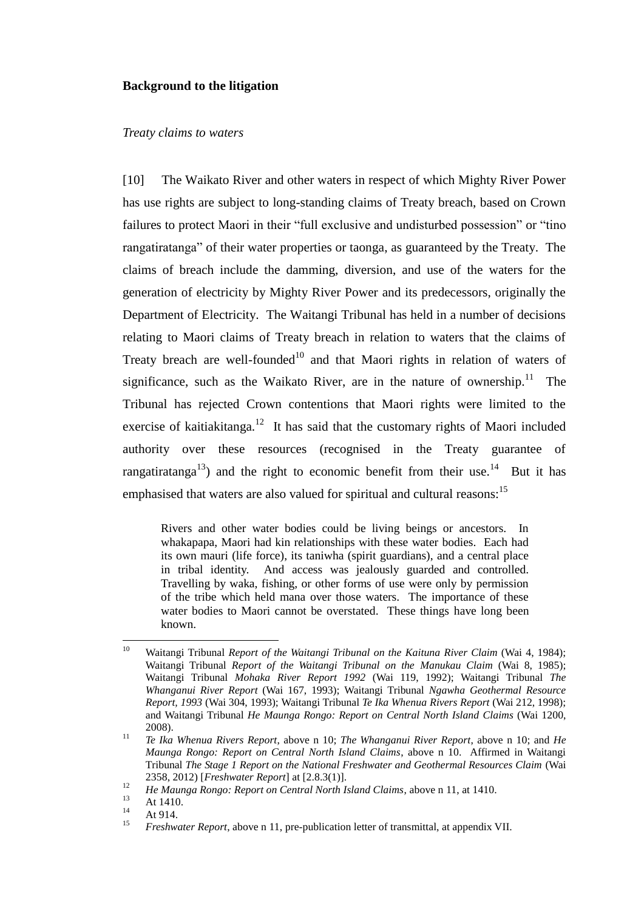**Background to the litigation**

*Treaty claims to waters*

[10] The Waikato River and other waters in respect of which Mighty River Power has use rights are subject to long-standing claims of Treaty breach, based on Crown failures to protect Maori in their "full exclusive and undisturbed possession" or "tino rangatiratanga" of their water properties or taonga, as guaranteed by the Treaty. The claims of breach include the damming, diversion, and use of the waters for the generation of electricity by Mighty River Power and its predecessors, originally the Department of Electricity. The Waitangi Tribunal has held in a number of decisions relating to Maori claims of Treaty breach in relation to waters that the claims of Treaty breach are well-founded[10] and that Maori rights in relation of waters of significance, such as the Waikato River, are in the nature of ownership.[11] The Tribunal has rejected Crown contentions that Maori rights were limited to the exercise of kaitiakitanga.[12] It has said that the customary rights of Maori included authority over these resources (recognised in the Treaty guarantee of rangatiratanga[13]) and the right to economic benefit from their use.[14] But it has emphasised that waters are also valued for spiritual and cultural reasons:[15]

> Rivers and other water bodies could be living beings or ancestors. In whakapapa, Maori had kin relationships with these water bodies. Each had its own mauri (life force), its taniwha (spirit guardians), and a central place in tribal identity. And access was jealously guarded and controlled. Travelling by waka, fishing, or other forms of use were only by permission of the tribe which held mana over those waters. The importance of these water bodies to Maori cannot be overstated. These things have long been known.

---

10 Waitangi Tribunal *Report of the Waitangi Tribunal on the Kaituna River Claim* (Wai 4, 1984); Waitangi Tribunal *Report of the Waitangi Tribunal on the Manukau Claim* (Wai 8, 1985); Waitangi Tribunal *Mohaka River Report 1992* (Wai 119, 1992); Waitangi Tribunal *The Whanganui River Report* (Wai 167, 1993); Waitangi Tribunal *Ngawha Geothermal Resource Report, 1993* (Wai 304, 1993); Waitangi Tribunal *Te Ika Whenua Rivers Report* (Wai 212, 1998); and Waitangi Tribunal *He Maunga Rongo: Report on Central North Island Claims* (Wai 1200, 2008).

11 *Te Ika Whenua Rivers Report*, above n 10; *The Whanganui River Report*, above n 10; and *He Maunga Rongo: Report on Central North Island Claims*, above n 10. Affirmed in Waitangi Tribunal *The Stage 1 Report on the National Freshwater and Geothermal Resources Claim* (Wai 2358, 2012) [*Freshwater Report*] at [2.8.3(1)].

12 *He Maunga Rongo: Report on Central North Island Claims*, above n 11, at 1410.

13 At 1410.

14 At 914.

15 *Freshwater Report*, above n 11, pre-publication letter of transmittal, at appendix VII.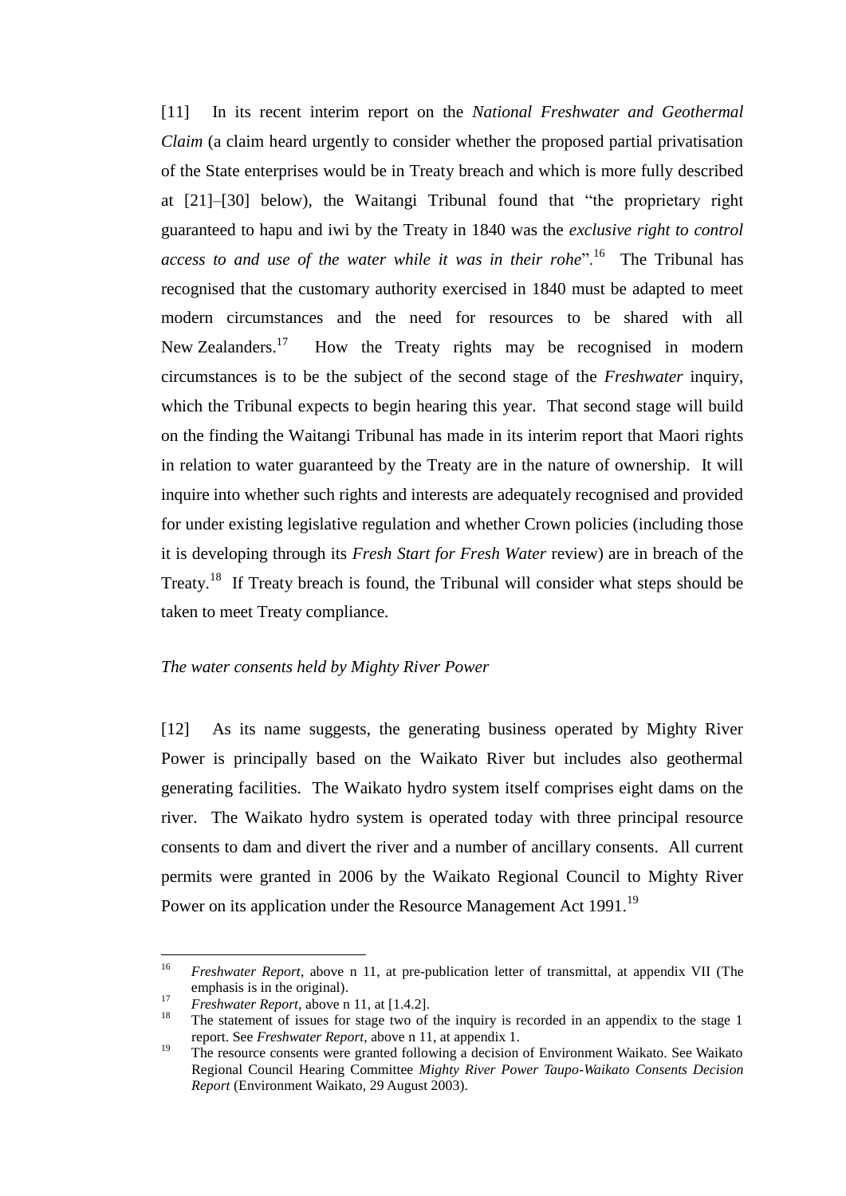[11] In its recent interim report on the *National Freshwater and Geothermal Claim* (a claim heard urgently to consider whether the proposed partial privatisation of the State enterprises would be in Treaty breach and which is more fully described at [21]–[30] below), the Waitangi Tribunal found that "the proprietary right guaranteed to hapu and iwi by the Treaty in 1840 was the *exclusive right to control access to and use of the water while it was in their rohe*".[16] The Tribunal has recognised that the customary authority exercised in 1840 must be adapted to meet modern circumstances and the need for resources to be shared with all New Zealanders.[17] How the Treaty rights may be recognised in modern circumstances is to be the subject of the second stage of the *Freshwater* inquiry, which the Tribunal expects to begin hearing this year. That second stage will build on the finding the Waitangi Tribunal has made in its interim report that Maori rights in relation to water guaranteed by the Treaty are in the nature of ownership. It will inquire into whether such rights and interests are adequately recognised and provided for under existing legislative regulation and whether Crown policies (including those it is developing through its *Fresh Start for Fresh Water* review) are in breach of the Treaty.[18] If Treaty breach is found, the Tribunal will consider what steps should be taken to meet Treaty compliance.

*The water consents held by Mighty River Power*

[12] As its name suggests, the generating business operated by Mighty River Power is principally based on the Waikato River but includes also geothermal generating facilities. The Waikato hydro system itself comprises eight dams on the river. The Waikato hydro system is operated today with three principal resource consents to dam and divert the river and a number of ancillary consents. All current permits were granted in 2006 by the Waikato Regional Council to Mighty River Power on its application under the Resource Management Act 1991.[19]

---

[16] *Freshwater Report*, above n 11, at pre-publication letter of transmittal, at appendix VII (The emphasis is in the original).

[17] *Freshwater Report*, above n 11, at [1.4.2].

[18] The statement of issues for stage two of the inquiry is recorded in an appendix to the stage 1 report. See *Freshwater Report*, above n 11, at appendix 1.

[19] The resource consents were granted following a decision of Environment Waikato. See Waikato Regional Council Hearing Committee *Mighty River Power Taupo-Waikato Consents Decision Report* (Environment Waikato, 29 August 2003).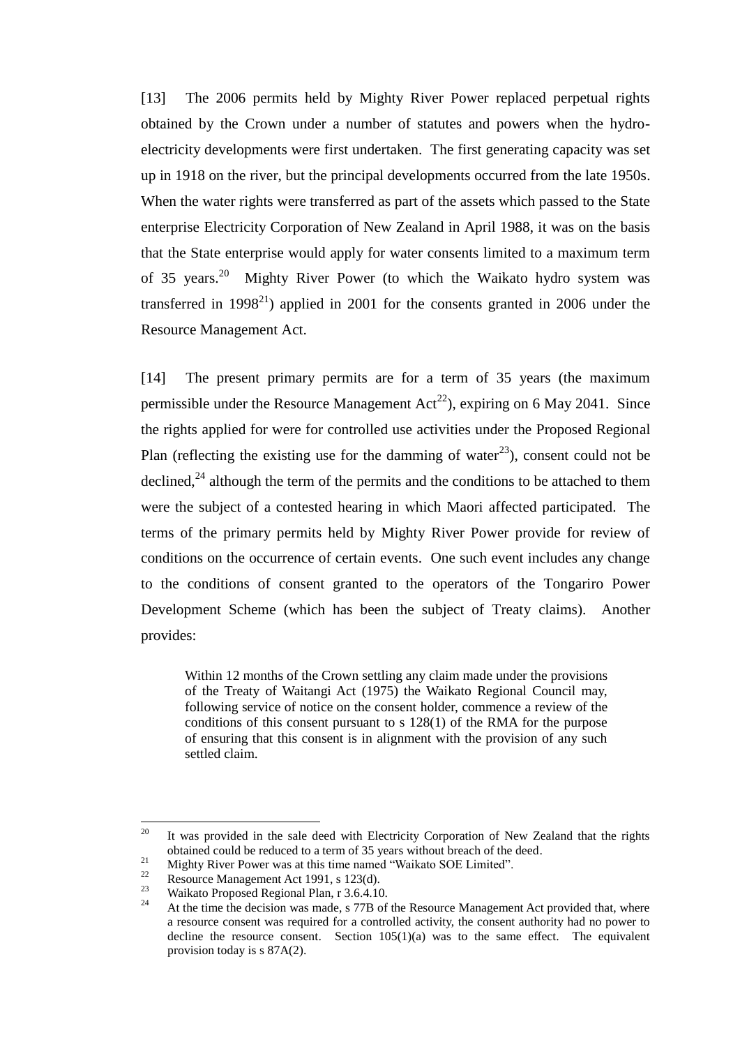[13] The 2006 permits held by Mighty River Power replaced perpetual rights obtained by the Crown under a number of statutes and powers when the hydro-electricity developments were first undertaken. The first generating capacity was set up in 1918 on the river, but the principal developments occurred from the late 1950s. When the water rights were transferred as part of the assets which passed to the State enterprise Electricity Corporation of New Zealand in April 1988, it was on the basis that the State enterprise would apply for water consents limited to a maximum term of 35 years.[20] Mighty River Power (to which the Waikato hydro system was transferred in 1998[21]) applied in 2001 for the consents granted in 2006 under the Resource Management Act.

[14] The present primary permits are for a term of 35 years (the maximum permissible under the Resource Management Act[22]), expiring on 6 May 2041. Since the rights applied for were for controlled use activities under the Proposed Regional Plan (reflecting the existing use for the damming of water[23]), consent could not be declined,[24] although the term of the permits and the conditions to be attached to them were the subject of a contested hearing in which Maori affected participated. The terms of the primary permits held by Mighty River Power provide for review of conditions on the occurrence of certain events. One such event includes any change to the conditions of consent granted to the operators of the Tongariro Power Development Scheme (which has been the subject of Treaty claims). Another provides:

> Within 12 months of the Crown settling any claim made under the provisions of the Treaty of Waitangi Act (1975) the Waikato Regional Council may, following service of notice on the consent holder, commence a review of the conditions of this consent pursuant to s 128(1) of the RMA for the purpose of ensuring that this consent is in alignment with the provision of any such settled claim.

---

[20] It was provided in the sale deed with Electricity Corporation of New Zealand that the rights obtained could be reduced to a term of 35 years without breach of the deed.

[21] Mighty River Power was at this time named "Waikato SOE Limited".

[22] Resource Management Act 1991, s 123(d).

[23] Waikato Proposed Regional Plan, r 3.6.4.10.

[24] At the time the decision was made, s 77B of the Resource Management Act provided that, where a resource consent was required for a controlled activity, the consent authority had no power to decline the resource consent. Section 105(1)(a) was to the same effect. The equivalent provision today is s 87A(2).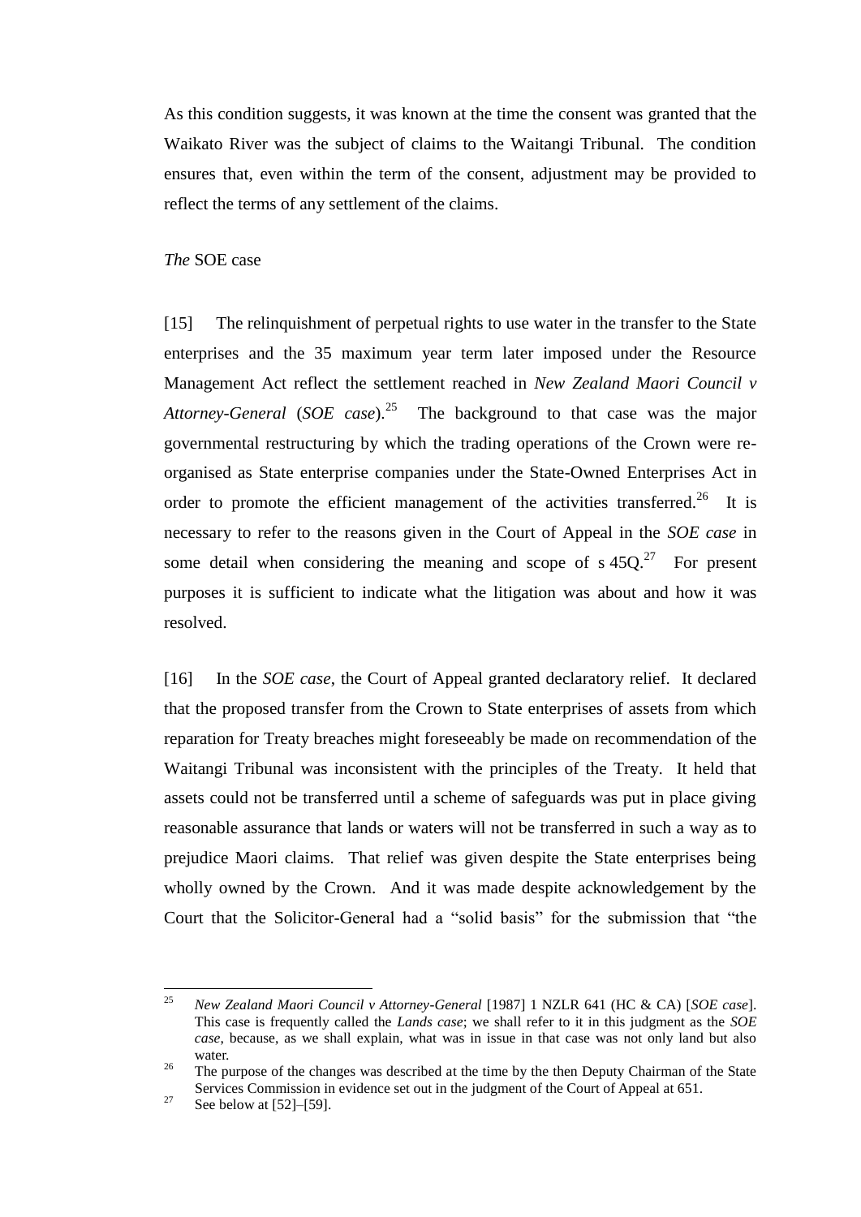As this condition suggests, it was known at the time the consent was granted that the Waikato River was the subject of claims to the Waitangi Tribunal. The condition ensures that, even within the term of the consent, adjustment may be provided to reflect the terms of any settlement of the claims.

*The* SOE case

[15] The relinquishment of perpetual rights to use water in the transfer to the State enterprises and the 35 maximum year term later imposed under the Resource Management Act reflect the settlement reached in *New Zealand Maori Council v Attorney-General* (*SOE case*).[25] The background to that case was the major governmental restructuring by which the trading operations of the Crown were re-organised as State enterprise companies under the State-Owned Enterprises Act in order to promote the efficient management of the activities transferred.[26] It is necessary to refer to the reasons given in the Court of Appeal in the *SOE case* in some detail when considering the meaning and scope of s 45Q.[27] For present purposes it is sufficient to indicate what the litigation was about and how it was resolved.

[16] In the *SOE case*, the Court of Appeal granted declaratory relief. It declared that the proposed transfer from the Crown to State enterprises of assets from which reparation for Treaty breaches might foreseeably be made on recommendation of the Waitangi Tribunal was inconsistent with the principles of the Treaty. It held that assets could not be transferred until a scheme of safeguards was put in place giving reasonable assurance that lands or waters will not be transferred in such a way as to prejudice Maori claims. That relief was given despite the State enterprises being wholly owned by the Crown. And it was made despite acknowledgement by the Court that the Solicitor-General had a "solid basis" for the submission that "the

---

[25] *New Zealand Maori Council v Attorney-General* [1987] 1 NZLR 641 (HC & CA) [*SOE case*]. This case is frequently called the *Lands case*; we shall refer to it in this judgment as the *SOE case*, because, as we shall explain, what was in issue in that case was not only land but also water.

[26] The purpose of the changes was described at the time by the then Deputy Chairman of the State Services Commission in evidence set out in the judgment of the Court of Appeal at 651.

[27] See below at [52]–[59].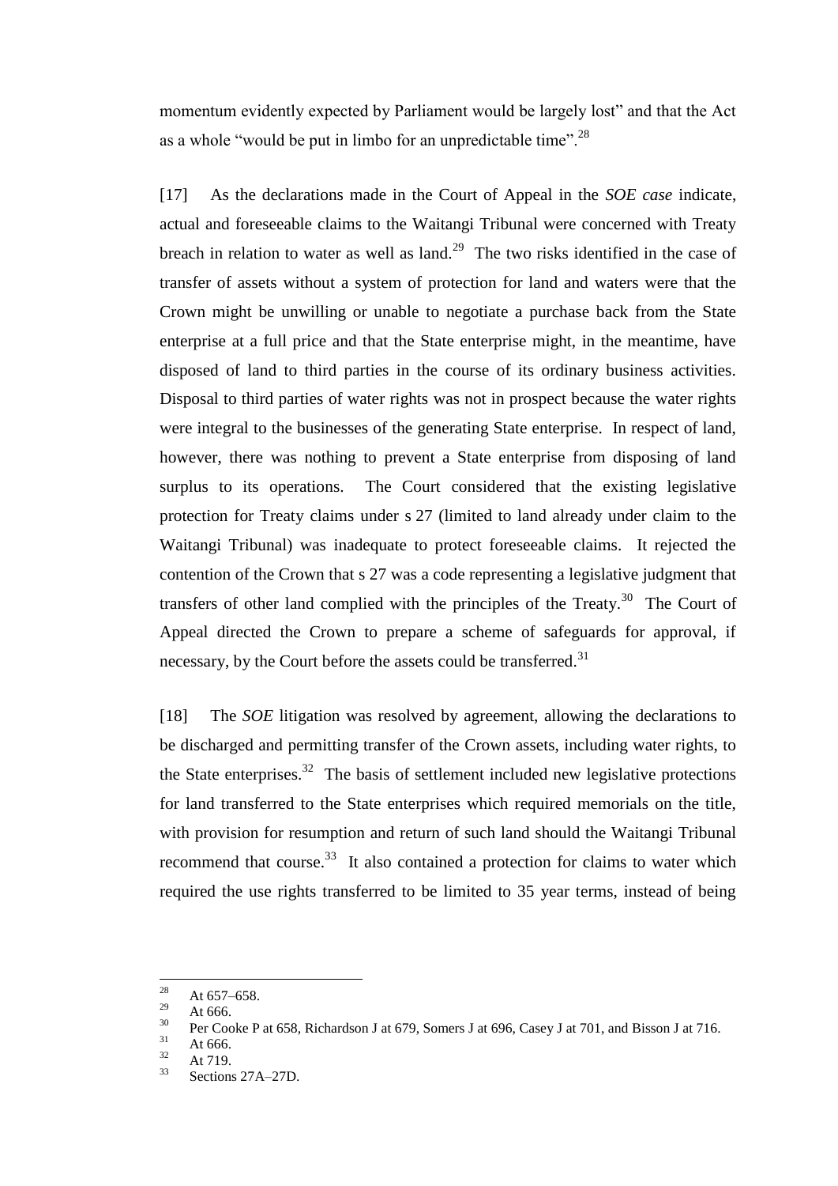momentum evidently expected by Parliament would be largely lost" and that the Act as a whole "would be put in limbo for an unpredictable time".[28]

[17] As the declarations made in the Court of Appeal in the *SOE case* indicate, actual and foreseeable claims to the Waitangi Tribunal were concerned with Treaty breach in relation to water as well as land.[29] The two risks identified in the case of transfer of assets without a system of protection for land and waters were that the Crown might be unwilling or unable to negotiate a purchase back from the State enterprise at a full price and that the State enterprise might, in the meantime, have disposed of land to third parties in the course of its ordinary business activities. Disposal to third parties of water rights was not in prospect because the water rights were integral to the businesses of the generating State enterprise. In respect of land, however, there was nothing to prevent a State enterprise from disposing of land surplus to its operations. The Court considered that the existing legislative protection for Treaty claims under s 27 (limited to land already under claim to the Waitangi Tribunal) was inadequate to protect foreseeable claims. It rejected the contention of the Crown that s 27 was a code representing a legislative judgment that transfers of other land complied with the principles of the Treaty.[30] The Court of Appeal directed the Crown to prepare a scheme of safeguards for approval, if necessary, by the Court before the assets could be transferred.[31]

[18] The *SOE* litigation was resolved by agreement, allowing the declarations to be discharged and permitting transfer of the Crown assets, including water rights, to the State enterprises.[32] The basis of settlement included new legislative protections for land transferred to the State enterprises which required memorials on the title, with provision for resumption and return of such land should the Waitangi Tribunal recommend that course.[33] It also contained a protection for claims to water which required the use rights transferred to be limited to 35 year terms, instead of being

---

[28] At 657–658.

[29] At 666.

[30] Per Cooke P at 658, Richardson J at 679, Somers J at 696, Casey J at 701, and Bisson J at 716.

[31] At 666.

[32] At 719.

[33] Sections 27A–27D.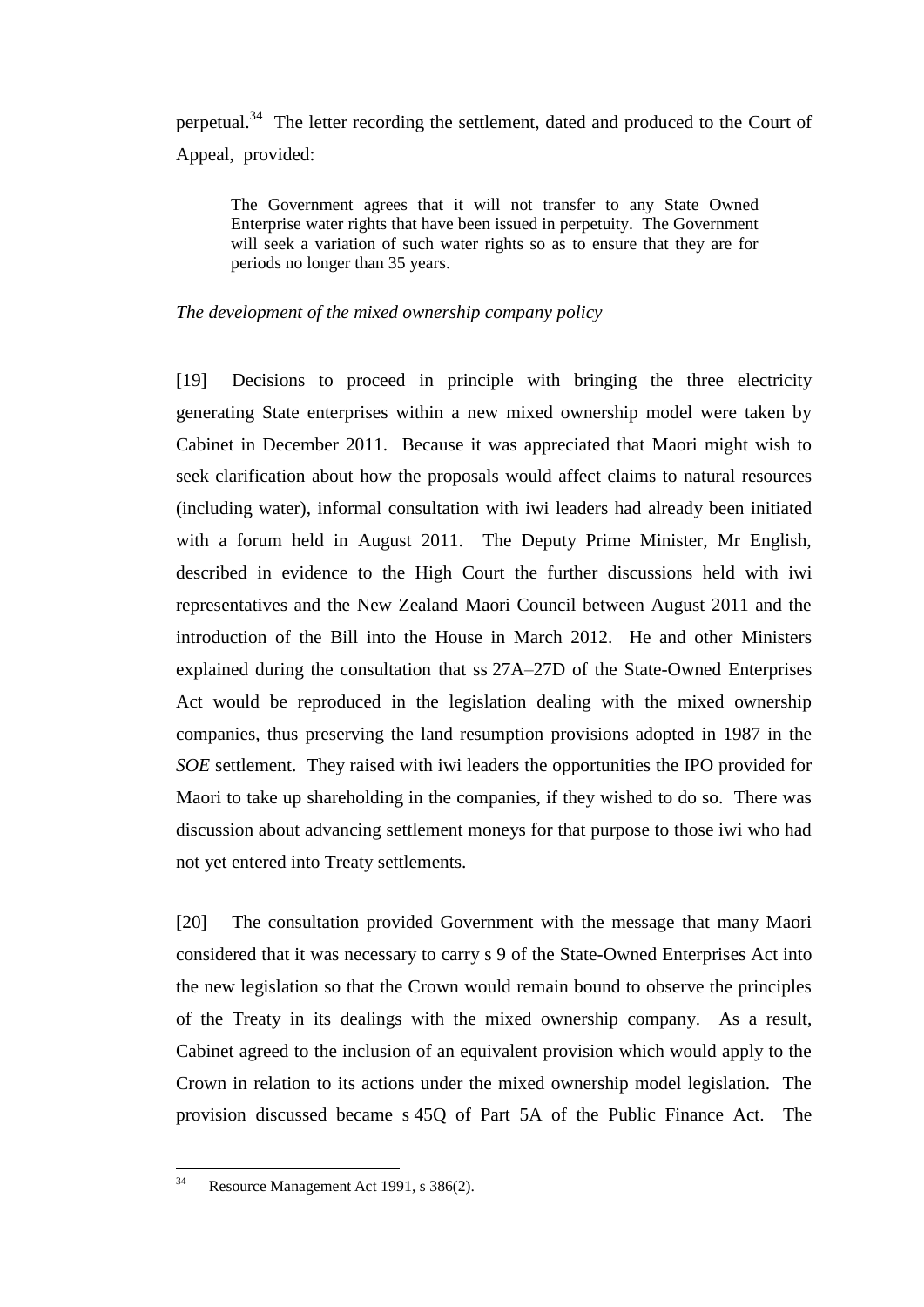perpetual.[34] The letter recording the settlement, dated and produced to the Court of Appeal, provided:

> The Government agrees that it will not transfer to any State Owned Enterprise water rights that have been issued in perpetuity. The Government will seek a variation of such water rights so as to ensure that they are for periods no longer than 35 years.

*The development of the mixed ownership company policy*

[19] Decisions to proceed in principle with bringing the three electricity generating State enterprises within a new mixed ownership model were taken by Cabinet in December 2011. Because it was appreciated that Maori might wish to seek clarification about how the proposals would affect claims to natural resources (including water), informal consultation with iwi leaders had already been initiated with a forum held in August 2011. The Deputy Prime Minister, Mr English, described in evidence to the High Court the further discussions held with iwi representatives and the New Zealand Maori Council between August 2011 and the introduction of the Bill into the House in March 2012. He and other Ministers explained during the consultation that ss 27A–27D of the State-Owned Enterprises Act would be reproduced in the legislation dealing with the mixed ownership companies, thus preserving the land resumption provisions adopted in 1987 in the *SOE* settlement. They raised with iwi leaders the opportunities the IPO provided for Maori to take up shareholding in the companies, if they wished to do so. There was discussion about advancing settlement moneys for that purpose to those iwi who had not yet entered into Treaty settlements.

[20] The consultation provided Government with the message that many Maori considered that it was necessary to carry s 9 of the State-Owned Enterprises Act into the new legislation so that the Crown would remain bound to observe the principles of the Treaty in its dealings with the mixed ownership company. As a result, Cabinet agreed to the inclusion of an equivalent provision which would apply to the Crown in relation to its actions under the mixed ownership model legislation. The provision discussed became s 45Q of Part 5A of the Public Finance Act. The

---

[34] Resource Management Act 1991, s 386(2).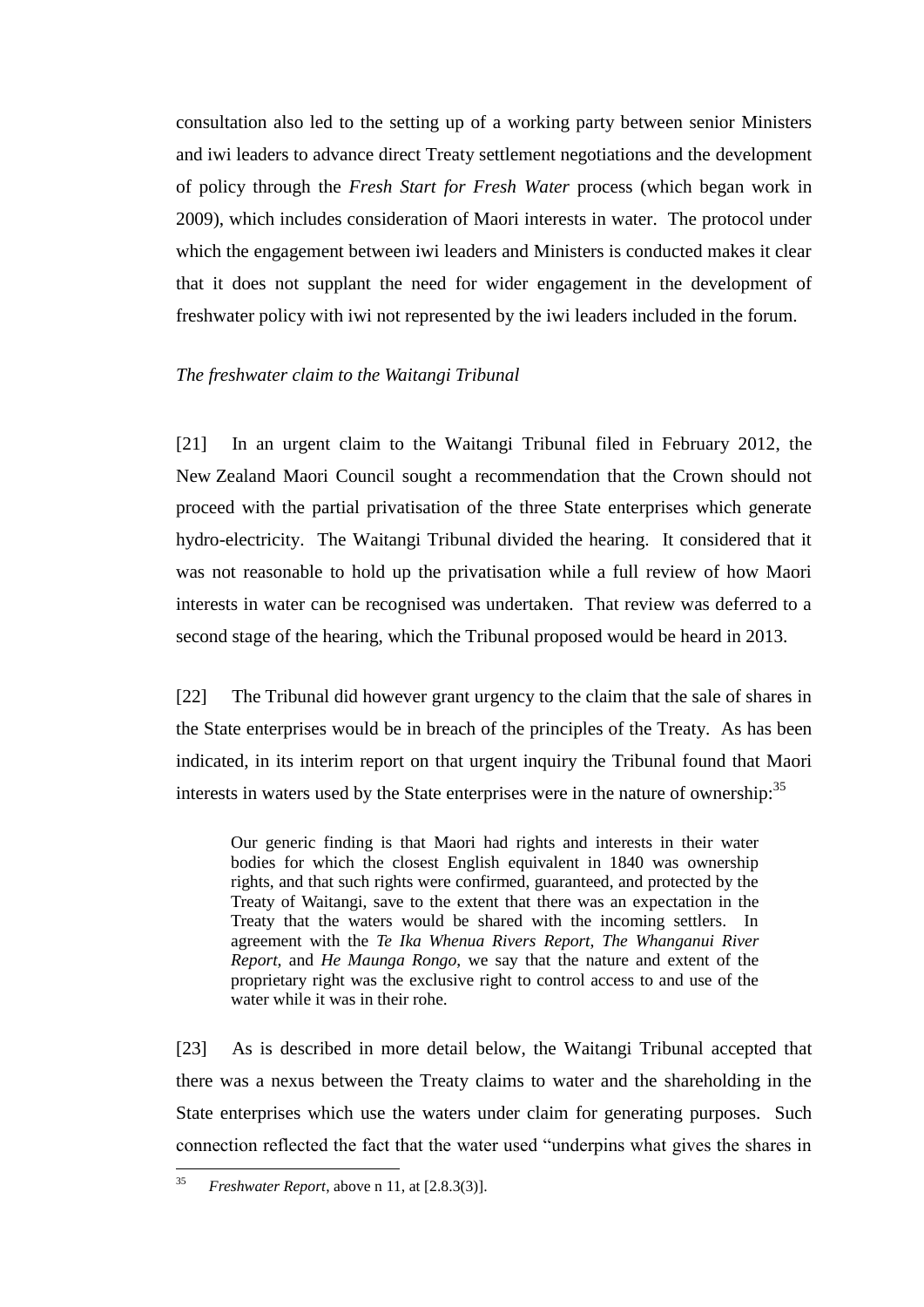consultation also led to the setting up of a working party between senior Ministers and iwi leaders to advance direct Treaty settlement negotiations and the development of policy through the *Fresh Start for Fresh Water* process (which began work in 2009), which includes consideration of Maori interests in water. The protocol under which the engagement between iwi leaders and Ministers is conducted makes it clear that it does not supplant the need for wider engagement in the development of freshwater policy with iwi not represented by the iwi leaders included in the forum.

*The freshwater claim to the Waitangi Tribunal*

[21] In an urgent claim to the Waitangi Tribunal filed in February 2012, the New Zealand Maori Council sought a recommendation that the Crown should not proceed with the partial privatisation of the three State enterprises which generate hydro-electricity. The Waitangi Tribunal divided the hearing. It considered that it was not reasonable to hold up the privatisation while a full review of how Maori interests in water can be recognised was undertaken. That review was deferred to a second stage of the hearing, which the Tribunal proposed would be heard in 2013.

[22] The Tribunal did however grant urgency to the claim that the sale of shares in the State enterprises would be in breach of the principles of the Treaty. As has been indicated, in its interim report on that urgent inquiry the Tribunal found that Maori interests in waters used by the State enterprises were in the nature of ownership:[35]

> Our generic finding is that Maori had rights and interests in their water bodies for which the closest English equivalent in 1840 was ownership rights, and that such rights were confirmed, guaranteed, and protected by the Treaty of Waitangi, save to the extent that there was an expectation in the Treaty that the waters would be shared with the incoming settlers. In agreement with the *Te Ika Whenua Rivers Report*, *The Whanganui River Report*, and *He Maunga Rongo*, we say that the nature and extent of the proprietary right was the exclusive right to control access to and use of the water while it was in their rohe.

[23] As is described in more detail below, the Waitangi Tribunal accepted that there was a nexus between the Treaty claims to water and the shareholding in the State enterprises which use the waters under claim for generating purposes. Such connection reflected the fact that the water used "underpins what gives the shares in

---

[35] *Freshwater Report*, above n 11, at [2.8.3(3)].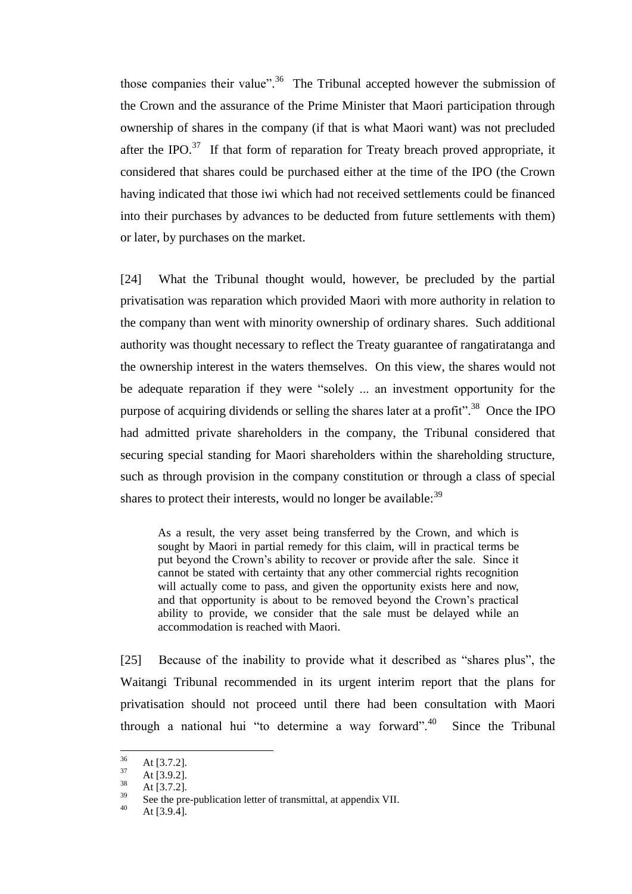those companies their value".[36] The Tribunal accepted however the submission of the Crown and the assurance of the Prime Minister that Maori participation through ownership of shares in the company (if that is what Maori want) was not precluded after the IPO.[37] If that form of reparation for Treaty breach proved appropriate, it considered that shares could be purchased either at the time of the IPO (the Crown having indicated that those iwi which had not received settlements could be financed into their purchases by advances to be deducted from future settlements with them) or later, by purchases on the market.

[24] What the Tribunal thought would, however, be precluded by the partial privatisation was reparation which provided Maori with more authority in relation to the company than went with minority ownership of ordinary shares. Such additional authority was thought necessary to reflect the Treaty guarantee of rangatiratanga and the ownership interest in the waters themselves. On this view, the shares would not be adequate reparation if they were "solely ... an investment opportunity for the purpose of acquiring dividends or selling the shares later at a profit".[38] Once the IPO had admitted private shareholders in the company, the Tribunal considered that securing special standing for Maori shareholders within the shareholding structure, such as through provision in the company constitution or through a class of special shares to protect their interests, would no longer be available:[39]

> As a result, the very asset being transferred by the Crown, and which is sought by Maori in partial remedy for this claim, will in practical terms be put beyond the Crown's ability to recover or provide after the sale. Since it cannot be stated with certainty that any other commercial rights recognition will actually come to pass, and given the opportunity exists here and now, and that opportunity is about to be removed beyond the Crown's practical ability to provide, we consider that the sale must be delayed while an accommodation is reached with Maori.

[25] Because of the inability to provide what it described as "shares plus", the Waitangi Tribunal recommended in its urgent interim report that the plans for privatisation should not proceed until there had been consultation with Maori through a national hui "to determine a way forward".[40] Since the Tribunal

---

[36] At [3.7.2].

[37] At [3.9.2].

[38] At [3.7.2].

[39] See the pre-publication letter of transmittal, at appendix VII.

[40] At [3.9.4].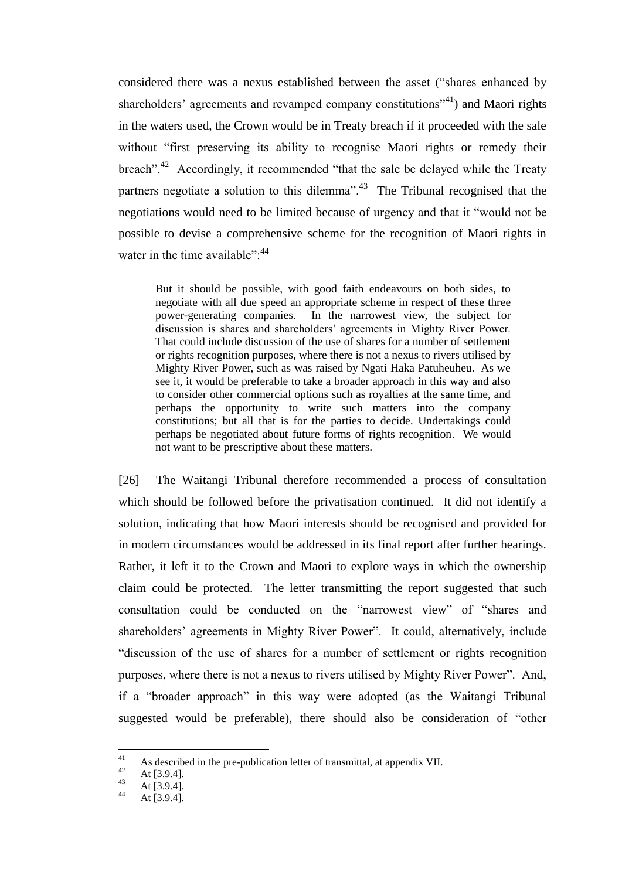considered there was a nexus established between the asset ("shares enhanced by shareholders' agreements and revamped company constitutions"[41]) and Maori rights in the waters used, the Crown would be in Treaty breach if it proceeded with the sale without "first preserving its ability to recognise Maori rights or remedy their breach".[42] Accordingly, it recommended "that the sale be delayed while the Treaty partners negotiate a solution to this dilemma".[43] The Tribunal recognised that the negotiations would need to be limited because of urgency and that it "would not be possible to devise a comprehensive scheme for the recognition of Maori rights in water in the time available":[44]

> But it should be possible, with good faith endeavours on both sides, to negotiate with all due speed an appropriate scheme in respect of these three power-generating companies. In the narrowest view, the subject for discussion is shares and shareholders' agreements in Mighty River Power. That could include discussion of the use of shares for a number of settlement or rights recognition purposes, where there is not a nexus to rivers utilised by Mighty River Power, such as was raised by Ngati Haka Patuheuheu. As we see it, it would be preferable to take a broader approach in this way and also to consider other commercial options such as royalties at the same time, and perhaps the opportunity to write such matters into the company constitutions; but all that is for the parties to decide. Undertakings could perhaps be negotiated about future forms of rights recognition. We would not want to be prescriptive about these matters.

[26] The Waitangi Tribunal therefore recommended a process of consultation which should be followed before the privatisation continued. It did not identify a solution, indicating that how Maori interests should be recognised and provided for in modern circumstances would be addressed in its final report after further hearings. Rather, it left it to the Crown and Maori to explore ways in which the ownership claim could be protected. The letter transmitting the report suggested that such consultation could be conducted on the "narrowest view" of "shares and shareholders' agreements in Mighty River Power". It could, alternatively, include "discussion of the use of shares for a number of settlement or rights recognition purposes, where there is not a nexus to rivers utilised by Mighty River Power". And, if a "broader approach" in this way were adopted (as the Waitangi Tribunal suggested would be preferable), there should also be consideration of "other

---

[41] As described in the pre-publication letter of transmittal, at appendix VII.

[42] At [3.9.4].

[43] At [3.9.4].

[44] At [3.9.4].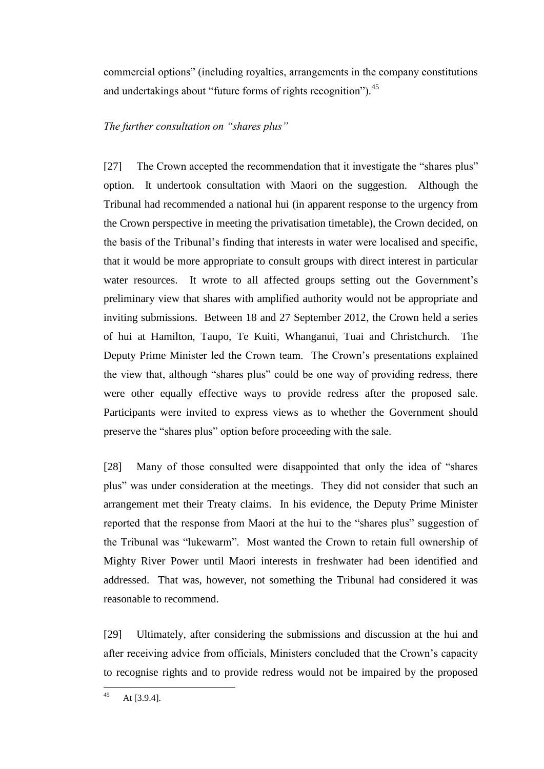commercial options" (including royalties, arrangements in the company constitutions and undertakings about "future forms of rights recognition").[45]

*The further consultation on "shares plus"*

[27] The Crown accepted the recommendation that it investigate the "shares plus" option. It undertook consultation with Maori on the suggestion. Although the Tribunal had recommended a national hui (in apparent response to the urgency from the Crown perspective in meeting the privatisation timetable), the Crown decided, on the basis of the Tribunal's finding that interests in water were localised and specific, that it would be more appropriate to consult groups with direct interest in particular water resources. It wrote to all affected groups setting out the Government's preliminary view that shares with amplified authority would not be appropriate and inviting submissions. Between 18 and 27 September 2012, the Crown held a series of hui at Hamilton, Taupo, Te Kuiti, Whanganui, Tuai and Christchurch. The Deputy Prime Minister led the Crown team. The Crown's presentations explained the view that, although "shares plus" could be one way of providing redress, there were other equally effective ways to provide redress after the proposed sale. Participants were invited to express views as to whether the Government should preserve the "shares plus" option before proceeding with the sale.

[28] Many of those consulted were disappointed that only the idea of "shares plus" was under consideration at the meetings. They did not consider that such an arrangement met their Treaty claims. In his evidence, the Deputy Prime Minister reported that the response from Maori at the hui to the "shares plus" suggestion of the Tribunal was "lukewarm". Most wanted the Crown to retain full ownership of Mighty River Power until Maori interests in freshwater had been identified and addressed. That was, however, not something the Tribunal had considered it was reasonable to recommend.

[29] Ultimately, after considering the submissions and discussion at the hui and after receiving advice from officials, Ministers concluded that the Crown's capacity to recognise rights and to provide redress would not be impaired by the proposed

---

[45] At [3.9.4].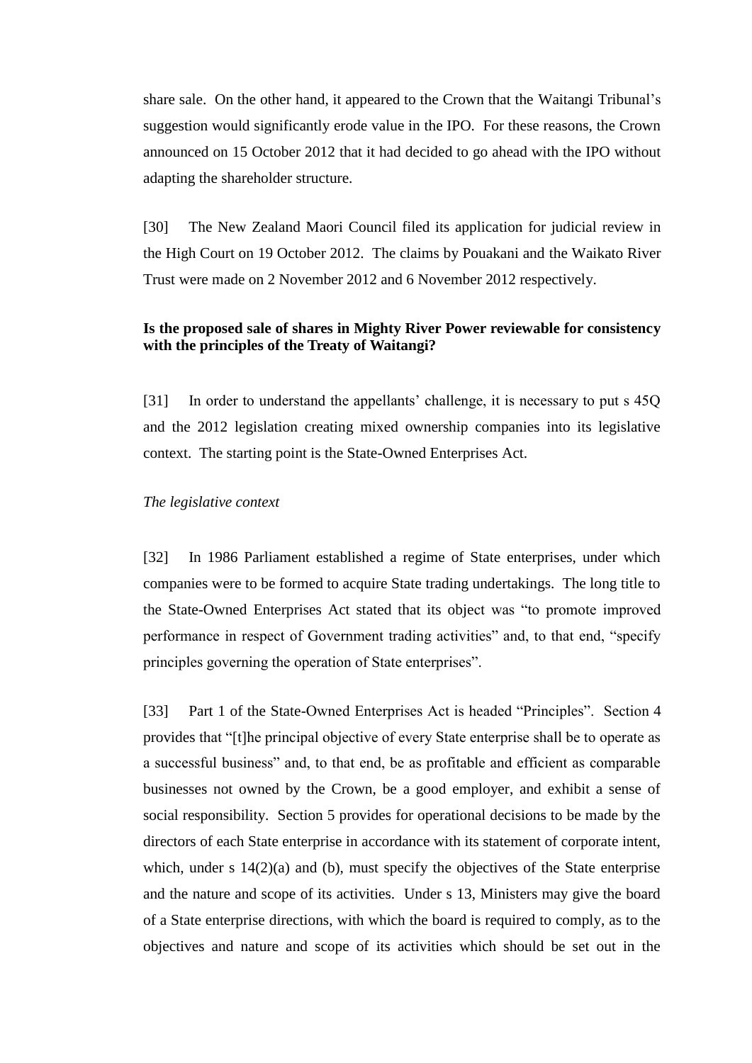share sale. On the other hand, it appeared to the Crown that the Waitangi Tribunal's suggestion would significantly erode value in the IPO. For these reasons, the Crown announced on 15 October 2012 that it had decided to go ahead with the IPO without adapting the shareholder structure.

[30] The New Zealand Maori Council filed its application for judicial review in the High Court on 19 October 2012. The claims by Pouakani and the Waikato River Trust were made on 2 November 2012 and 6 November 2012 respectively.

### Is the proposed sale of shares in Mighty River Power reviewable for consistency with the principles of the Treaty of Waitangi?

[31] In order to understand the appellants' challenge, it is necessary to put s 45Q and the 2012 legislation creating mixed ownership companies into its legislative context. The starting point is the State-Owned Enterprises Act.

*The legislative context*

[32] In 1986 Parliament established a regime of State enterprises, under which companies were to be formed to acquire State trading undertakings. The long title to the State-Owned Enterprises Act stated that its object was "to promote improved performance in respect of Government trading activities" and, to that end, "specify principles governing the operation of State enterprises".

[33] Part 1 of the State-Owned Enterprises Act is headed "Principles". Section 4 provides that "[t]he principal objective of every State enterprise shall be to operate as a successful business" and, to that end, be as profitable and efficient as comparable businesses not owned by the Crown, be a good employer, and exhibit a sense of social responsibility. Section 5 provides for operational decisions to be made by the directors of each State enterprise in accordance with its statement of corporate intent, which, under s 14(2)(a) and (b), must specify the objectives of the State enterprise and the nature and scope of its activities. Under s 13, Ministers may give the board of a State enterprise directions, with which the board is required to comply, as to the objectives and nature and scope of its activities which should be set out in the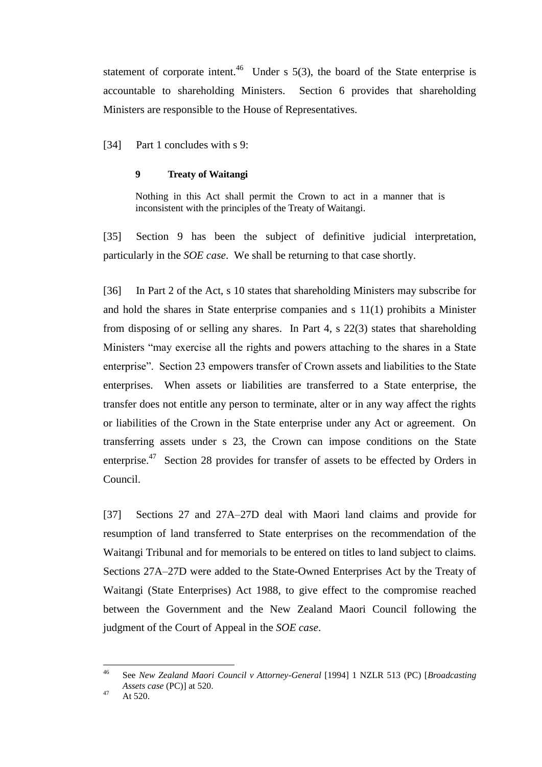statement of corporate intent.[46] Under s 5(3), the board of the State enterprise is accountable to shareholding Ministers. Section 6 provides that shareholding Ministers are responsible to the House of Representatives.

[34] Part 1 concludes with s 9:

> **9 Treaty of Waitangi**
>
> Nothing in this Act shall permit the Crown to act in a manner that is inconsistent with the principles of the Treaty of Waitangi.

[35] Section 9 has been the subject of definitive judicial interpretation, particularly in the *SOE case*. We shall be returning to that case shortly.

[36] In Part 2 of the Act, s 10 states that shareholding Ministers may subscribe for and hold the shares in State enterprise companies and s 11(1) prohibits a Minister from disposing of or selling any shares. In Part 4, s 22(3) states that shareholding Ministers "may exercise all the rights and powers attaching to the shares in a State enterprise". Section 23 empowers transfer of Crown assets and liabilities to the State enterprises. When assets or liabilities are transferred to a State enterprise, the transfer does not entitle any person to terminate, alter or in any way affect the rights or liabilities of the Crown in the State enterprise under any Act or agreement. On transferring assets under s 23, the Crown can impose conditions on the State enterprise.[47] Section 28 provides for transfer of assets to be effected by Orders in Council.

[37] Sections 27 and 27A–27D deal with Maori land claims and provide for resumption of land transferred to State enterprises on the recommendation of the Waitangi Tribunal and for memorials to be entered on titles to land subject to claims. Sections 27A–27D were added to the State-Owned Enterprises Act by the Treaty of Waitangi (State Enterprises) Act 1988, to give effect to the compromise reached between the Government and the New Zealand Maori Council following the judgment of the Court of Appeal in the *SOE case*.

---

[46] See *New Zealand Maori Council v Attorney-General* [1994] 1 NZLR 513 (PC) [*Broadcasting Assets case* (PC)] at 520.

[47] At 520.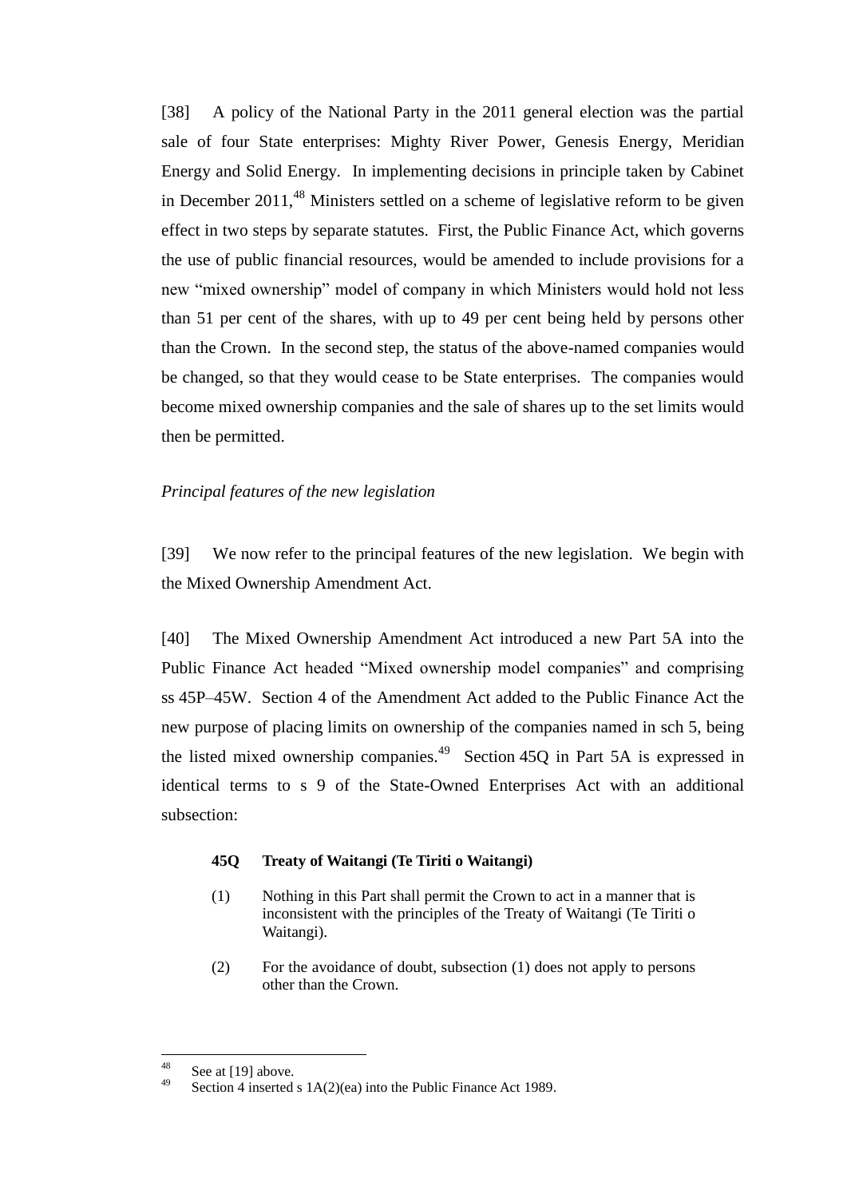[38] A policy of the National Party in the 2011 general election was the partial sale of four State enterprises: Mighty River Power, Genesis Energy, Meridian Energy and Solid Energy. In implementing decisions in principle taken by Cabinet in December 2011,[48] Ministers settled on a scheme of legislative reform to be given effect in two steps by separate statutes. First, the Public Finance Act, which governs the use of public financial resources, would be amended to include provisions for a new "mixed ownership" model of company in which Ministers would hold not less than 51 per cent of the shares, with up to 49 per cent being held by persons other than the Crown. In the second step, the status of the above-named companies would be changed, so that they would cease to be State enterprises. The companies would become mixed ownership companies and the sale of shares up to the set limits would then be permitted.

*Principal features of the new legislation*

[39] We now refer to the principal features of the new legislation. We begin with the Mixed Ownership Amendment Act.

[40] The Mixed Ownership Amendment Act introduced a new Part 5A into the Public Finance Act headed "Mixed ownership model companies" and comprising ss 45P–45W. Section 4 of the Amendment Act added to the Public Finance Act the new purpose of placing limits on ownership of the companies named in sch 5, being the listed mixed ownership companies.[49] Section 45Q in Part 5A is expressed in identical terms to s 9 of the State-Owned Enterprises Act with an additional subsection:

> **45Q Treaty of Waitangi (Te Tiriti o Waitangi)**
>
> (1) Nothing in this Part shall permit the Crown to act in a manner that is inconsistent with the principles of the Treaty of Waitangi (Te Tiriti o Waitangi).
>
> (2) For the avoidance of doubt, subsection (1) does not apply to persons other than the Crown.

---

[48] See at [19] above.

[49] Section 4 inserted s 1A(2)(ea) into the Public Finance Act 1989.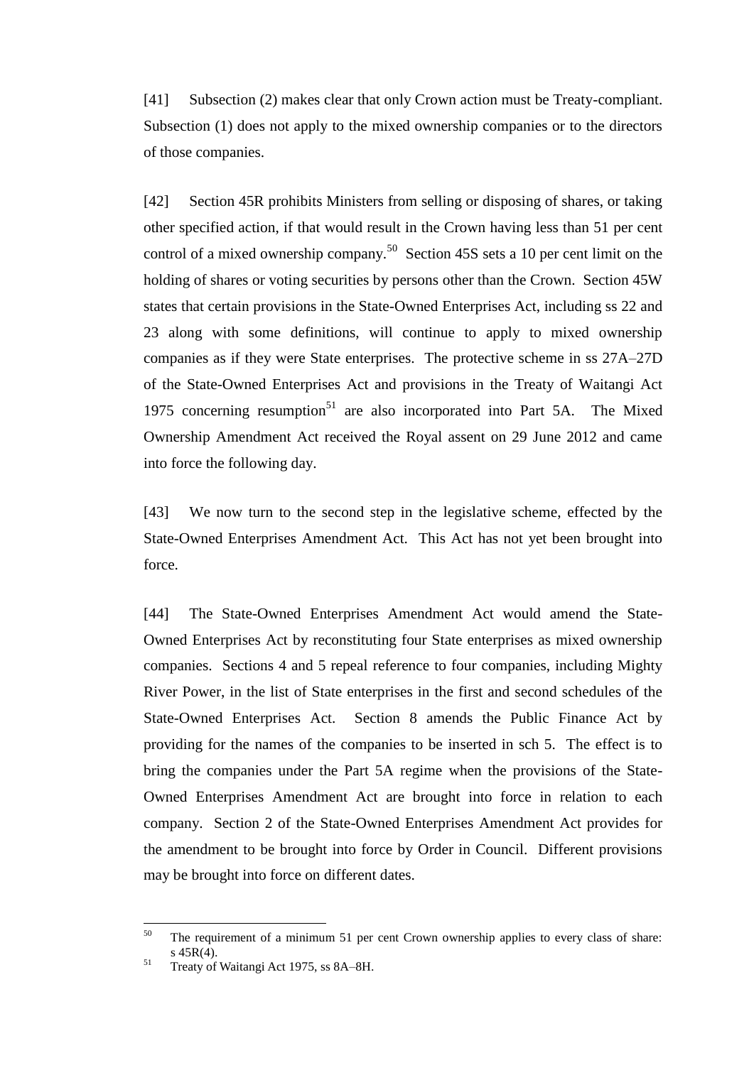[41] Subsection (2) makes clear that only Crown action must be Treaty-compliant. Subsection (1) does not apply to the mixed ownership companies or to the directors of those companies.

[42] Section 45R prohibits Ministers from selling or disposing of shares, or taking other specified action, if that would result in the Crown having less than 51 per cent control of a mixed ownership company.[50] Section 45S sets a 10 per cent limit on the holding of shares or voting securities by persons other than the Crown. Section 45W states that certain provisions in the State-Owned Enterprises Act, including ss 22 and 23 along with some definitions, will continue to apply to mixed ownership companies as if they were State enterprises. The protective scheme in ss 27A–27D of the State-Owned Enterprises Act and provisions in the Treaty of Waitangi Act 1975 concerning resumption[51] are also incorporated into Part 5A. The Mixed Ownership Amendment Act received the Royal assent on 29 June 2012 and came into force the following day.

[43] We now turn to the second step in the legislative scheme, effected by the State-Owned Enterprises Amendment Act. This Act has not yet been brought into force.

[44] The State-Owned Enterprises Amendment Act would amend the State-Owned Enterprises Act by reconstituting four State enterprises as mixed ownership companies. Sections 4 and 5 repeal reference to four companies, including Mighty River Power, in the list of State enterprises in the first and second schedules of the State-Owned Enterprises Act. Section 8 amends the Public Finance Act by providing for the names of the companies to be inserted in sch 5. The effect is to bring the companies under the Part 5A regime when the provisions of the State-Owned Enterprises Amendment Act are brought into force in relation to each company. Section 2 of the State-Owned Enterprises Amendment Act provides for the amendment to be brought into force by Order in Council. Different provisions may be brought into force on different dates.

---

[50] The requirement of a minimum 51 per cent Crown ownership applies to every class of share: s 45R(4).

[51] Treaty of Waitangi Act 1975, ss 8A–8H.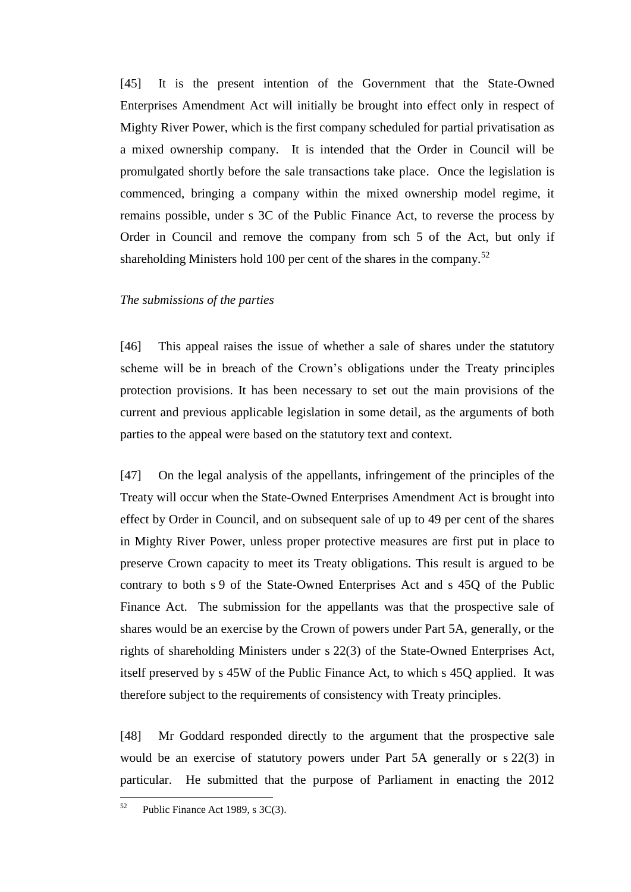[45] It is the present intention of the Government that the State-Owned Enterprises Amendment Act will initially be brought into effect only in respect of Mighty River Power, which is the first company scheduled for partial privatisation as a mixed ownership company. It is intended that the Order in Council will be promulgated shortly before the sale transactions take place. Once the legislation is commenced, bringing a company within the mixed ownership model regime, it remains possible, under s 3C of the Public Finance Act, to reverse the process by Order in Council and remove the company from sch 5 of the Act, but only if shareholding Ministers hold 100 per cent of the shares in the company.[52]

*The submissions of the parties*

[46] This appeal raises the issue of whether a sale of shares under the statutory scheme will be in breach of the Crown's obligations under the Treaty principles protection provisions. It has been necessary to set out the main provisions of the current and previous applicable legislation in some detail, as the arguments of both parties to the appeal were based on the statutory text and context.

[47] On the legal analysis of the appellants, infringement of the principles of the Treaty will occur when the State-Owned Enterprises Amendment Act is brought into effect by Order in Council, and on subsequent sale of up to 49 per cent of the shares in Mighty River Power, unless proper protective measures are first put in place to preserve Crown capacity to meet its Treaty obligations. This result is argued to be contrary to both s 9 of the State-Owned Enterprises Act and s 45Q of the Public Finance Act. The submission for the appellants was that the prospective sale of shares would be an exercise by the Crown of powers under Part 5A, generally, or the rights of shareholding Ministers under s 22(3) of the State-Owned Enterprises Act, itself preserved by s 45W of the Public Finance Act, to which s 45Q applied. It was therefore subject to the requirements of consistency with Treaty principles.

[48] Mr Goddard responded directly to the argument that the prospective sale would be an exercise of statutory powers under Part 5A generally or s 22(3) in particular. He submitted that the purpose of Parliament in enacting the 2012

[52] Public Finance Act 1989, s 3C(3).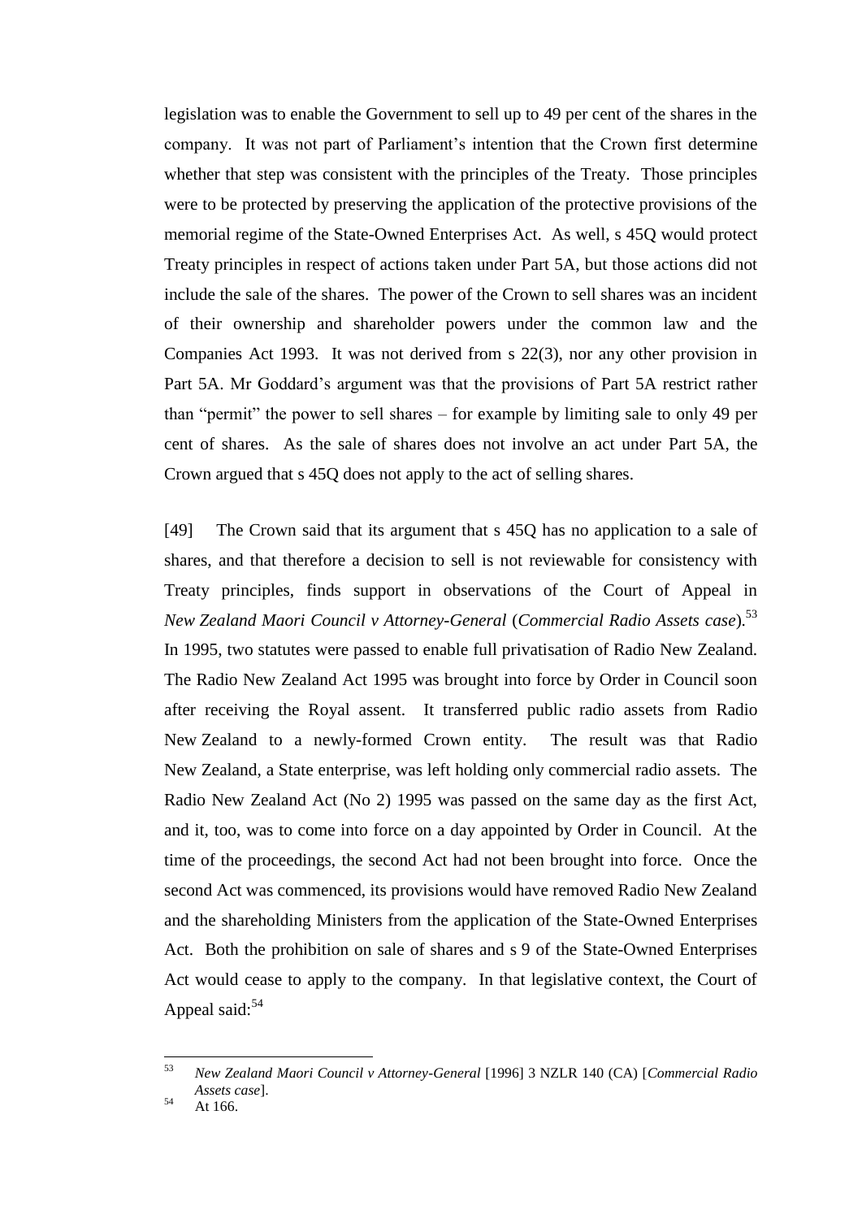legislation was to enable the Government to sell up to 49 per cent of the shares in the company. It was not part of Parliament's intention that the Crown first determine whether that step was consistent with the principles of the Treaty. Those principles were to be protected by preserving the application of the protective provisions of the memorial regime of the State-Owned Enterprises Act. As well, s 45Q would protect Treaty principles in respect of actions taken under Part 5A, but those actions did not include the sale of the shares. The power of the Crown to sell shares was an incident of their ownership and shareholder powers under the common law and the Companies Act 1993. It was not derived from s 22(3), nor any other provision in Part 5A. Mr Goddard's argument was that the provisions of Part 5A restrict rather than "permit" the power to sell shares – for example by limiting sale to only 49 per cent of shares. As the sale of shares does not involve an act under Part 5A, the Crown argued that s 45Q does not apply to the act of selling shares.

[49] The Crown said that its argument that s 45Q has no application to a sale of shares, and that therefore a decision to sell is not reviewable for consistency with Treaty principles, finds support in observations of the Court of Appeal in *New Zealand Maori Council v Attorney-General* (*Commercial Radio Assets case*).[53] In 1995, two statutes were passed to enable full privatisation of Radio New Zealand. The Radio New Zealand Act 1995 was brought into force by Order in Council soon after receiving the Royal assent. It transferred public radio assets from Radio New Zealand to a newly-formed Crown entity. The result was that Radio New Zealand, a State enterprise, was left holding only commercial radio assets. The Radio New Zealand Act (No 2) 1995 was passed on the same day as the first Act, and it, too, was to come into force on a day appointed by Order in Council. At the time of the proceedings, the second Act had not been brought into force. Once the second Act was commenced, its provisions would have removed Radio New Zealand and the shareholding Ministers from the application of the State-Owned Enterprises Act. Both the prohibition on sale of shares and s 9 of the State-Owned Enterprises Act would cease to apply to the company. In that legislative context, the Court of Appeal said:[54]

---

[53] *New Zealand Maori Council v Attorney-General* [1996] 3 NZLR 140 (CA) [*Commercial Radio Assets case*].

[54] At 166.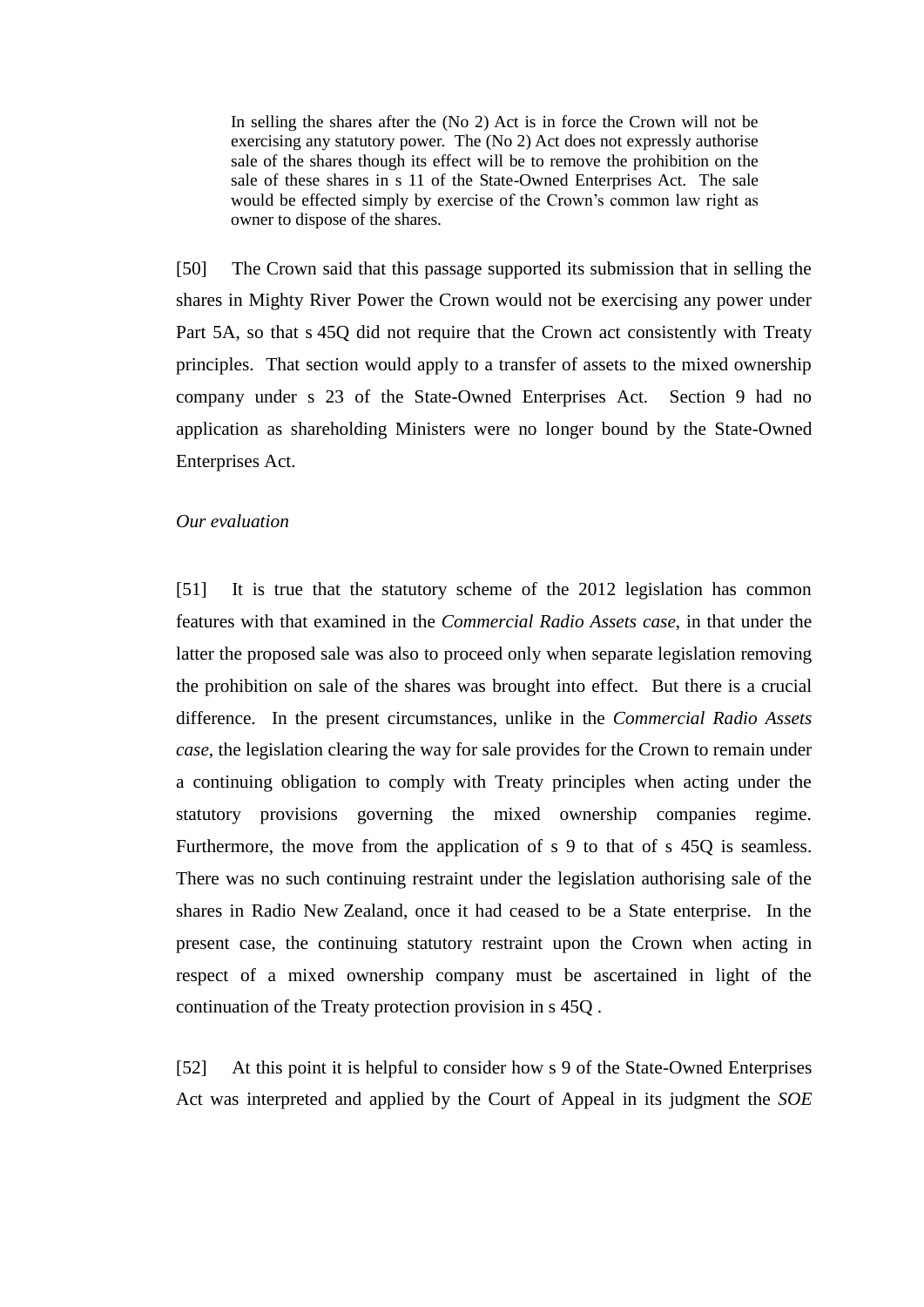> In selling the shares after the (No 2) Act is in force the Crown will not be exercising any statutory power. The (No 2) Act does not expressly authorise sale of the shares though its effect will be to remove the prohibition on the sale of these shares in s 11 of the State-Owned Enterprises Act. The sale would be effected simply by exercise of the Crown's common law right as owner to dispose of the shares.

[50] The Crown said that this passage supported its submission that in selling the shares in Mighty River Power the Crown would not be exercising any power under Part 5A, so that s 45Q did not require that the Crown act consistently with Treaty principles. That section would apply to a transfer of assets to the mixed ownership company under s 23 of the State-Owned Enterprises Act. Section 9 had no application as shareholding Ministers were no longer bound by the State-Owned Enterprises Act.

*Our evaluation*

[51] It is true that the statutory scheme of the 2012 legislation has common features with that examined in the *Commercial Radio Assets case*, in that under the latter the proposed sale was also to proceed only when separate legislation removing the prohibition on sale of the shares was brought into effect. But there is a crucial difference. In the present circumstances, unlike in the *Commercial Radio Assets case*, the legislation clearing the way for sale provides for the Crown to remain under a continuing obligation to comply with Treaty principles when acting under the statutory provisions governing the mixed ownership companies regime. Furthermore, the move from the application of s 9 to that of s 45Q is seamless. There was no such continuing restraint under the legislation authorising sale of the shares in Radio New Zealand, once it had ceased to be a State enterprise. In the present case, the continuing statutory restraint upon the Crown when acting in respect of a mixed ownership company must be ascertained in light of the continuation of the Treaty protection provision in s 45Q .

[52] At this point it is helpful to consider how s 9 of the State-Owned Enterprises Act was interpreted and applied by the Court of Appeal in its judgment the *SOE*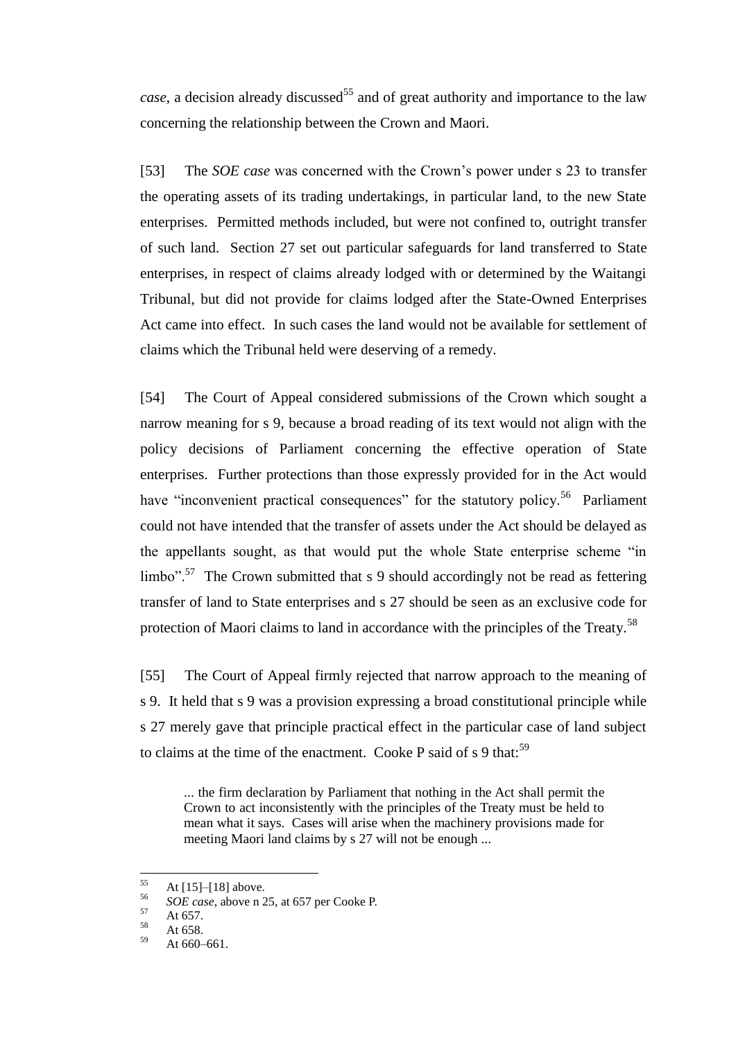*case*, a decision already discussed[55] and of great authority and importance to the law concerning the relationship between the Crown and Maori.

[53] The *SOE case* was concerned with the Crown's power under s 23 to transfer the operating assets of its trading undertakings, in particular land, to the new State enterprises. Permitted methods included, but were not confined to, outright transfer of such land. Section 27 set out particular safeguards for land transferred to State enterprises, in respect of claims already lodged with or determined by the Waitangi Tribunal, but did not provide for claims lodged after the State-Owned Enterprises Act came into effect. In such cases the land would not be available for settlement of claims which the Tribunal held were deserving of a remedy.

[54] The Court of Appeal considered submissions of the Crown which sought a narrow meaning for s 9, because a broad reading of its text would not align with the policy decisions of Parliament concerning the effective operation of State enterprises. Further protections than those expressly provided for in the Act would have "inconvenient practical consequences" for the statutory policy.[56] Parliament could not have intended that the transfer of assets under the Act should be delayed as the appellants sought, as that would put the whole State enterprise scheme "in limbo".[57] The Crown submitted that s 9 should accordingly not be read as fettering transfer of land to State enterprises and s 27 should be seen as an exclusive code for protection of Maori claims to land in accordance with the principles of the Treaty.[58]

[55] The Court of Appeal firmly rejected that narrow approach to the meaning of s 9. It held that s 9 was a provision expressing a broad constitutional principle while s 27 merely gave that principle practical effect in the particular case of land subject to claims at the time of the enactment. Cooke P said of s 9 that:[59]

> ... the firm declaration by Parliament that nothing in the Act shall permit the Crown to act inconsistently with the principles of the Treaty must be held to mean what it says. Cases will arise when the machinery provisions made for meeting Maori land claims by s 27 will not be enough ...

---

[55] At [15]–[18] above.

[56] *SOE case*, above n 25, at 657 per Cooke P.

[57] At 657.

[58] At 658.

[59] At 660–661.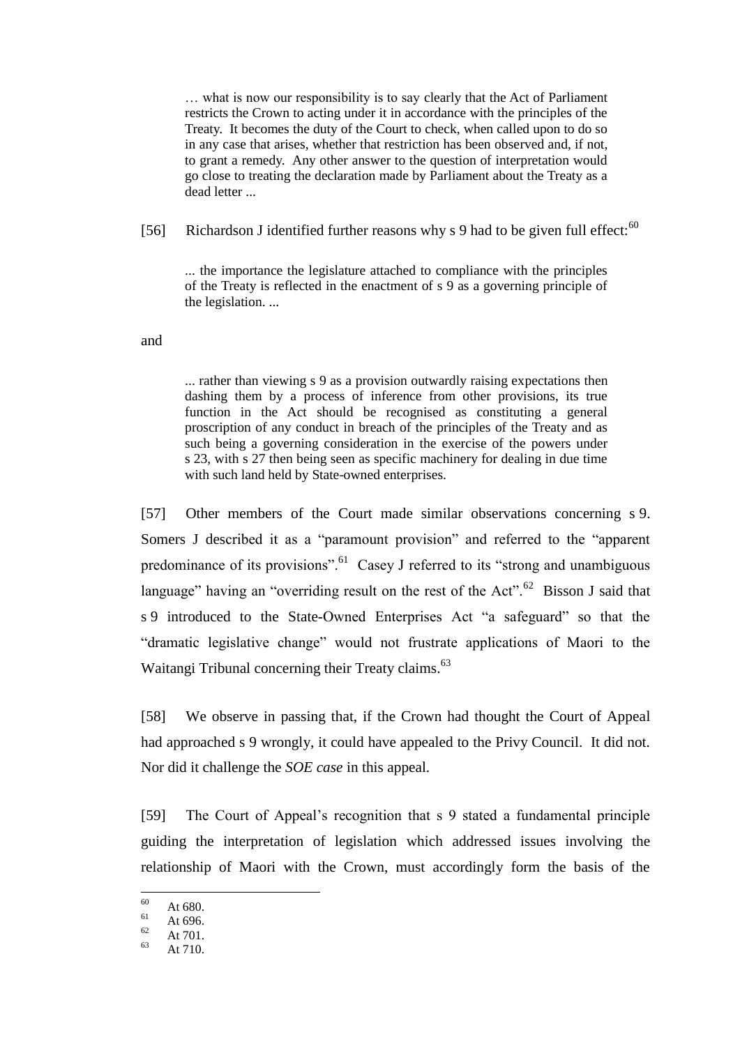> … what is now our responsibility is to say clearly that the Act of Parliament restricts the Crown to acting under it in accordance with the principles of the Treaty. It becomes the duty of the Court to check, when called upon to do so in any case that arises, whether that restriction has been observed and, if not, to grant a remedy. Any other answer to the question of interpretation would go close to treating the declaration made by Parliament about the Treaty as a dead letter ...

[56] Richardson J identified further reasons why s 9 had to be given full effect:[60]

> ... the importance the legislature attached to compliance with the principles of the Treaty is reflected in the enactment of s 9 as a governing principle of the legislation. ...

and

> ... rather than viewing s 9 as a provision outwardly raising expectations then dashing them by a process of inference from other provisions, its true function in the Act should be recognised as constituting a general proscription of any conduct in breach of the principles of the Treaty and as such being a governing consideration in the exercise of the powers under s 23, with s 27 then being seen as specific machinery for dealing in due time with such land held by State-owned enterprises.

[57] Other members of the Court made similar observations concerning s 9. Somers J described it as a "paramount provision" and referred to the "apparent predominance of its provisions".[61] Casey J referred to its "strong and unambiguous language" having an "overriding result on the rest of the Act".[62] Bisson J said that s 9 introduced to the State-Owned Enterprises Act "a safeguard" so that the "dramatic legislative change" would not frustrate applications of Maori to the Waitangi Tribunal concerning their Treaty claims.[63]

[58] We observe in passing that, if the Crown had thought the Court of Appeal had approached s 9 wrongly, it could have appealed to the Privy Council. It did not. Nor did it challenge the *SOE case* in this appeal.

[59] The Court of Appeal's recognition that s 9 stated a fundamental principle guiding the interpretation of legislation which addressed issues involving the relationship of Maori with the Crown, must accordingly form the basis of the

---

[60] At 680.
[61] At 696.
[62] At 701.
[63] At 710.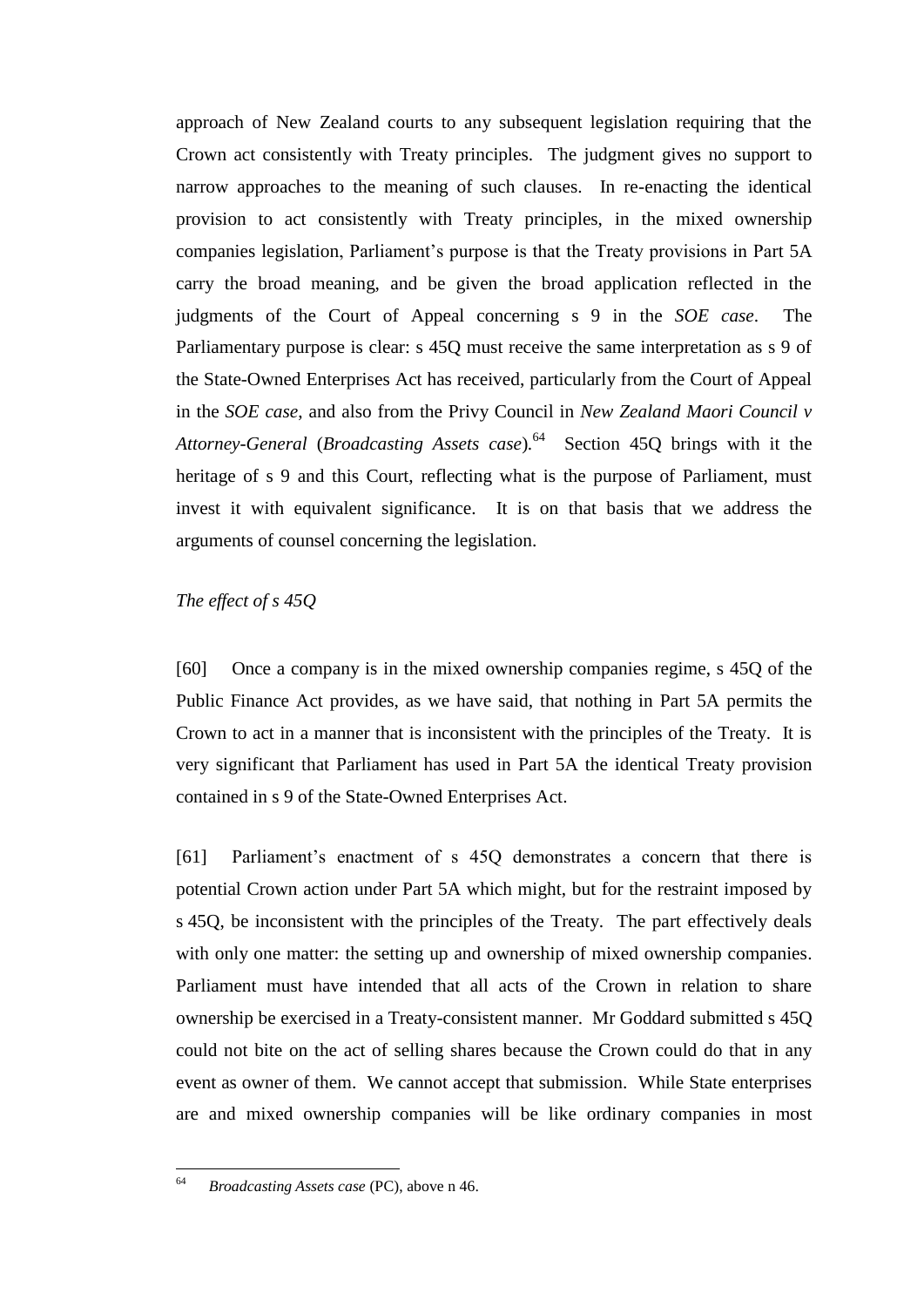approach of New Zealand courts to any subsequent legislation requiring that the Crown act consistently with Treaty principles. The judgment gives no support to narrow approaches to the meaning of such clauses. In re-enacting the identical provision to act consistently with Treaty principles, in the mixed ownership companies legislation, Parliament's purpose is that the Treaty provisions in Part 5A carry the broad meaning, and be given the broad application reflected in the judgments of the Court of Appeal concerning s 9 in the *SOE case*. The Parliamentary purpose is clear: s 45Q must receive the same interpretation as s 9 of the State-Owned Enterprises Act has received, particularly from the Court of Appeal in the *SOE case*, and also from the Privy Council in *New Zealand Maori Council v Attorney-General* (*Broadcasting Assets case*).[64] Section 45Q brings with it the heritage of s 9 and this Court, reflecting what is the purpose of Parliament, must invest it with equivalent significance. It is on that basis that we address the arguments of counsel concerning the legislation.

*The effect of s 45Q*

[60] Once a company is in the mixed ownership companies regime, s 45Q of the Public Finance Act provides, as we have said, that nothing in Part 5A permits the Crown to act in a manner that is inconsistent with the principles of the Treaty. It is very significant that Parliament has used in Part 5A the identical Treaty provision contained in s 9 of the State-Owned Enterprises Act.

[61] Parliament's enactment of s 45Q demonstrates a concern that there is potential Crown action under Part 5A which might, but for the restraint imposed by s 45Q, be inconsistent with the principles of the Treaty. The part effectively deals with only one matter: the setting up and ownership of mixed ownership companies. Parliament must have intended that all acts of the Crown in relation to share ownership be exercised in a Treaty-consistent manner. Mr Goddard submitted s 45Q could not bite on the act of selling shares because the Crown could do that in any event as owner of them. We cannot accept that submission. While State enterprises are and mixed ownership companies will be like ordinary companies in most

---

[64] *Broadcasting Assets case* (PC), above n 46.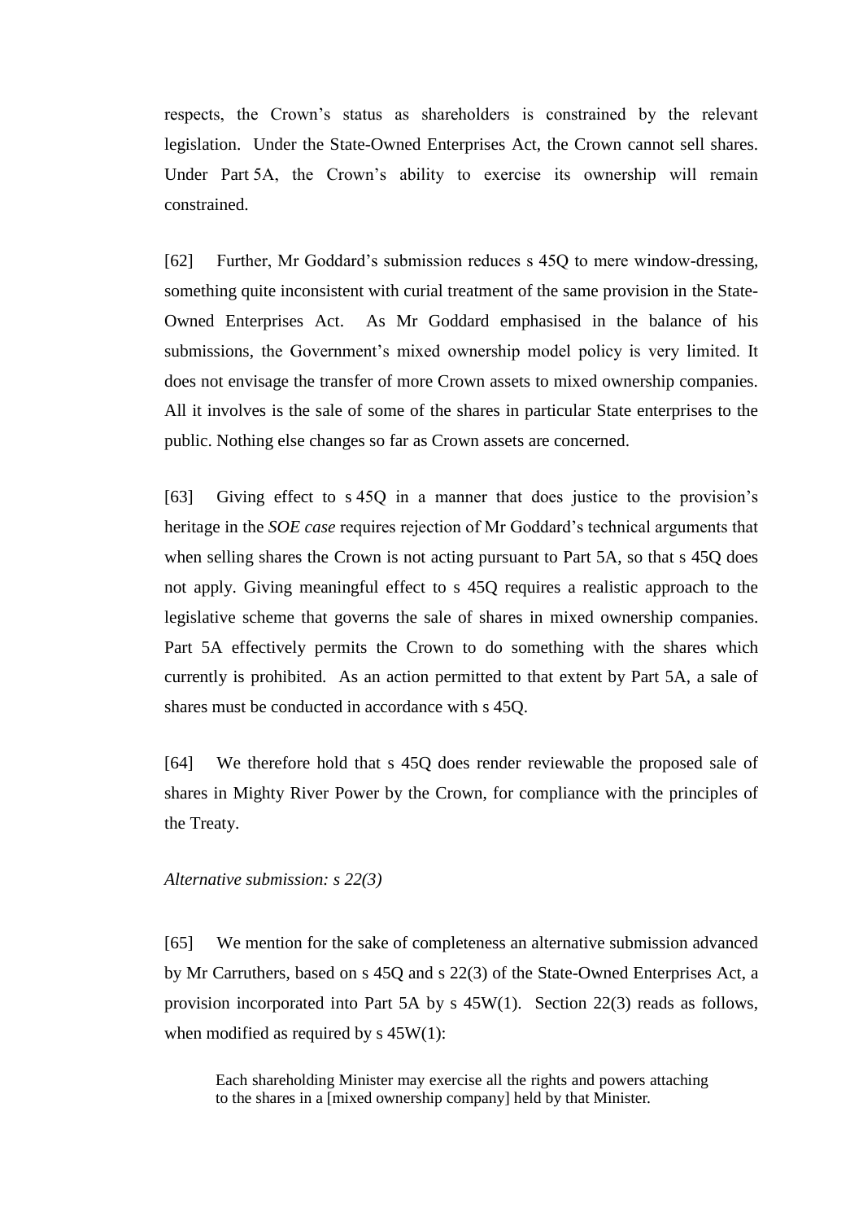respects, the Crown's status as shareholders is constrained by the relevant legislation. Under the State-Owned Enterprises Act, the Crown cannot sell shares. Under Part 5A, the Crown's ability to exercise its ownership will remain constrained.

[62] Further, Mr Goddard's submission reduces s 45Q to mere window-dressing, something quite inconsistent with curial treatment of the same provision in the State-Owned Enterprises Act. As Mr Goddard emphasised in the balance of his submissions, the Government's mixed ownership model policy is very limited. It does not envisage the transfer of more Crown assets to mixed ownership companies. All it involves is the sale of some of the shares in particular State enterprises to the public. Nothing else changes so far as Crown assets are concerned.

[63] Giving effect to s 45Q in a manner that does justice to the provision's heritage in the *SOE case* requires rejection of Mr Goddard's technical arguments that when selling shares the Crown is not acting pursuant to Part 5A, so that s 45Q does not apply. Giving meaningful effect to s 45Q requires a realistic approach to the legislative scheme that governs the sale of shares in mixed ownership companies. Part 5A effectively permits the Crown to do something with the shares which currently is prohibited. As an action permitted to that extent by Part 5A, a sale of shares must be conducted in accordance with s 45Q.

[64] We therefore hold that s 45Q does render reviewable the proposed sale of shares in Mighty River Power by the Crown, for compliance with the principles of the Treaty.

*Alternative submission: s 22(3)*

[65] We mention for the sake of completeness an alternative submission advanced by Mr Carruthers, based on s 45Q and s 22(3) of the State-Owned Enterprises Act, a provision incorporated into Part 5A by s 45W(1). Section 22(3) reads as follows, when modified as required by s 45W(1):

> Each shareholding Minister may exercise all the rights and powers attaching to the shares in a [mixed ownership company] held by that Minister.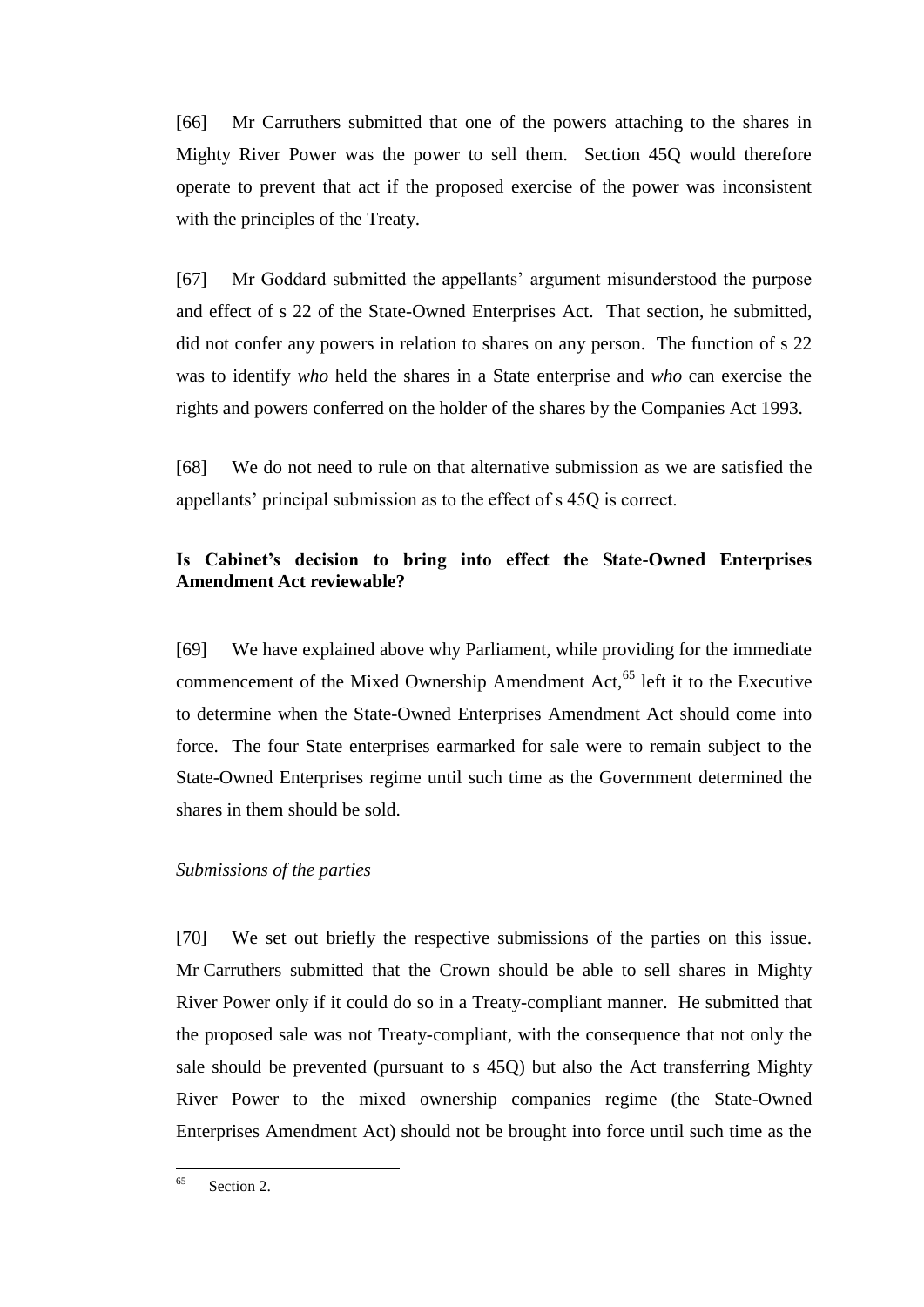[66] Mr Carruthers submitted that one of the powers attaching to the shares in Mighty River Power was the power to sell them. Section 45Q would therefore operate to prevent that act if the proposed exercise of the power was inconsistent with the principles of the Treaty.

[67] Mr Goddard submitted the appellants' argument misunderstood the purpose and effect of s 22 of the State-Owned Enterprises Act. That section, he submitted, did not confer any powers in relation to shares on any person. The function of s 22 was to identify *who* held the shares in a State enterprise and *who* can exercise the rights and powers conferred on the holder of the shares by the Companies Act 1993.

[68] We do not need to rule on that alternative submission as we are satisfied the appellants' principal submission as to the effect of s 45Q is correct.

### Is Cabinet's decision to bring into effect the State-Owned Enterprises Amendment Act reviewable?

[69] We have explained above why Parliament, while providing for the immediate commencement of the Mixed Ownership Amendment Act,[65] left it to the Executive to determine when the State-Owned Enterprises Amendment Act should come into force. The four State enterprises earmarked for sale were to remain subject to the State-Owned Enterprises regime until such time as the Government determined the shares in them should be sold.

*Submissions of the parties*

[70] We set out briefly the respective submissions of the parties on this issue. Mr Carruthers submitted that the Crown should be able to sell shares in Mighty River Power only if it could do so in a Treaty-compliant manner. He submitted that the proposed sale was not Treaty-compliant, with the consequence that not only the sale should be prevented (pursuant to s 45Q) but also the Act transferring Mighty River Power to the mixed ownership companies regime (the State-Owned Enterprises Amendment Act) should not be brought into force until such time as the

[65] Section 2.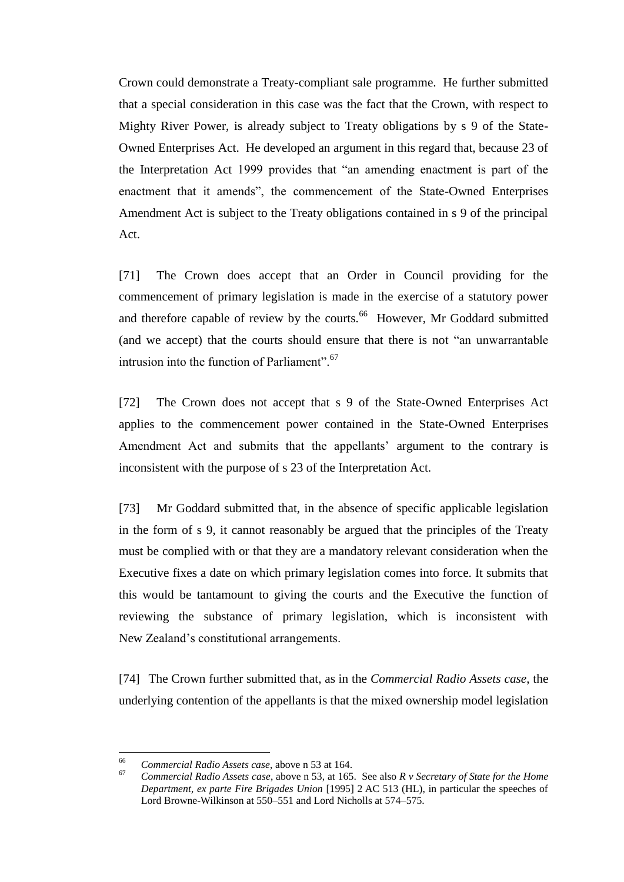Crown could demonstrate a Treaty-compliant sale programme. He further submitted that a special consideration in this case was the fact that the Crown, with respect to Mighty River Power, is already subject to Treaty obligations by s 9 of the State-Owned Enterprises Act. He developed an argument in this regard that, because 23 of the Interpretation Act 1999 provides that "an amending enactment is part of the enactment that it amends", the commencement of the State-Owned Enterprises Amendment Act is subject to the Treaty obligations contained in s 9 of the principal Act.

[71] The Crown does accept that an Order in Council providing for the commencement of primary legislation is made in the exercise of a statutory power and therefore capable of review by the courts.[66] However, Mr Goddard submitted (and we accept) that the courts should ensure that there is not "an unwarrantable intrusion into the function of Parliament".[67]

[72] The Crown does not accept that s 9 of the State-Owned Enterprises Act applies to the commencement power contained in the State-Owned Enterprises Amendment Act and submits that the appellants' argument to the contrary is inconsistent with the purpose of s 23 of the Interpretation Act.

[73] Mr Goddard submitted that, in the absence of specific applicable legislation in the form of s 9, it cannot reasonably be argued that the principles of the Treaty must be complied with or that they are a mandatory relevant consideration when the Executive fixes a date on which primary legislation comes into force. It submits that this would be tantamount to giving the courts and the Executive the function of reviewing the substance of primary legislation, which is inconsistent with New Zealand's constitutional arrangements.

[74] The Crown further submitted that, as in the *Commercial Radio Assets case*, the underlying contention of the appellants is that the mixed ownership model legislation

---

[66] *Commercial Radio Assets case*, above n 53 at 164.

[67] *Commercial Radio Assets case*, above n 53, at 165. See also *R v Secretary of State for the Home Department, ex parte Fire Brigades Union* [1995] 2 AC 513 (HL), in particular the speeches of Lord Browne-Wilkinson at 550–551 and Lord Nicholls at 574–575.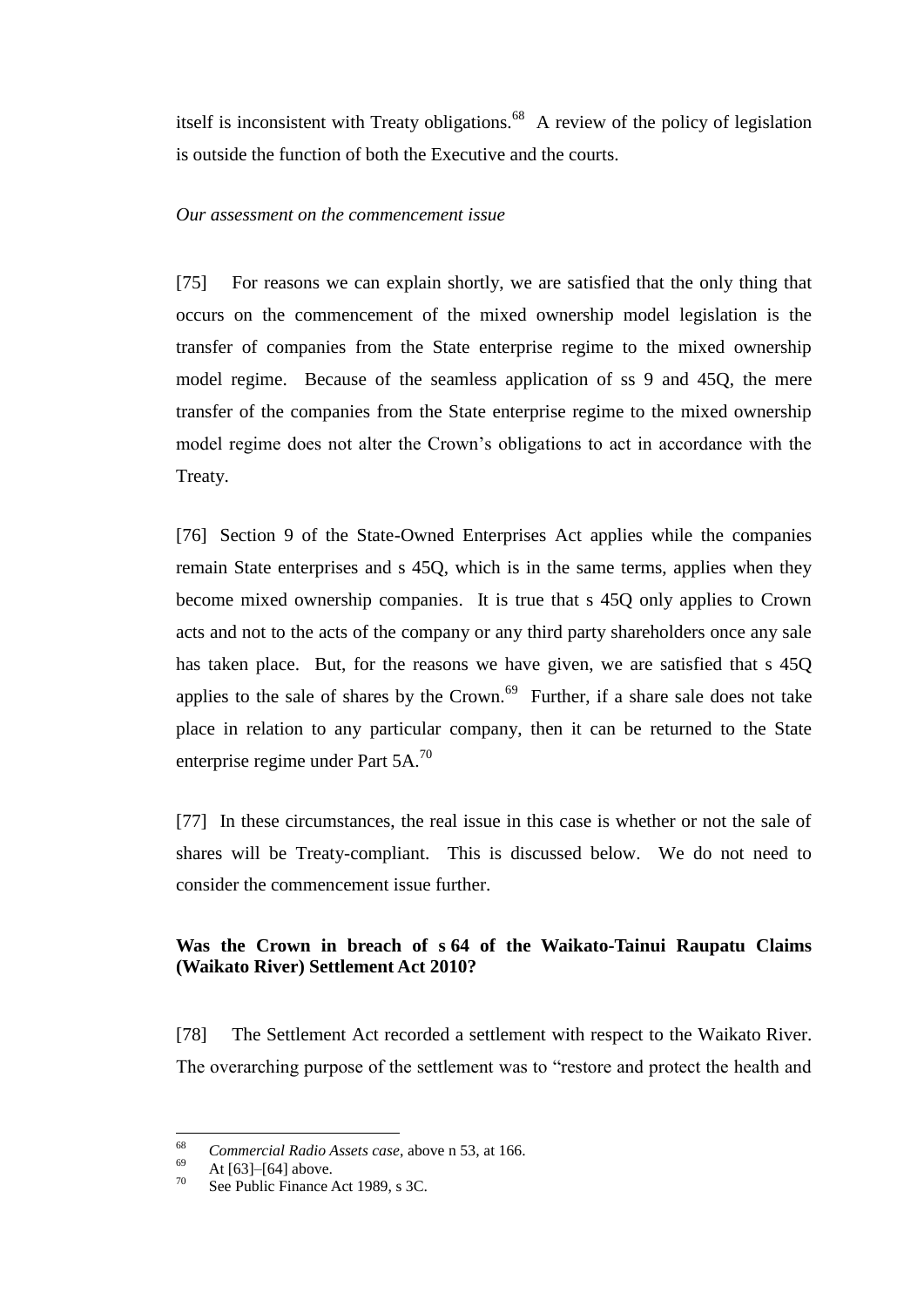itself is inconsistent with Treaty obligations.[68] A review of the policy of legislation is outside the function of both the Executive and the courts.

*Our assessment on the commencement issue*

[75] For reasons we can explain shortly, we are satisfied that the only thing that occurs on the commencement of the mixed ownership model legislation is the transfer of companies from the State enterprise regime to the mixed ownership model regime. Because of the seamless application of ss 9 and 45Q, the mere transfer of the companies from the State enterprise regime to the mixed ownership model regime does not alter the Crown's obligations to act in accordance with the Treaty.

[76] Section 9 of the State-Owned Enterprises Act applies while the companies remain State enterprises and s 45Q, which is in the same terms, applies when they become mixed ownership companies. It is true that s 45Q only applies to Crown acts and not to the acts of the company or any third party shareholders once any sale has taken place. But, for the reasons we have given, we are satisfied that s 45Q applies to the sale of shares by the Crown.[69] Further, if a share sale does not take place in relation to any particular company, then it can be returned to the State enterprise regime under Part 5A.[70]

[77] In these circumstances, the real issue in this case is whether or not the sale of shares will be Treaty-compliant. This is discussed below. We do not need to consider the commencement issue further.

### Was the Crown in breach of s 64 of the Waikato-Tainui Raupatu Claims (Waikato River) Settlement Act 2010?

[78] The Settlement Act recorded a settlement with respect to the Waikato River. The overarching purpose of the settlement was to "restore and protect the health and

---

[68] *Commercial Radio Assets case*, above n 53, at 166.

[69] At [63]–[64] above.

[70] See Public Finance Act 1989, s 3C.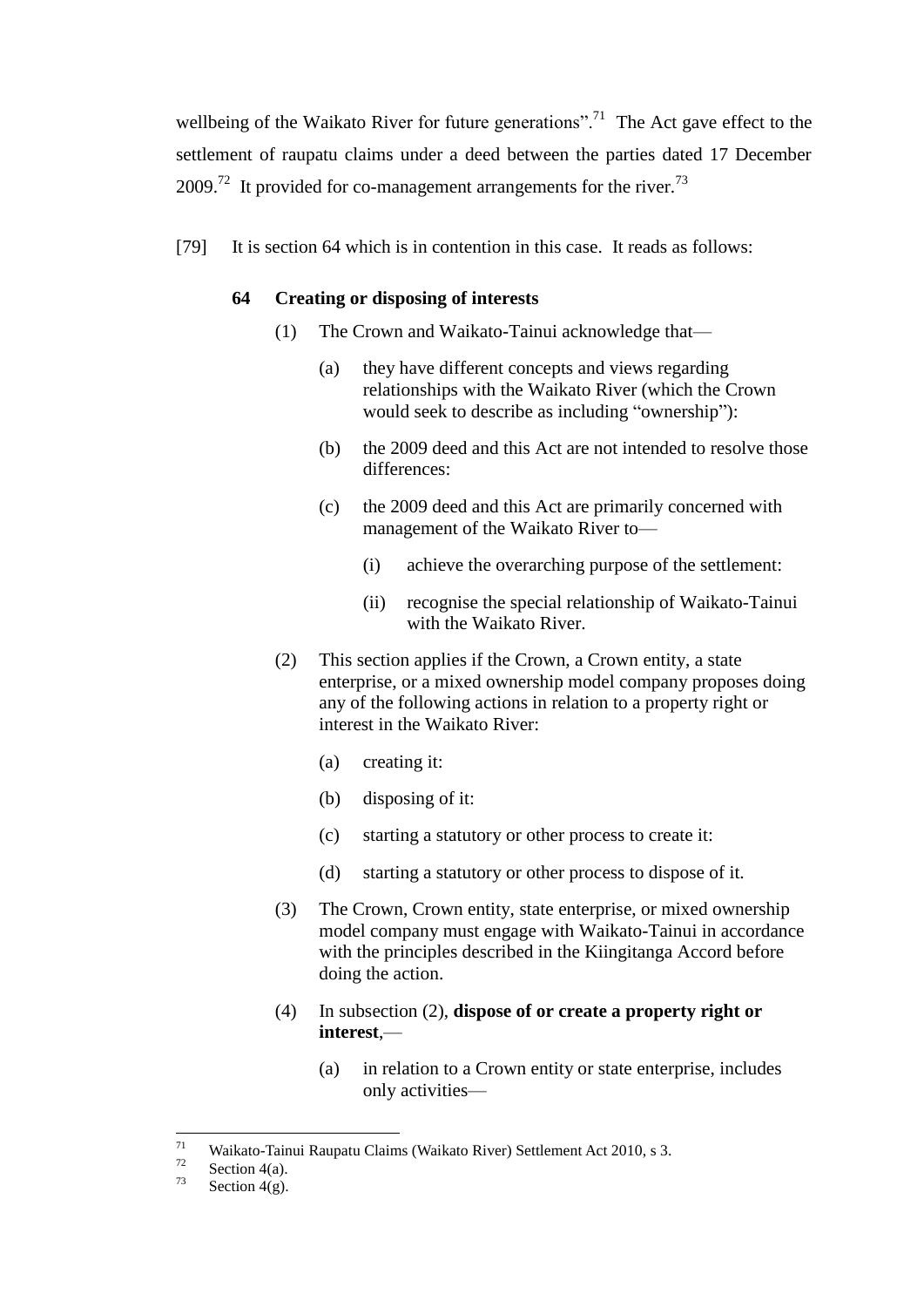wellbeing of the Waikato River for future generations".[71] The Act gave effect to the settlement of raupatu claims under a deed between the parties dated 17 December 2009.[72] It provided for co-management arrangements for the river.[73]

[79] It is section 64 which is in contention in this case. It reads as follows:

> **64 Creating or disposing of interests**
>
> (1) The Crown and Waikato-Tainui acknowledge that—
>
> (a) they have different concepts and views regarding relationships with the Waikato River (which the Crown would seek to describe as including "ownership"):
>
> (b) the 2009 deed and this Act are not intended to resolve those differences:
>
> (c) the 2009 deed and this Act are primarily concerned with management of the Waikato River to—
>
> (i) achieve the overarching purpose of the settlement:
>
> (ii) recognise the special relationship of Waikato-Tainui with the Waikato River.
>
> (2) This section applies if the Crown, a Crown entity, a state enterprise, or a mixed ownership model company proposes doing any of the following actions in relation to a property right or interest in the Waikato River:
>
> (a) creating it:
>
> (b) disposing of it:
>
> (c) starting a statutory or other process to create it:
>
> (d) starting a statutory or other process to dispose of it.
>
> (3) The Crown, Crown entity, state enterprise, or mixed ownership model company must engage with Waikato-Tainui in accordance with the principles described in the Kiingitanga Accord before doing the action.
>
> (4) In subsection (2), **dispose of or create a property right or interest**,—
>
> (a) in relation to a Crown entity or state enterprise, includes only activities—

---

[71] Waikato-Tainui Raupatu Claims (Waikato River) Settlement Act 2010, s 3.

[72] Section 4(a).

[73] Section 4(g).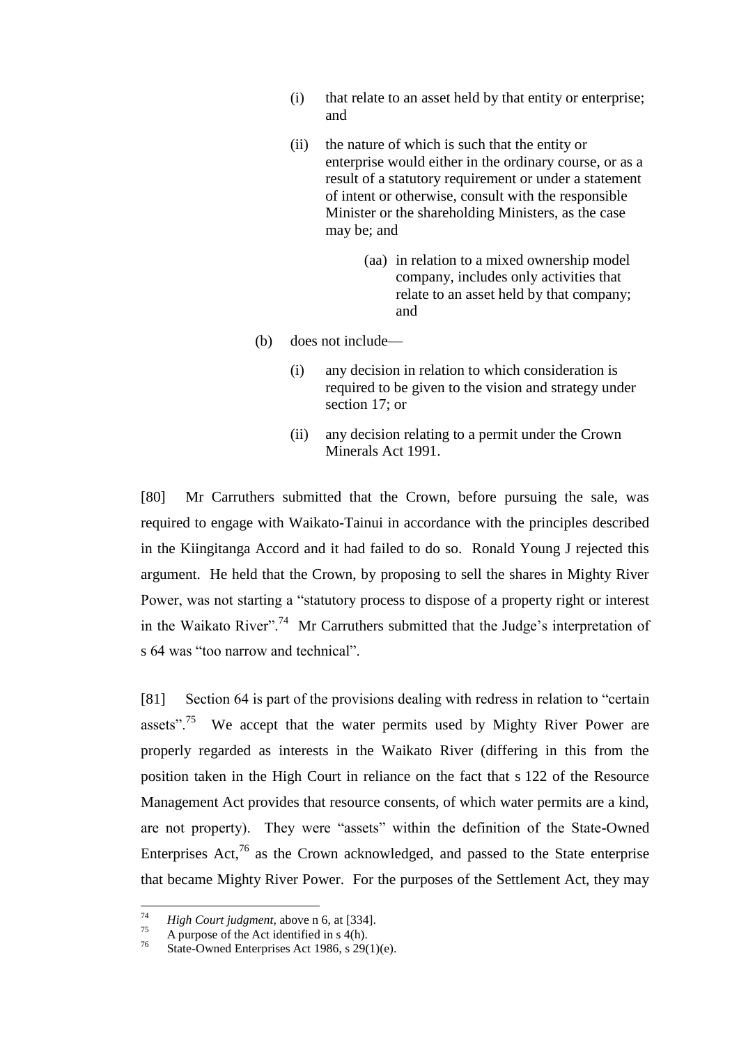(i) that relate to an asset held by that entity or enterprise; and

(ii) the nature of which is such that the entity or enterprise would either in the ordinary course, or as a result of a statutory requirement or under a statement of intent or otherwise, consult with the responsible Minister or the shareholding Ministers, as the case may be; and

(aa) in relation to a mixed ownership model company, includes only activities that relate to an asset held by that company; and

(b) does not include—

(i) any decision in relation to which consideration is required to be given to the vision and strategy under section 17; or

(ii) any decision relating to a permit under the Crown Minerals Act 1991.

[80] Mr Carruthers submitted that the Crown, before pursuing the sale, was required to engage with Waikato-Tainui in accordance with the principles described in the Kiingitanga Accord and it had failed to do so. Ronald Young J rejected this argument. He held that the Crown, by proposing to sell the shares in Mighty River Power, was not starting a "statutory process to dispose of a property right or interest in the Waikato River".[74] Mr Carruthers submitted that the Judge's interpretation of s 64 was "too narrow and technical".

[81] Section 64 is part of the provisions dealing with redress in relation to "certain assets".[75] We accept that the water permits used by Mighty River Power are properly regarded as interests in the Waikato River (differing in this from the position taken in the High Court in reliance on the fact that s 122 of the Resource Management Act provides that resource consents, of which water permits are a kind, are not property). They were "assets" within the definition of the State-Owned Enterprises Act,[76] as the Crown acknowledged, and passed to the State enterprise that became Mighty River Power. For the purposes of the Settlement Act, they may

---

[74] *High Court judgment*, above n 6, at [334].

[75] A purpose of the Act identified in s 4(h).

[76] State-Owned Enterprises Act 1986, s 29(1)(e).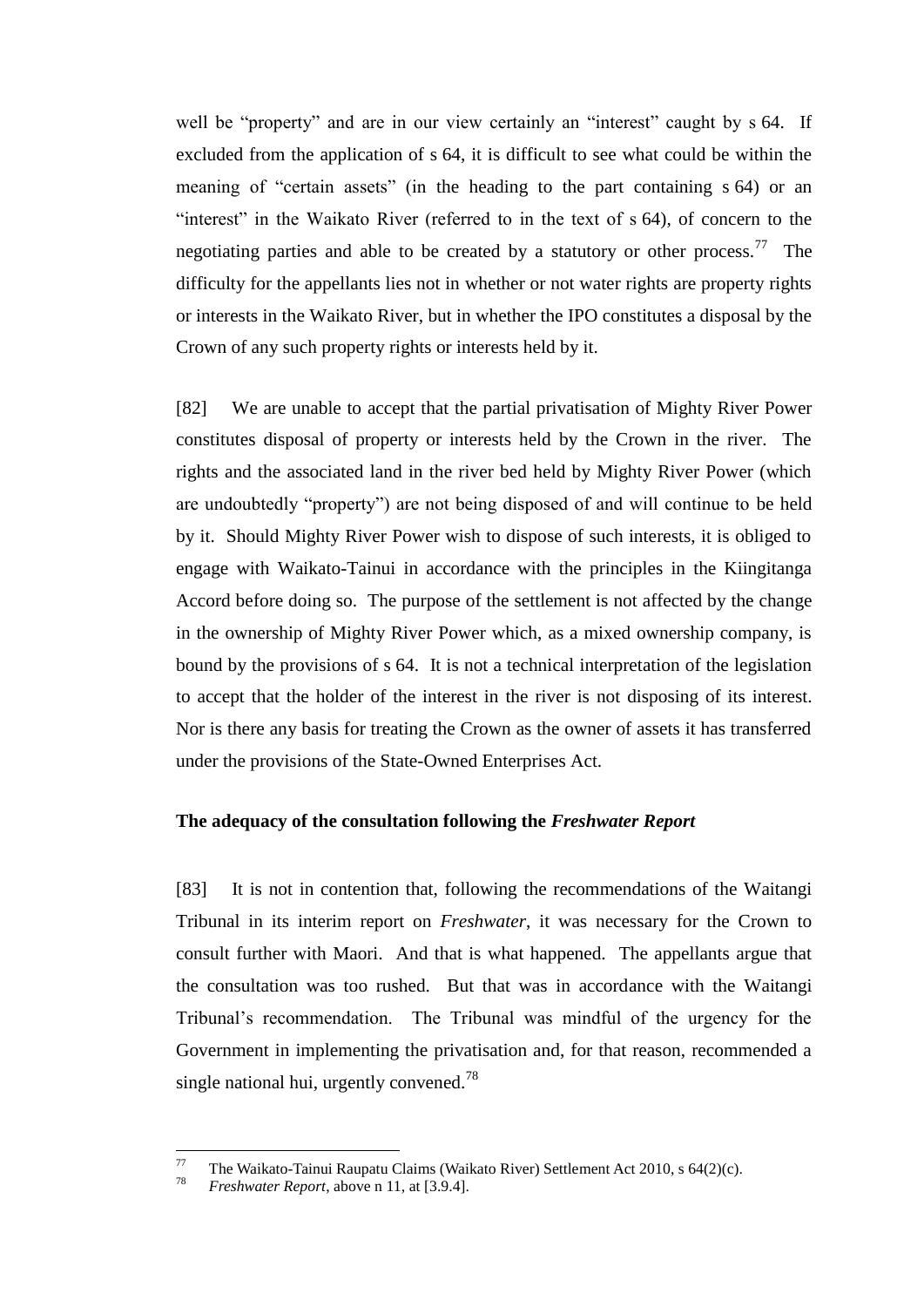well be "property" and are in our view certainly an "interest" caught by s 64. If excluded from the application of s 64, it is difficult to see what could be within the meaning of "certain assets" (in the heading to the part containing s 64) or an "interest" in the Waikato River (referred to in the text of s 64), of concern to the negotiating parties and able to be created by a statutory or other process.[77] The difficulty for the appellants lies not in whether or not water rights are property rights or interests in the Waikato River, but in whether the IPO constitutes a disposal by the Crown of any such property rights or interests held by it.

[82] We are unable to accept that the partial privatisation of Mighty River Power constitutes disposal of property or interests held by the Crown in the river. The rights and the associated land in the river bed held by Mighty River Power (which are undoubtedly "property") are not being disposed of and will continue to be held by it. Should Mighty River Power wish to dispose of such interests, it is obliged to engage with Waikato-Tainui in accordance with the principles in the Kiingitanga Accord before doing so. The purpose of the settlement is not affected by the change in the ownership of Mighty River Power which, as a mixed ownership company, is bound by the provisions of s 64. It is not a technical interpretation of the legislation to accept that the holder of the interest in the river is not disposing of its interest. Nor is there any basis for treating the Crown as the owner of assets it has transferred under the provisions of the State-Owned Enterprises Act.

### The adequacy of the consultation following the *Freshwater Report*

[83] It is not in contention that, following the recommendations of the Waitangi Tribunal in its interim report on *Freshwater*, it was necessary for the Crown to consult further with Maori. And that is what happened. The appellants argue that the consultation was too rushed. But that was in accordance with the Waitangi Tribunal's recommendation. The Tribunal was mindful of the urgency for the Government in implementing the privatisation and, for that reason, recommended a single national hui, urgently convened.[78]

---

[77] The Waikato-Tainui Raupatu Claims (Waikato River) Settlement Act 2010, s 64(2)(c).

[78] *Freshwater Report*, above n 11, at [3.9.4].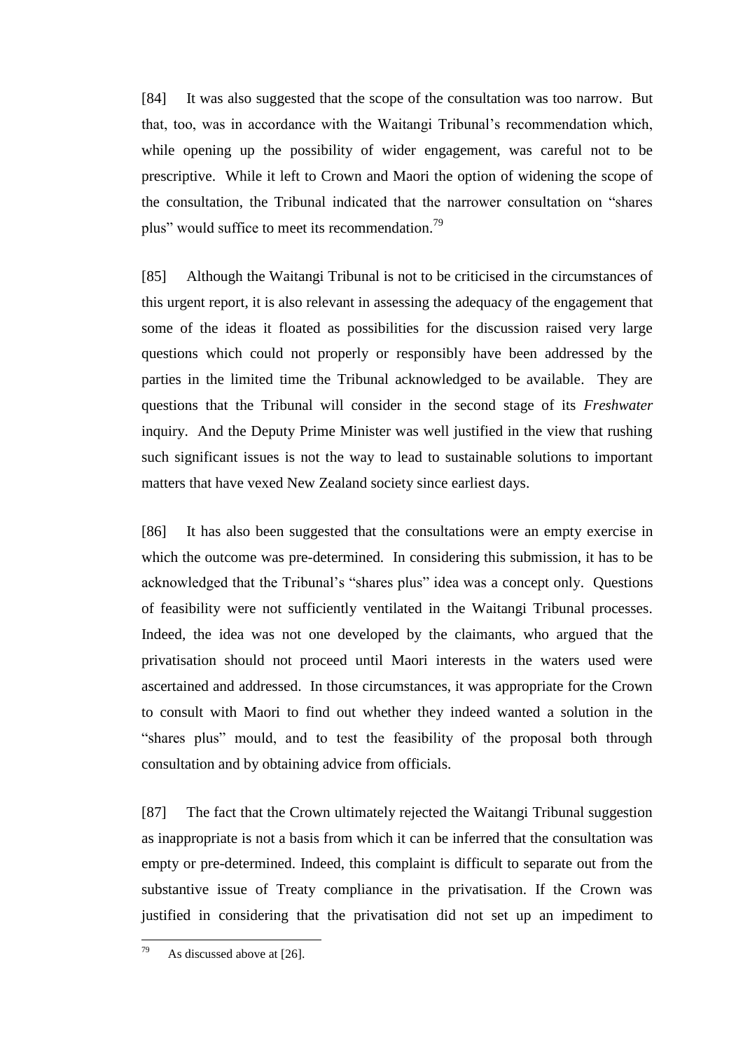[84] It was also suggested that the scope of the consultation was too narrow. But that, too, was in accordance with the Waitangi Tribunal's recommendation which, while opening up the possibility of wider engagement, was careful not to be prescriptive. While it left to Crown and Maori the option of widening the scope of the consultation, the Tribunal indicated that the narrower consultation on "shares plus" would suffice to meet its recommendation.[79]

[85] Although the Waitangi Tribunal is not to be criticised in the circumstances of this urgent report, it is also relevant in assessing the adequacy of the engagement that some of the ideas it floated as possibilities for the discussion raised very large questions which could not properly or responsibly have been addressed by the parties in the limited time the Tribunal acknowledged to be available. They are questions that the Tribunal will consider in the second stage of its *Freshwater* inquiry. And the Deputy Prime Minister was well justified in the view that rushing such significant issues is not the way to lead to sustainable solutions to important matters that have vexed New Zealand society since earliest days.

[86] It has also been suggested that the consultations were an empty exercise in which the outcome was pre-determined. In considering this submission, it has to be acknowledged that the Tribunal's "shares plus" idea was a concept only. Questions of feasibility were not sufficiently ventilated in the Waitangi Tribunal processes. Indeed, the idea was not one developed by the claimants, who argued that the privatisation should not proceed until Maori interests in the waters used were ascertained and addressed. In those circumstances, it was appropriate for the Crown to consult with Maori to find out whether they indeed wanted a solution in the "shares plus" mould, and to test the feasibility of the proposal both through consultation and by obtaining advice from officials.

[87] The fact that the Crown ultimately rejected the Waitangi Tribunal suggestion as inappropriate is not a basis from which it can be inferred that the consultation was empty or pre-determined. Indeed, this complaint is difficult to separate out from the substantive issue of Treaty compliance in the privatisation. If the Crown was justified in considering that the privatisation did not set up an impediment to

---

[79] As discussed above at [26].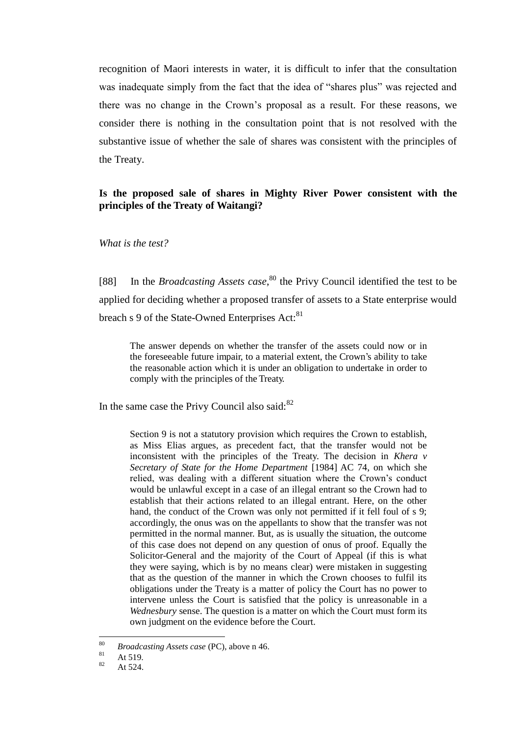recognition of Maori interests in water, it is difficult to infer that the consultation was inadequate simply from the fact that the idea of "shares plus" was rejected and there was no change in the Crown's proposal as a result. For these reasons, we consider there is nothing in the consultation point that is not resolved with the substantive issue of whether the sale of shares was consistent with the principles of the Treaty.

**Is the proposed sale of shares in Mighty River Power consistent with the principles of the Treaty of Waitangi?**

*What is the test?*

[88] In the *Broadcasting Assets case*,[80] the Privy Council identified the test to be applied for deciding whether a proposed transfer of assets to a State enterprise would breach s 9 of the State-Owned Enterprises Act:[81]

> The answer depends on whether the transfer of the assets could now or in the foreseeable future impair, to a material extent, the Crown's ability to take the reasonable action which it is under an obligation to undertake in order to comply with the principles of the Treaty.

In the same case the Privy Council also said:[82]

> Section 9 is not a statutory provision which requires the Crown to establish, as Miss Elias argues, as precedent fact, that the transfer would not be inconsistent with the principles of the Treaty. The decision in *Khera v Secretary of State for the Home Department* [1984] AC 74, on which she relied, was dealing with a different situation where the Crown's conduct would be unlawful except in a case of an illegal entrant so the Crown had to establish that their actions related to an illegal entrant. Here, on the other hand, the conduct of the Crown was only not permitted if it fell foul of s 9; accordingly, the onus was on the appellants to show that the transfer was not permitted in the normal manner. But, as is usually the situation, the outcome of this case does not depend on any question of onus of proof. Equally the Solicitor-General and the majority of the Court of Appeal (if this is what they were saying, which is by no means clear) were mistaken in suggesting that as the question of the manner in which the Crown chooses to fulfil its obligations under the Treaty is a matter of policy the Court has no power to intervene unless the Court is satisfied that the policy is unreasonable in a *Wednesbury* sense. The question is a matter on which the Court must form its own judgment on the evidence before the Court.

---

[80] *Broadcasting Assets case* (PC), above n 46.

[81] At 519.

[82] At 524.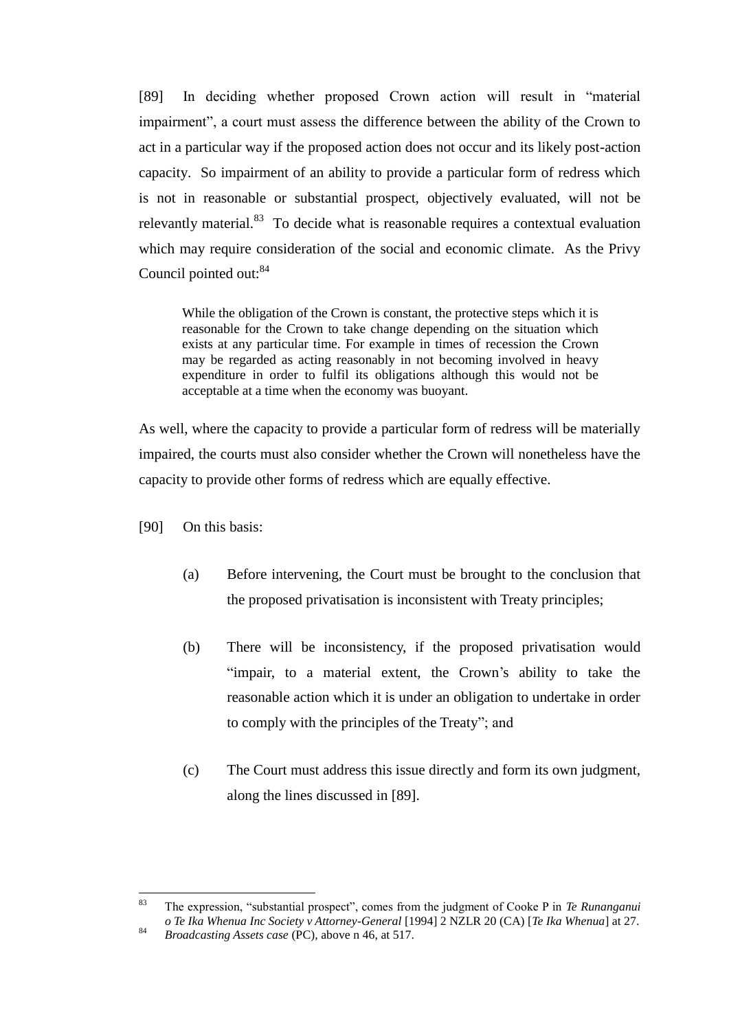[89] In deciding whether proposed Crown action will result in "material impairment", a court must assess the difference between the ability of the Crown to act in a particular way if the proposed action does not occur and its likely post-action capacity. So impairment of an ability to provide a particular form of redress which is not in reasonable or substantial prospect, objectively evaluated, will not be relevantly material.[83] To decide what is reasonable requires a contextual evaluation which may require consideration of the social and economic climate. As the Privy Council pointed out:[84]

> While the obligation of the Crown is constant, the protective steps which it is reasonable for the Crown to take change depending on the situation which exists at any particular time. For example in times of recession the Crown may be regarded as acting reasonably in not becoming involved in heavy expenditure in order to fulfil its obligations although this would not be acceptable at a time when the economy was buoyant.

As well, where the capacity to provide a particular form of redress will be materially impaired, the courts must also consider whether the Crown will nonetheless have the capacity to provide other forms of redress which are equally effective.

[90] On this basis:

(a) Before intervening, the Court must be brought to the conclusion that the proposed privatisation is inconsistent with Treaty principles;

(b) There will be inconsistency, if the proposed privatisation would "impair, to a material extent, the Crown's ability to take the reasonable action which it is under an obligation to undertake in order to comply with the principles of the Treaty"; and

(c) The Court must address this issue directly and form its own judgment, along the lines discussed in [89].

---

[83] The expression, "substantial prospect", comes from the judgment of Cooke P in *Te Runanganui o Te Ika Whenua Inc Society v Attorney-General* [1994] 2 NZLR 20 (CA) [*Te Ika Whenua*] at 27.

[84] *Broadcasting Assets case* (PC), above n 46, at 517.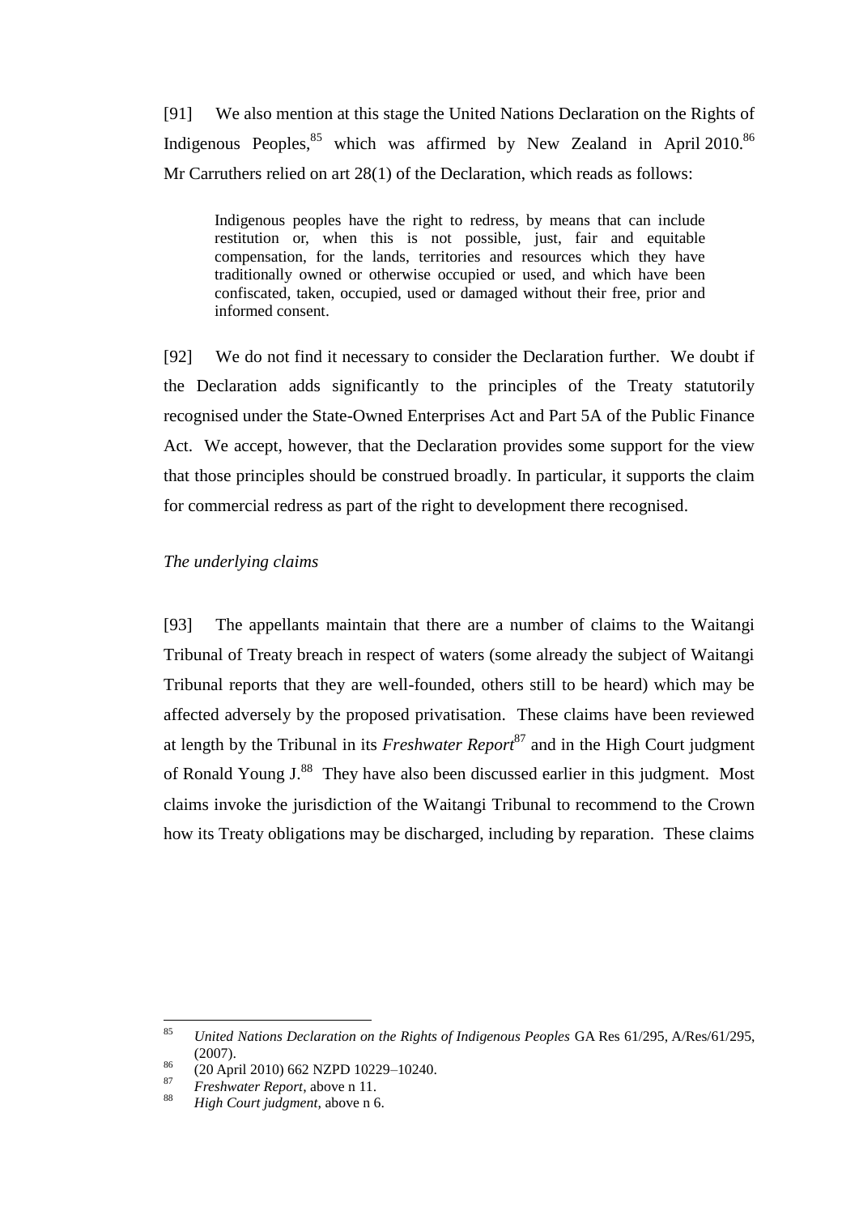[91] We also mention at this stage the United Nations Declaration on the Rights of Indigenous Peoples,[85] which was affirmed by New Zealand in April 2010.[86] Mr Carruthers relied on art 28(1) of the Declaration, which reads as follows:

> Indigenous peoples have the right to redress, by means that can include restitution or, when this is not possible, just, fair and equitable compensation, for the lands, territories and resources which they have traditionally owned or otherwise occupied or used, and which have been confiscated, taken, occupied, used or damaged without their free, prior and informed consent.

[92] We do not find it necessary to consider the Declaration further. We doubt if the Declaration adds significantly to the principles of the Treaty statutorily recognised under the State-Owned Enterprises Act and Part 5A of the Public Finance Act. We accept, however, that the Declaration provides some support for the view that those principles should be construed broadly. In particular, it supports the claim for commercial redress as part of the right to development there recognised.

*The underlying claims*

[93] The appellants maintain that there are a number of claims to the Waitangi Tribunal of Treaty breach in respect of waters (some already the subject of Waitangi Tribunal reports that they are well-founded, others still to be heard) which may be affected adversely by the proposed privatisation. These claims have been reviewed at length by the Tribunal in its *Freshwater Report*[87] and in the High Court judgment of Ronald Young J.[88] They have also been discussed earlier in this judgment. Most claims invoke the jurisdiction of the Waitangi Tribunal to recommend to the Crown how its Treaty obligations may be discharged, including by reparation. These claims

---

[85] *United Nations Declaration on the Rights of Indigenous Peoples* GA Res 61/295, A/Res/61/295, (2007).

[86] (20 April 2010) 662 NZPD 10229–10240.

[87] *Freshwater Report*, above n 11.

[88] *High Court judgment*, above n 6.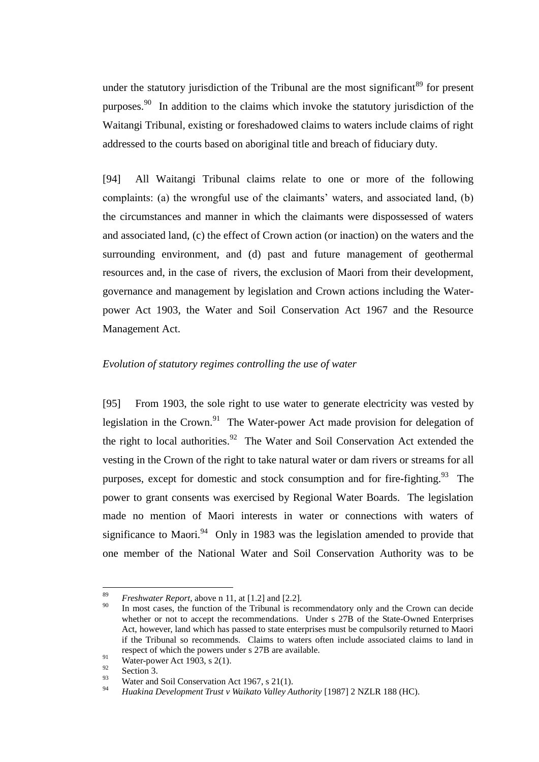under the statutory jurisdiction of the Tribunal are the most significant[89] for present purposes.[90] In addition to the claims which invoke the statutory jurisdiction of the Waitangi Tribunal, existing or foreshadowed claims to waters include claims of right addressed to the courts based on aboriginal title and breach of fiduciary duty.

[94] All Waitangi Tribunal claims relate to one or more of the following complaints: (a) the wrongful use of the claimants' waters, and associated land, (b) the circumstances and manner in which the claimants were dispossessed of waters and associated land, (c) the effect of Crown action (or inaction) on the waters and the surrounding environment, and (d) past and future management of geothermal resources and, in the case of rivers, the exclusion of Maori from their development, governance and management by legislation and Crown actions including the Water-power Act 1903, the Water and Soil Conservation Act 1967 and the Resource Management Act.

*Evolution of statutory regimes controlling the use of water*

[95] From 1903, the sole right to use water to generate electricity was vested by legislation in the Crown.[91] The Water-power Act made provision for delegation of the right to local authorities.[92] The Water and Soil Conservation Act extended the vesting in the Crown of the right to take natural water or dam rivers or streams for all purposes, except for domestic and stock consumption and for fire-fighting.[93] The power to grant consents was exercised by Regional Water Boards. The legislation made no mention of Maori interests in water or connections with waters of significance to Maori.[94] Only in 1983 was the legislation amended to provide that one member of the National Water and Soil Conservation Authority was to be

---

[89] *Freshwater Report*, above n 11, at [1.2] and [2.2].

[90] In most cases, the function of the Tribunal is recommendatory only and the Crown can decide whether or not to accept the recommendations. Under s 27B of the State-Owned Enterprises Act, however, land which has passed to state enterprises must be compulsorily returned to Maori if the Tribunal so recommends. Claims to waters often include associated claims to land in respect of which the powers under s 27B are available.

[91] Water-power Act 1903, s 2(1).

[92] Section 3.

[93] Water and Soil Conservation Act 1967, s 21(1).

[94] *Huakina Development Trust v Waikato Valley Authority* [1987] 2 NZLR 188 (HC).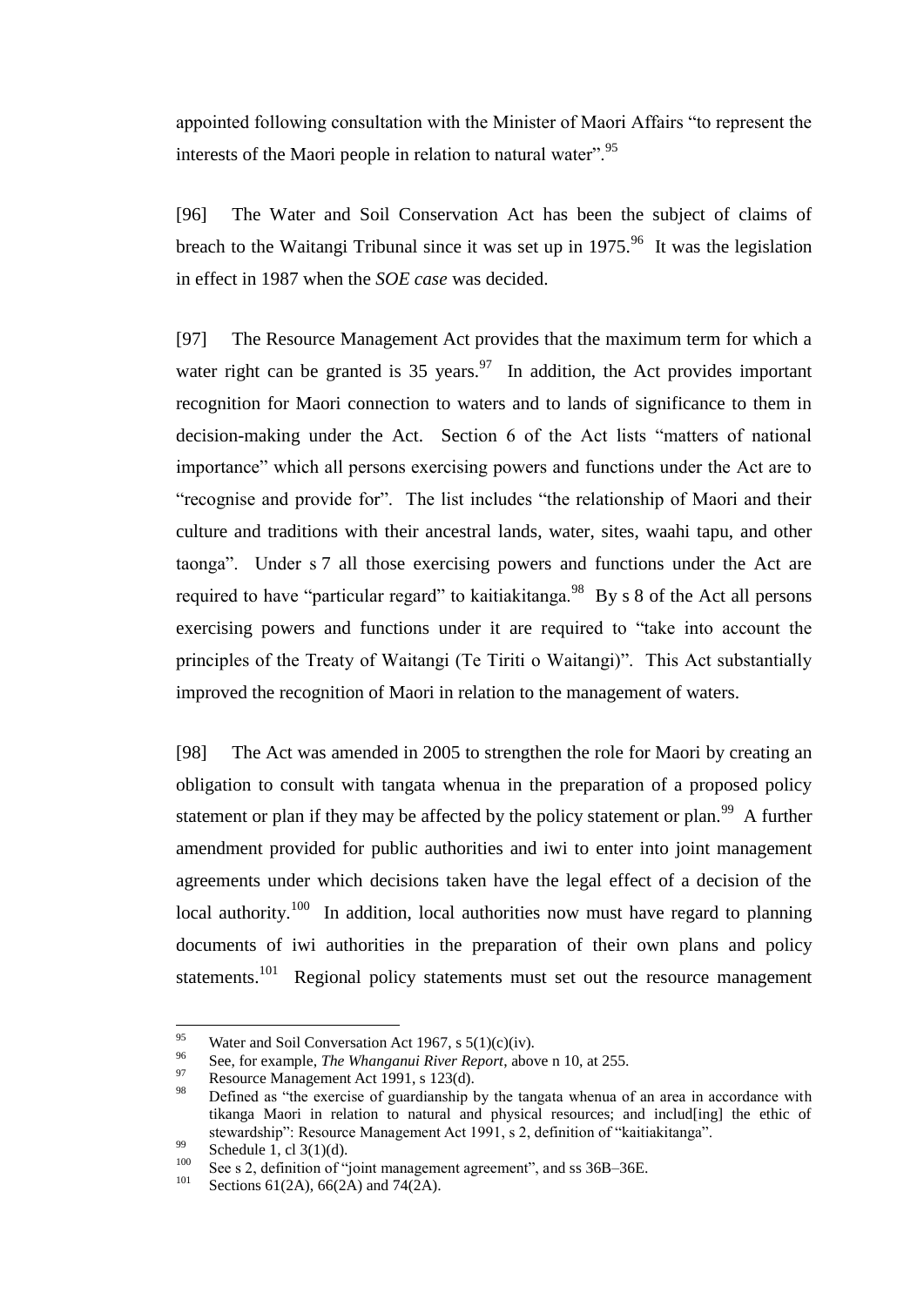appointed following consultation with the Minister of Maori Affairs "to represent the interests of the Maori people in relation to natural water".[95]

[96] The Water and Soil Conservation Act has been the subject of claims of breach to the Waitangi Tribunal since it was set up in 1975.[96] It was the legislation in effect in 1987 when the *SOE case* was decided.

[97] The Resource Management Act provides that the maximum term for which a water right can be granted is 35 years.[97] In addition, the Act provides important recognition for Maori connection to waters and to lands of significance to them in decision-making under the Act. Section 6 of the Act lists "matters of national importance" which all persons exercising powers and functions under the Act are to "recognise and provide for". The list includes "the relationship of Maori and their culture and traditions with their ancestral lands, water, sites, waahi tapu, and other taonga". Under s 7 all those exercising powers and functions under the Act are required to have "particular regard" to kaitiakitanga.[98] By s 8 of the Act all persons exercising powers and functions under it are required to "take into account the principles of the Treaty of Waitangi (Te Tiriti o Waitangi)". This Act substantially improved the recognition of Maori in relation to the management of waters.

[98] The Act was amended in 2005 to strengthen the role for Maori by creating an obligation to consult with tangata whenua in the preparation of a proposed policy statement or plan if they may be affected by the policy statement or plan.[99] A further amendment provided for public authorities and iwi to enter into joint management agreements under which decisions taken have the legal effect of a decision of the local authority.[100] In addition, local authorities now must have regard to planning documents of iwi authorities in the preparation of their own plans and policy statements.[101] Regional policy statements must set out the resource management

---

[95] Water and Soil Conversation Act 1967, s 5(1)(c)(iv).

[96] See, for example, *The Whanganui River Report*, above n 10, at 255.

[97] Resource Management Act 1991, s 123(d).

[98] Defined as "the exercise of guardianship by the tangata whenua of an area in accordance with tikanga Maori in relation to natural and physical resources; and includ[ing] the ethic of stewardship": Resource Management Act 1991, s 2, definition of "kaitiakitanga".

[99] Schedule 1, cl 3(1)(d).

[100] See s 2, definition of "joint management agreement", and ss 36B–36E.

[101] Sections 61(2A), 66(2A) and 74(2A).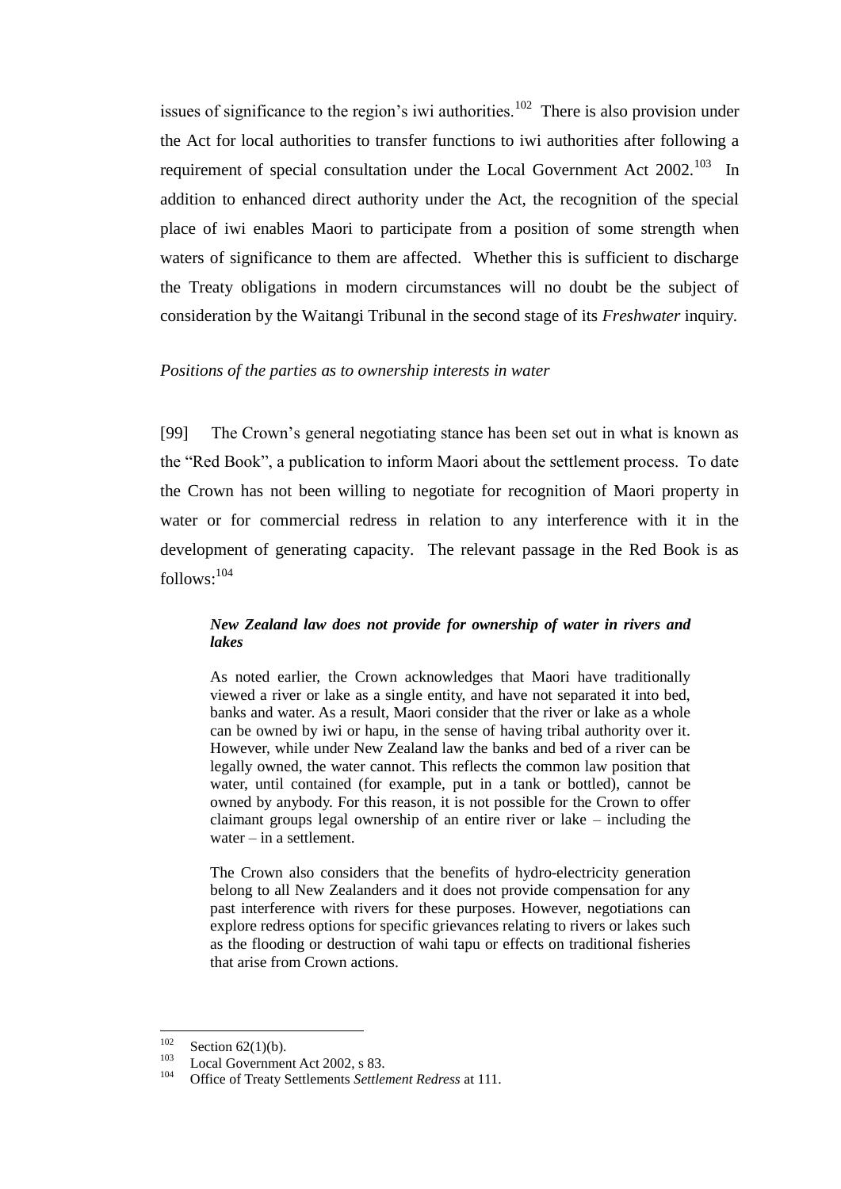issues of significance to the region's iwi authorities.[102] There is also provision under the Act for local authorities to transfer functions to iwi authorities after following a requirement of special consultation under the Local Government Act 2002.[103] In addition to enhanced direct authority under the Act, the recognition of the special place of iwi enables Maori to participate from a position of some strength when waters of significance to them are affected. Whether this is sufficient to discharge the Treaty obligations in modern circumstances will no doubt be the subject of consideration by the Waitangi Tribunal in the second stage of its *Freshwater* inquiry.

*Positions of the parties as to ownership interests in water*

[99] The Crown's general negotiating stance has been set out in what is known as the "Red Book", a publication to inform Maori about the settlement process. To date the Crown has not been willing to negotiate for recognition of Maori property in water or for commercial redress in relation to any interference with it in the development of generating capacity. The relevant passage in the Red Book is as follows:[104]

> ***New Zealand law does not provide for ownership of water in rivers and lakes***
>
> As noted earlier, the Crown acknowledges that Maori have traditionally viewed a river or lake as a single entity, and have not separated it into bed, banks and water. As a result, Maori consider that the river or lake as a whole can be owned by iwi or hapu, in the sense of having tribal authority over it. However, while under New Zealand law the banks and bed of a river can be legally owned, the water cannot. This reflects the common law position that water, until contained (for example, put in a tank or bottled), cannot be owned by anybody. For this reason, it is not possible for the Crown to offer claimant groups legal ownership of an entire river or lake – including the water – in a settlement.
>
> The Crown also considers that the benefits of hydro-electricity generation belong to all New Zealanders and it does not provide compensation for any past interference with rivers for these purposes. However, negotiations can explore redress options for specific grievances relating to rivers or lakes such as the flooding or destruction of wahi tapu or effects on traditional fisheries that arise from Crown actions.

---

[102] Section 62(1)(b).

[103] Local Government Act 2002, s 83.

[104] Office of Treaty Settlements *Settlement Redress* at 111.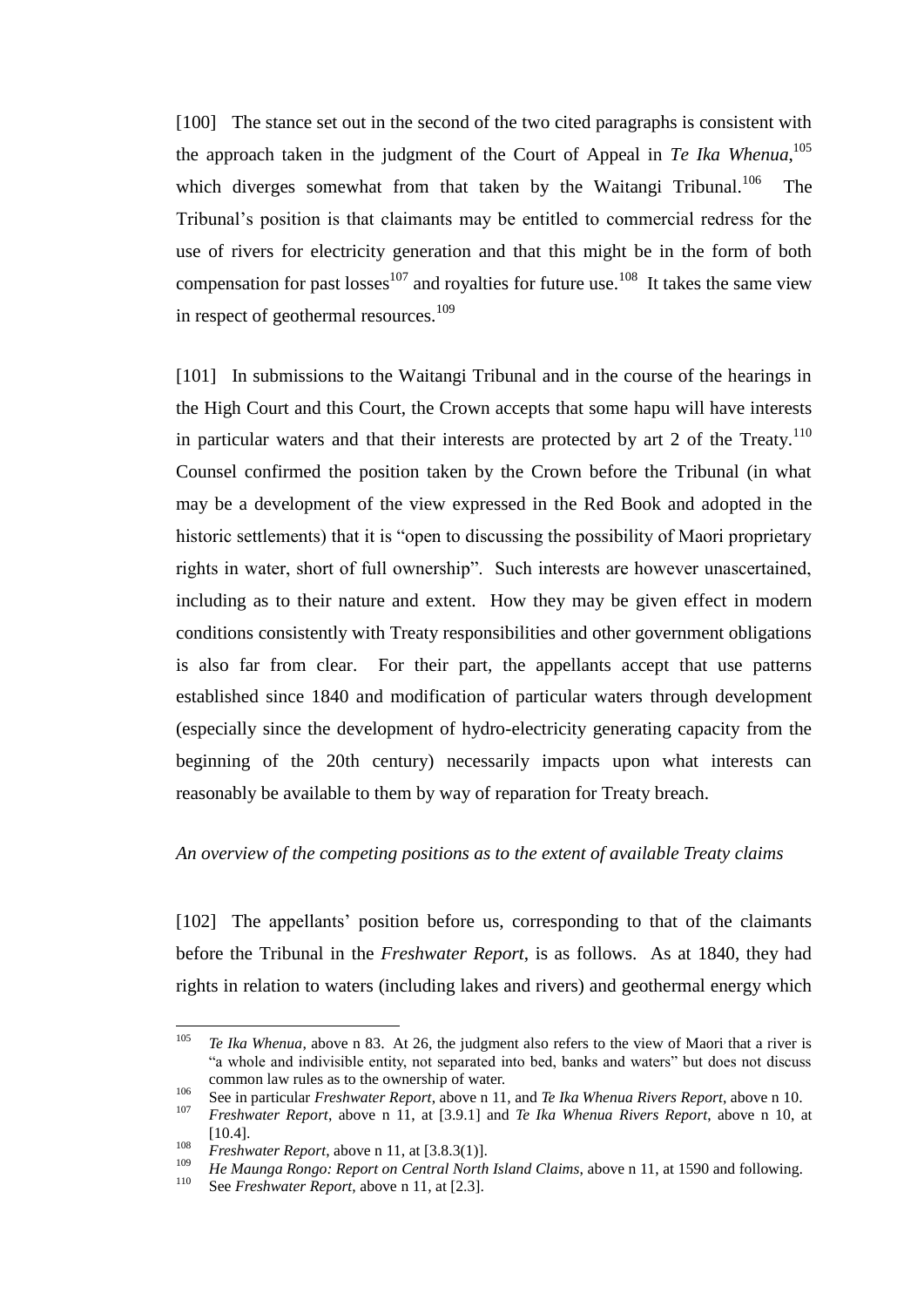[100] The stance set out in the second of the two cited paragraphs is consistent with the approach taken in the judgment of the Court of Appeal in *Te Ika Whenua*,[105] which diverges somewhat from that taken by the Waitangi Tribunal.[106] The Tribunal's position is that claimants may be entitled to commercial redress for the use of rivers for electricity generation and that this might be in the form of both compensation for past losses[107] and royalties for future use.[108] It takes the same view in respect of geothermal resources.[109]

[101] In submissions to the Waitangi Tribunal and in the course of the hearings in the High Court and this Court, the Crown accepts that some hapu will have interests in particular waters and that their interests are protected by art 2 of the Treaty.[110] Counsel confirmed the position taken by the Crown before the Tribunal (in what may be a development of the view expressed in the Red Book and adopted in the historic settlements) that it is "open to discussing the possibility of Maori proprietary rights in water, short of full ownership". Such interests are however unascertained, including as to their nature and extent. How they may be given effect in modern conditions consistently with Treaty responsibilities and other government obligations is also far from clear. For their part, the appellants accept that use patterns established since 1840 and modification of particular waters through development (especially since the development of hydro-electricity generating capacity from the beginning of the 20th century) necessarily impacts upon what interests can reasonably be available to them by way of reparation for Treaty breach.

*An overview of the competing positions as to the extent of available Treaty claims*

[102] The appellants' position before us, corresponding to that of the claimants before the Tribunal in the *Freshwater Report*, is as follows. As at 1840, they had rights in relation to waters (including lakes and rivers) and geothermal energy which

---

[105] *Te Ika Whenua*, above n 83. At 26, the judgment also refers to the view of Maori that a river is "a whole and indivisible entity, not separated into bed, banks and waters" but does not discuss common law rules as to the ownership of water.

[106] See in particular *Freshwater Report*, above n 11, and *Te Ika Whenua Rivers Report*, above n 10.

[107] *Freshwater Report*, above n 11, at [3.9.1] and *Te Ika Whenua Rivers Report*, above n 10, at [10.4].

[108] *Freshwater Report*, above n 11, at [3.8.3(1)].

[109] *He Maunga Rongo: Report on Central North Island Claims*, above n 11, at 1590 and following.

[110] See *Freshwater Report*, above n 11, at [2.3].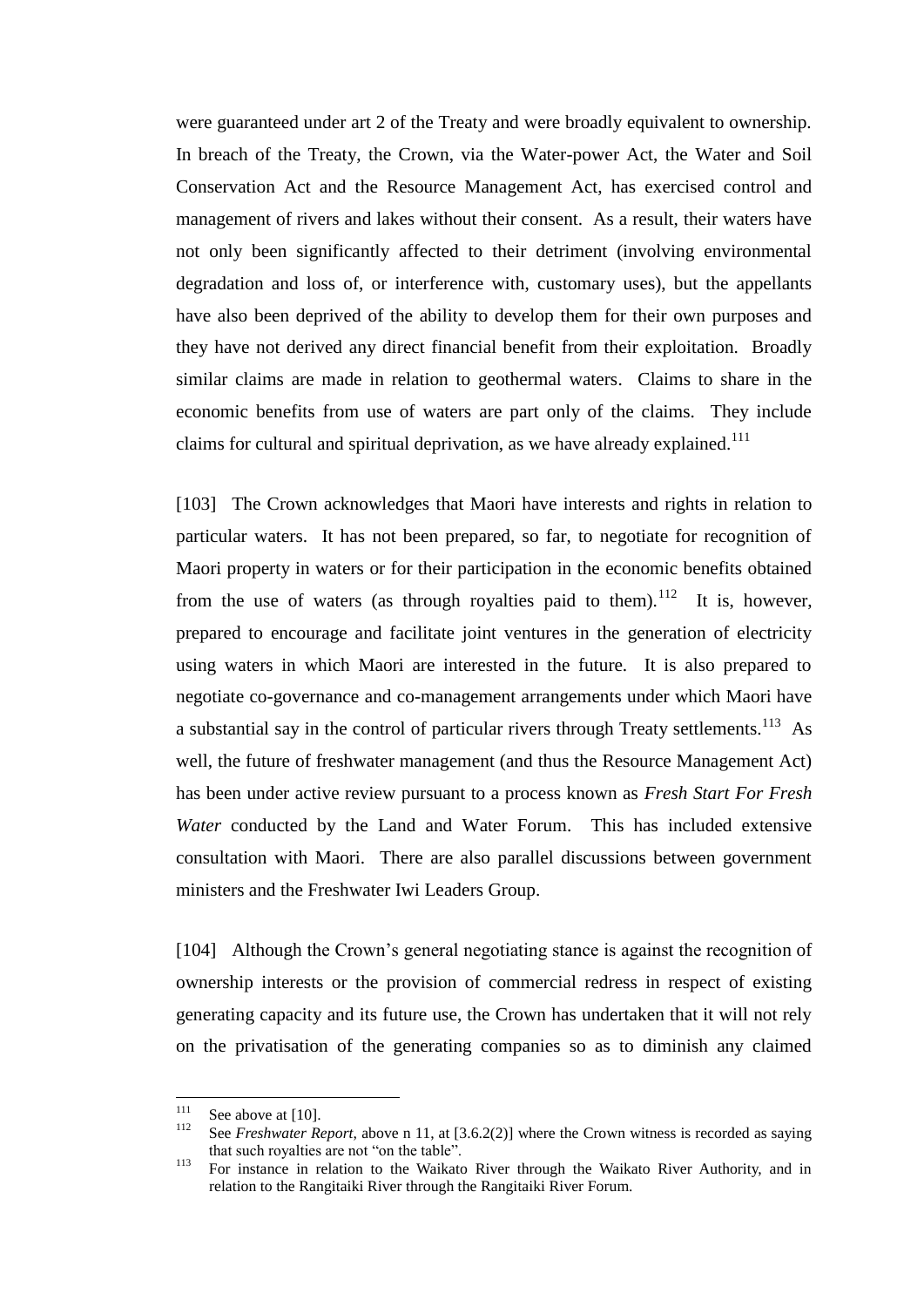were guaranteed under art 2 of the Treaty and were broadly equivalent to ownership. In breach of the Treaty, the Crown, via the Water-power Act, the Water and Soil Conservation Act and the Resource Management Act, has exercised control and management of rivers and lakes without their consent. As a result, their waters have not only been significantly affected to their detriment (involving environmental degradation and loss of, or interference with, customary uses), but the appellants have also been deprived of the ability to develop them for their own purposes and they have not derived any direct financial benefit from their exploitation. Broadly similar claims are made in relation to geothermal waters. Claims to share in the economic benefits from use of waters are part only of the claims. They include claims for cultural and spiritual deprivation, as we have already explained.[111]

[103] The Crown acknowledges that Maori have interests and rights in relation to particular waters. It has not been prepared, so far, to negotiate for recognition of Maori property in waters or for their participation in the economic benefits obtained from the use of waters (as through royalties paid to them).[112] It is, however, prepared to encourage and facilitate joint ventures in the generation of electricity using waters in which Maori are interested in the future. It is also prepared to negotiate co-governance and co-management arrangements under which Maori have a substantial say in the control of particular rivers through Treaty settlements.[113] As well, the future of freshwater management (and thus the Resource Management Act) has been under active review pursuant to a process known as *Fresh Start For Fresh Water* conducted by the Land and Water Forum. This has included extensive consultation with Maori. There are also parallel discussions between government ministers and the Freshwater Iwi Leaders Group.

[104] Although the Crown's general negotiating stance is against the recognition of ownership interests or the provision of commercial redress in respect of existing generating capacity and its future use, the Crown has undertaken that it will not rely on the privatisation of the generating companies so as to diminish any claimed

---

[111] See above at [10].

[112] See *Freshwater Report*, above n 11, at [3.6.2(2)] where the Crown witness is recorded as saying that such royalties are not "on the table".

[113] For instance in relation to the Waikato River through the Waikato River Authority, and in relation to the Rangitaiki River through the Rangitaiki River Forum.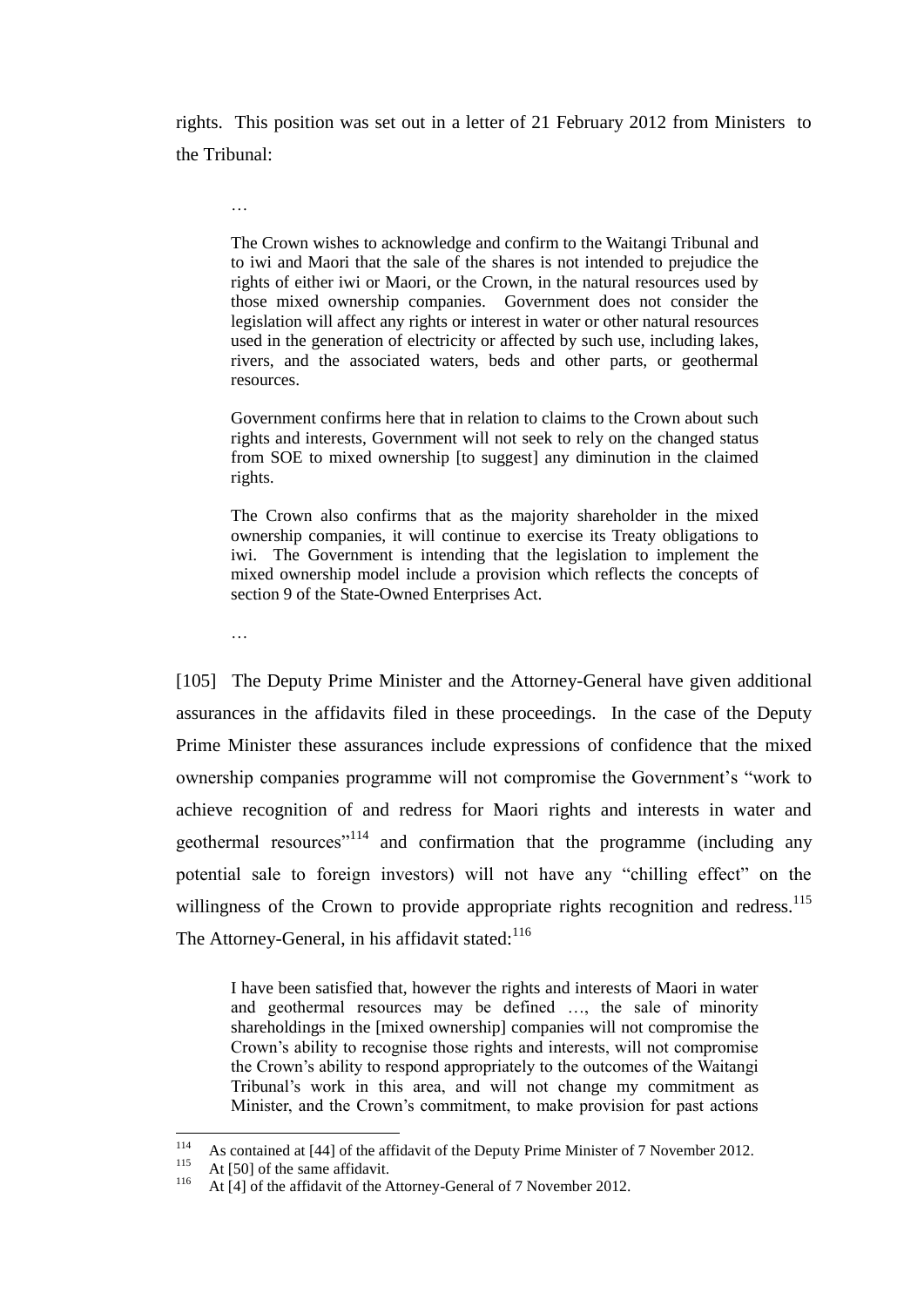rights. This position was set out in a letter of 21 February 2012 from Ministers to the Tribunal:

> …
>
> The Crown wishes to acknowledge and confirm to the Waitangi Tribunal and to iwi and Maori that the sale of the shares is not intended to prejudice the rights of either iwi or Maori, or the Crown, in the natural resources used by those mixed ownership companies. Government does not consider the legislation will affect any rights or interest in water or other natural resources used in the generation of electricity or affected by such use, including lakes, rivers, and the associated waters, beds and other parts, or geothermal resources.
>
> Government confirms here that in relation to claims to the Crown about such rights and interests, Government will not seek to rely on the changed status from SOE to mixed ownership [to suggest] any diminution in the claimed rights.
>
> The Crown also confirms that as the majority shareholder in the mixed ownership companies, it will continue to exercise its Treaty obligations to iwi. The Government is intending that the legislation to implement the mixed ownership model include a provision which reflects the concepts of section 9 of the State-Owned Enterprises Act.
>
> …

[105] The Deputy Prime Minister and the Attorney-General have given additional assurances in the affidavits filed in these proceedings. In the case of the Deputy Prime Minister these assurances include expressions of confidence that the mixed ownership companies programme will not compromise the Government's "work to achieve recognition of and redress for Maori rights and interests in water and geothermal resources"[114] and confirmation that the programme (including any potential sale to foreign investors) will not have any "chilling effect" on the willingness of the Crown to provide appropriate rights recognition and redress.[115] The Attorney-General, in his affidavit stated:[116]

> I have been satisfied that, however the rights and interests of Maori in water and geothermal resources may be defined …, the sale of minority shareholdings in the [mixed ownership] companies will not compromise the Crown's ability to recognise those rights and interests, will not compromise the Crown's ability to respond appropriately to the outcomes of the Waitangi Tribunal's work in this area, and will not change my commitment as Minister, and the Crown's commitment, to make provision for past actions

---

[114] As contained at [44] of the affidavit of the Deputy Prime Minister of 7 November 2012.

[115] At [50] of the same affidavit.

[116] At [4] of the affidavit of the Attorney-General of 7 November 2012.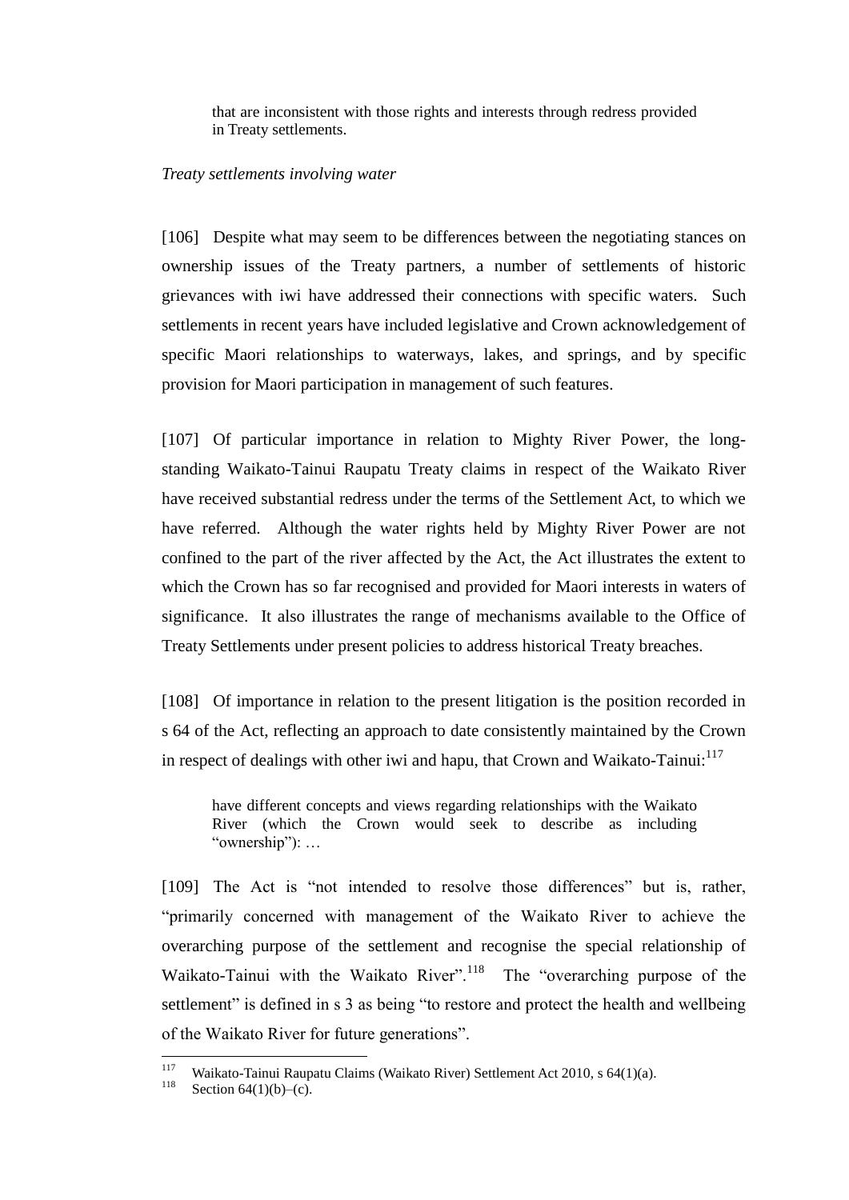> that are inconsistent with those rights and interests through redress provided in Treaty settlements.

*Treaty settlements involving water*

[106] Despite what may seem to be differences between the negotiating stances on ownership issues of the Treaty partners, a number of settlements of historic grievances with iwi have addressed their connections with specific waters. Such settlements in recent years have included legislative and Crown acknowledgement of specific Maori relationships to waterways, lakes, and springs, and by specific provision for Maori participation in management of such features.

[107] Of particular importance in relation to Mighty River Power, the long-standing Waikato-Tainui Raupatu Treaty claims in respect of the Waikato River have received substantial redress under the terms of the Settlement Act, to which we have referred. Although the water rights held by Mighty River Power are not confined to the part of the river affected by the Act, the Act illustrates the extent to which the Crown has so far recognised and provided for Maori interests in waters of significance. It also illustrates the range of mechanisms available to the Office of Treaty Settlements under present policies to address historical Treaty breaches.

[108] Of importance in relation to the present litigation is the position recorded in s 64 of the Act, reflecting an approach to date consistently maintained by the Crown in respect of dealings with other iwi and hapu, that Crown and Waikato-Tainui:[117]

> have different concepts and views regarding relationships with the Waikato River (which the Crown would seek to describe as including "ownership"): …

[109] The Act is "not intended to resolve those differences" but is, rather, "primarily concerned with management of the Waikato River to achieve the overarching purpose of the settlement and recognise the special relationship of Waikato-Tainui with the Waikato River".[118] The "overarching purpose of the settlement" is defined in s 3 as being "to restore and protect the health and wellbeing of the Waikato River for future generations".

---

[117] Waikato-Tainui Raupatu Claims (Waikato River) Settlement Act 2010, s 64(1)(a).

[118] Section 64(1)(b)–(c).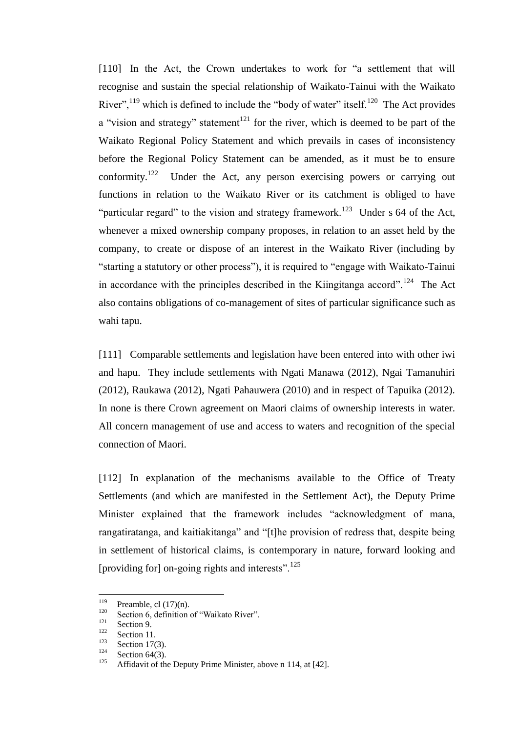[110] In the Act, the Crown undertakes to work for "a settlement that will recognise and sustain the special relationship of Waikato-Tainui with the Waikato River",[119] which is defined to include the "body of water" itself.[120] The Act provides a "vision and strategy" statement[121] for the river, which is deemed to be part of the Waikato Regional Policy Statement and which prevails in cases of inconsistency before the Regional Policy Statement can be amended, as it must be to ensure conformity.[122] Under the Act, any person exercising powers or carrying out functions in relation to the Waikato River or its catchment is obliged to have "particular regard" to the vision and strategy framework.[123] Under s 64 of the Act, whenever a mixed ownership company proposes, in relation to an asset held by the company, to create or dispose of an interest in the Waikato River (including by "starting a statutory or other process"), it is required to "engage with Waikato-Tainui in accordance with the principles described in the Kiingitanga accord".[124] The Act also contains obligations of co-management of sites of particular significance such as wahi tapu.

[111] Comparable settlements and legislation have been entered into with other iwi and hapu. They include settlements with Ngati Manawa (2012), Ngai Tamanuhiri (2012), Raukawa (2012), Ngati Pahauwera (2010) and in respect of Tapuika (2012). In none is there Crown agreement on Maori claims of ownership interests in water. All concern management of use and access to waters and recognition of the special connection of Maori.

[112] In explanation of the mechanisms available to the Office of Treaty Settlements (and which are manifested in the Settlement Act), the Deputy Prime Minister explained that the framework includes "acknowledgment of mana, rangatiratanga, and kaitiakitanga" and "[t]he provision of redress that, despite being in settlement of historical claims, is contemporary in nature, forward looking and [providing for] on-going rights and interests".[125]

---

[119] Preamble, cl (17)(n).
[120] Section 6, definition of "Waikato River".
[121] Section 9.
[122] Section 11.
[123] Section 17(3).
[124] Section 64(3).
[125] Affidavit of the Deputy Prime Minister, above n 114, at [42].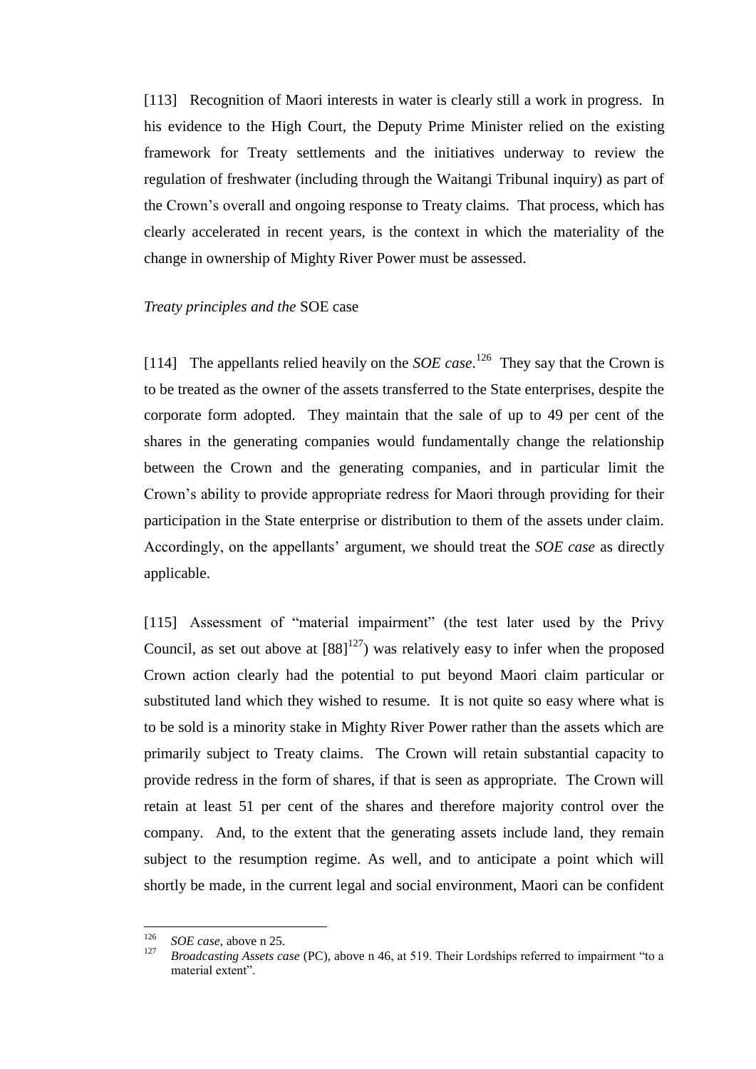[113] Recognition of Maori interests in water is clearly still a work in progress. In his evidence to the High Court, the Deputy Prime Minister relied on the existing framework for Treaty settlements and the initiatives underway to review the regulation of freshwater (including through the Waitangi Tribunal inquiry) as part of the Crown's overall and ongoing response to Treaty claims. That process, which has clearly accelerated in recent years, is the context in which the materiality of the change in ownership of Mighty River Power must be assessed.

*Treaty principles and the* SOE case

[114] The appellants relied heavily on the *SOE case*.[126] They say that the Crown is to be treated as the owner of the assets transferred to the State enterprises, despite the corporate form adopted. They maintain that the sale of up to 49 per cent of the shares in the generating companies would fundamentally change the relationship between the Crown and the generating companies, and in particular limit the Crown's ability to provide appropriate redress for Maori through providing for their participation in the State enterprise or distribution to them of the assets under claim. Accordingly, on the appellants' argument, we should treat the *SOE case* as directly applicable.

[115] Assessment of "material impairment" (the test later used by the Privy Council, as set out above at [88][127]) was relatively easy to infer when the proposed Crown action clearly had the potential to put beyond Maori claim particular or substituted land which they wished to resume. It is not quite so easy where what is to be sold is a minority stake in Mighty River Power rather than the assets which are primarily subject to Treaty claims. The Crown will retain substantial capacity to provide redress in the form of shares, if that is seen as appropriate. The Crown will retain at least 51 per cent of the shares and therefore majority control over the company. And, to the extent that the generating assets include land, they remain subject to the resumption regime. As well, and to anticipate a point which will shortly be made, in the current legal and social environment, Maori can be confident

---

[126] *SOE case*, above n 25.

[127] *Broadcasting Assets case* (PC), above n 46, at 519. Their Lordships referred to impairment "to a material extent".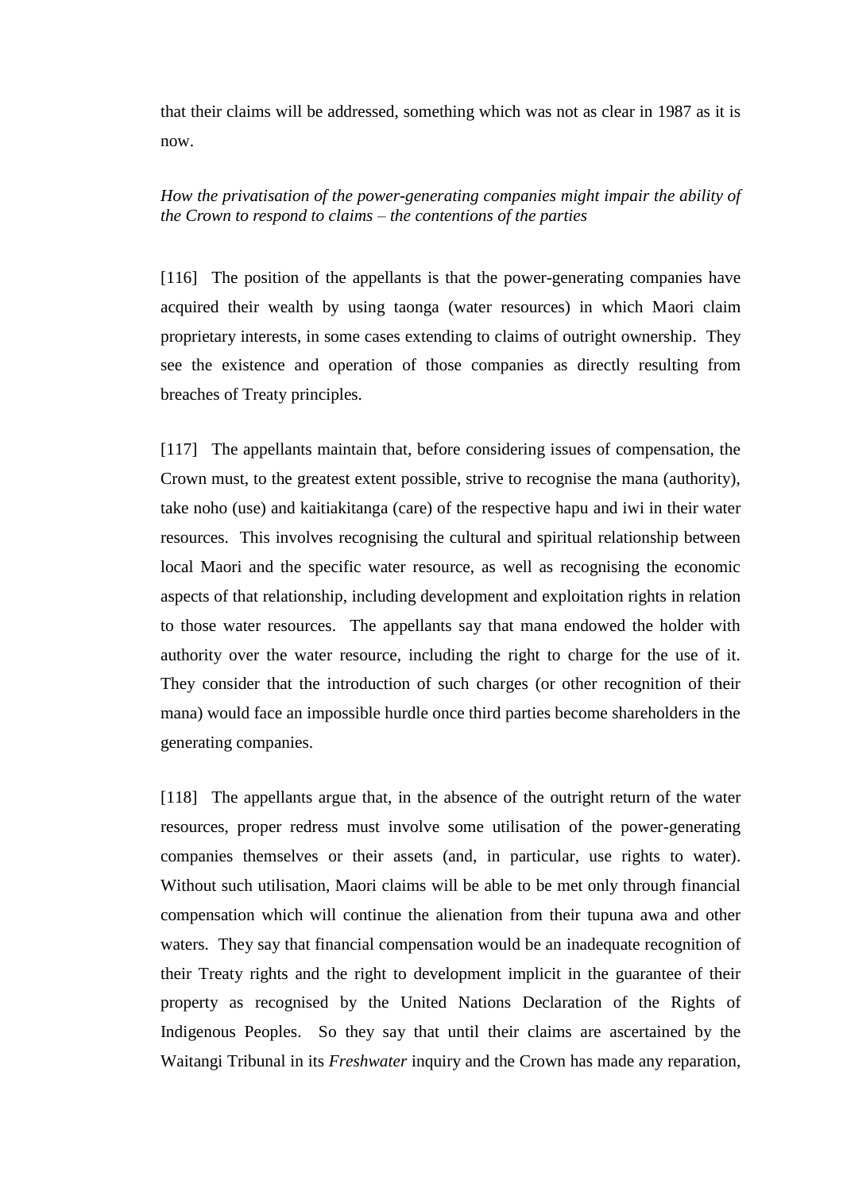that their claims will be addressed, something which was not as clear in 1987 as it is now.

*How the privatisation of the power-generating companies might impair the ability of the Crown to respond to claims – the contentions of the parties*

[116] The position of the appellants is that the power-generating companies have acquired their wealth by using taonga (water resources) in which Maori claim proprietary interests, in some cases extending to claims of outright ownership. They see the existence and operation of those companies as directly resulting from breaches of Treaty principles.

[117] The appellants maintain that, before considering issues of compensation, the Crown must, to the greatest extent possible, strive to recognise the mana (authority), take noho (use) and kaitiakitanga (care) of the respective hapu and iwi in their water resources. This involves recognising the cultural and spiritual relationship between local Maori and the specific water resource, as well as recognising the economic aspects of that relationship, including development and exploitation rights in relation to those water resources. The appellants say that mana endowed the holder with authority over the water resource, including the right to charge for the use of it. They consider that the introduction of such charges (or other recognition of their mana) would face an impossible hurdle once third parties become shareholders in the generating companies.

[118] The appellants argue that, in the absence of the outright return of the water resources, proper redress must involve some utilisation of the power-generating companies themselves or their assets (and, in particular, use rights to water). Without such utilisation, Maori claims will be able to be met only through financial compensation which will continue the alienation from their tupuna awa and other waters. They say that financial compensation would be an inadequate recognition of their Treaty rights and the right to development implicit in the guarantee of their property as recognised by the United Nations Declaration of the Rights of Indigenous Peoples. So they say that until their claims are ascertained by the Waitangi Tribunal in its *Freshwater* inquiry and the Crown has made any reparation,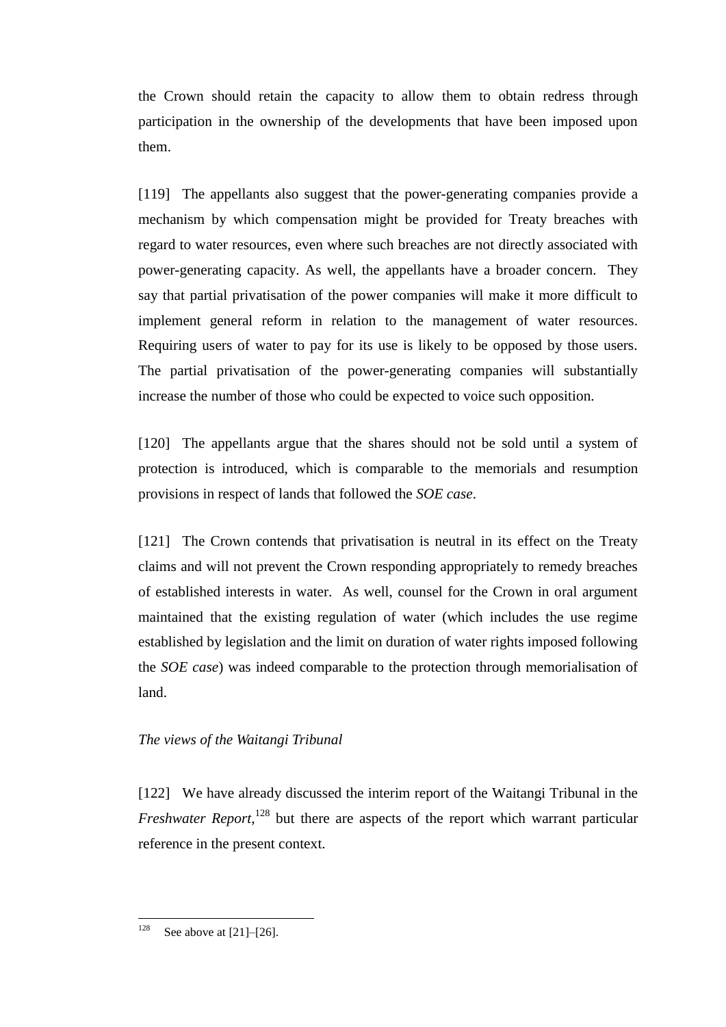the Crown should retain the capacity to allow them to obtain redress through participation in the ownership of the developments that have been imposed upon them.

[119] The appellants also suggest that the power-generating companies provide a mechanism by which compensation might be provided for Treaty breaches with regard to water resources, even where such breaches are not directly associated with power-generating capacity. As well, the appellants have a broader concern. They say that partial privatisation of the power companies will make it more difficult to implement general reform in relation to the management of water resources. Requiring users of water to pay for its use is likely to be opposed by those users. The partial privatisation of the power-generating companies will substantially increase the number of those who could be expected to voice such opposition.

[120] The appellants argue that the shares should not be sold until a system of protection is introduced, which is comparable to the memorials and resumption provisions in respect of lands that followed the *SOE case*.

[121] The Crown contends that privatisation is neutral in its effect on the Treaty claims and will not prevent the Crown responding appropriately to remedy breaches of established interests in water. As well, counsel for the Crown in oral argument maintained that the existing regulation of water (which includes the use regime established by legislation and the limit on duration of water rights imposed following the *SOE case*) was indeed comparable to the protection through memorialisation of land.

*The views of the Waitangi Tribunal*

[122] We have already discussed the interim report of the Waitangi Tribunal in the *Freshwater Report*,[128] but there are aspects of the report which warrant particular reference in the present context.

---

[128] See above at [21]–[26].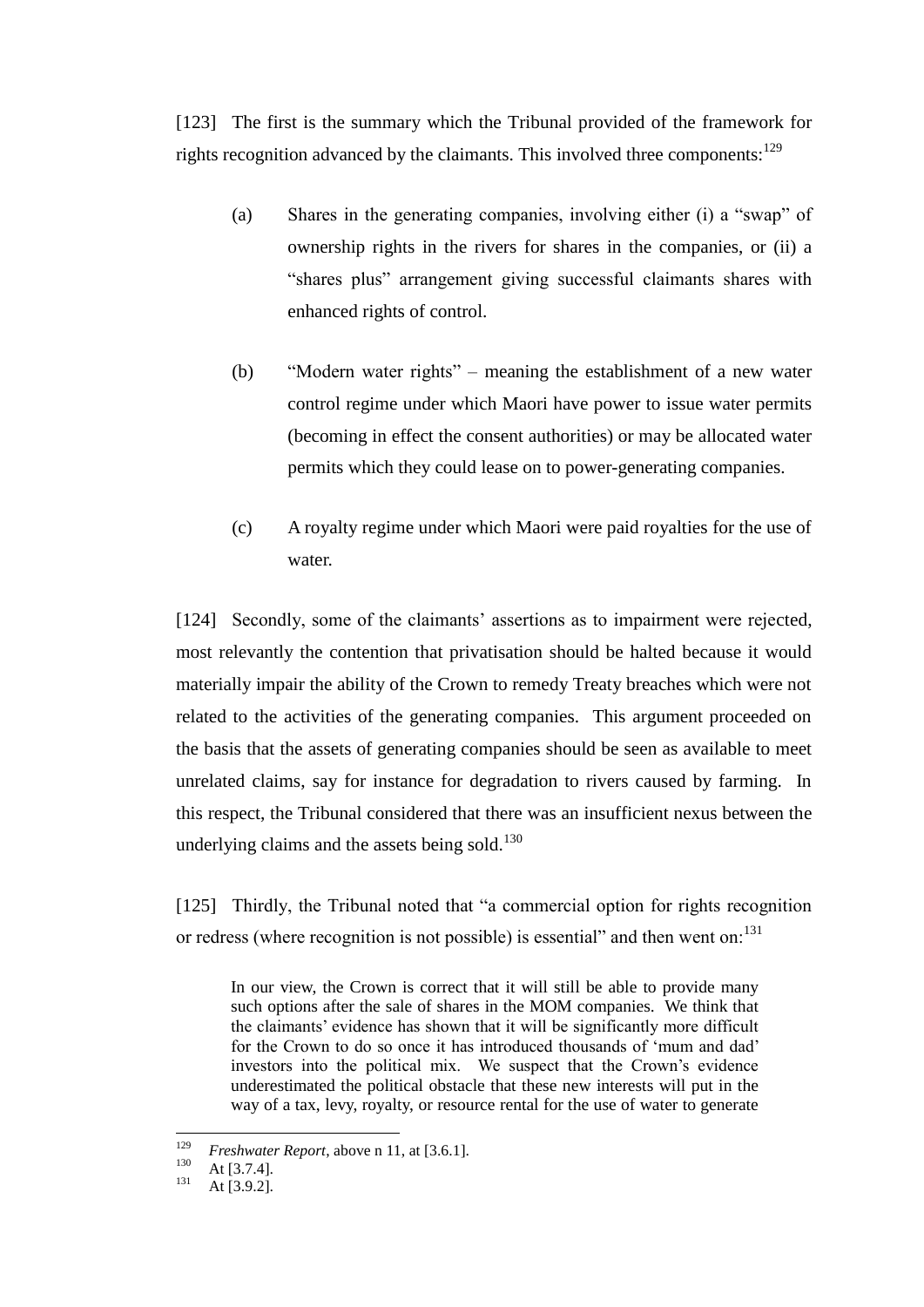[123] The first is the summary which the Tribunal provided of the framework for rights recognition advanced by the claimants. This involved three components:[129]

(a) Shares in the generating companies, involving either (i) a "swap" of ownership rights in the rivers for shares in the companies, or (ii) a "shares plus" arrangement giving successful claimants shares with enhanced rights of control.

(b) "Modern water rights" – meaning the establishment of a new water control regime under which Maori have power to issue water permits (becoming in effect the consent authorities) or may be allocated water permits which they could lease on to power-generating companies.

(c) A royalty regime under which Maori were paid royalties for the use of water.

[124] Secondly, some of the claimants' assertions as to impairment were rejected, most relevantly the contention that privatisation should be halted because it would materially impair the ability of the Crown to remedy Treaty breaches which were not related to the activities of the generating companies. This argument proceeded on the basis that the assets of generating companies should be seen as available to meet unrelated claims, say for instance for degradation to rivers caused by farming. In this respect, the Tribunal considered that there was an insufficient nexus between the underlying claims and the assets being sold.[130]

[125] Thirdly, the Tribunal noted that "a commercial option for rights recognition or redress (where recognition is not possible) is essential" and then went on:[131]

> In our view, the Crown is correct that it will still be able to provide many such options after the sale of shares in the MOM companies. We think that the claimants' evidence has shown that it will be significantly more difficult for the Crown to do so once it has introduced thousands of 'mum and dad' investors into the political mix. We suspect that the Crown's evidence underestimated the political obstacle that these new interests will put in the way of a tax, levy, royalty, or resource rental for the use of water to generate

---

[129] *Freshwater Report*, above n 11, at [3.6.1].

[130] At [3.7.4].

[131] At [3.9.2].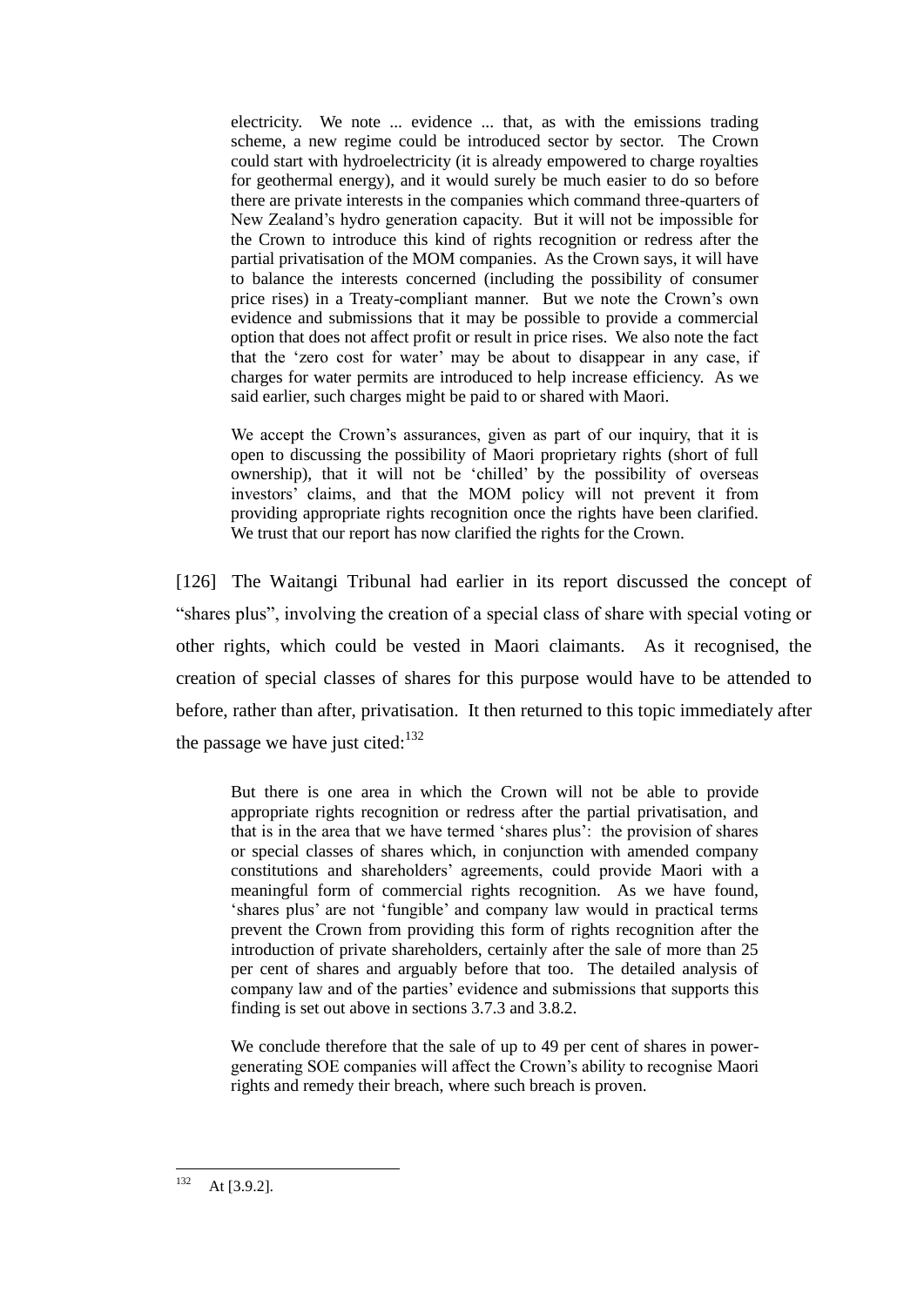> electricity. We note ... evidence ... that, as with the emissions trading scheme, a new regime could be introduced sector by sector. The Crown could start with hydroelectricity (it is already empowered to charge royalties for geothermal energy), and it would surely be much easier to do so before there are private interests in the companies which command three-quarters of New Zealand's hydro generation capacity. But it will not be impossible for the Crown to introduce this kind of rights recognition or redress after the partial privatisation of the MOM companies. As the Crown says, it will have to balance the interests concerned (including the possibility of consumer price rises) in a Treaty-compliant manner. But we note the Crown's own evidence and submissions that it may be possible to provide a commercial option that does not affect profit or result in price rises. We also note the fact that the 'zero cost for water' may be about to disappear in any case, if charges for water permits are introduced to help increase efficiency. As we said earlier, such charges might be paid to or shared with Maori.
>
> We accept the Crown's assurances, given as part of our inquiry, that it is open to discussing the possibility of Maori proprietary rights (short of full ownership), that it will not be 'chilled' by the possibility of overseas investors' claims, and that the MOM policy will not prevent it from providing appropriate rights recognition once the rights have been clarified. We trust that our report has now clarified the rights for the Crown.

[126] The Waitangi Tribunal had earlier in its report discussed the concept of "shares plus", involving the creation of a special class of share with special voting or other rights, which could be vested in Maori claimants. As it recognised, the creation of special classes of shares for this purpose would have to be attended to before, rather than after, privatisation. It then returned to this topic immediately after the passage we have just cited:[132]

> But there is one area in which the Crown will not be able to provide appropriate rights recognition or redress after the partial privatisation, and that is in the area that we have termed 'shares plus': the provision of shares or special classes of shares which, in conjunction with amended company constitutions and shareholders' agreements, could provide Maori with a meaningful form of commercial rights recognition. As we have found, 'shares plus' are not 'fungible' and company law would in practical terms prevent the Crown from providing this form of rights recognition after the introduction of private shareholders, certainly after the sale of more than 25 per cent of shares and arguably before that too. The detailed analysis of company law and of the parties' evidence and submissions that supports this finding is set out above in sections 3.7.3 and 3.8.2.
>
> We conclude therefore that the sale of up to 49 per cent of shares in power-generating SOE companies will affect the Crown's ability to recognise Maori rights and remedy their breach, where such breach is proven.

---

[132] At [3.9.2].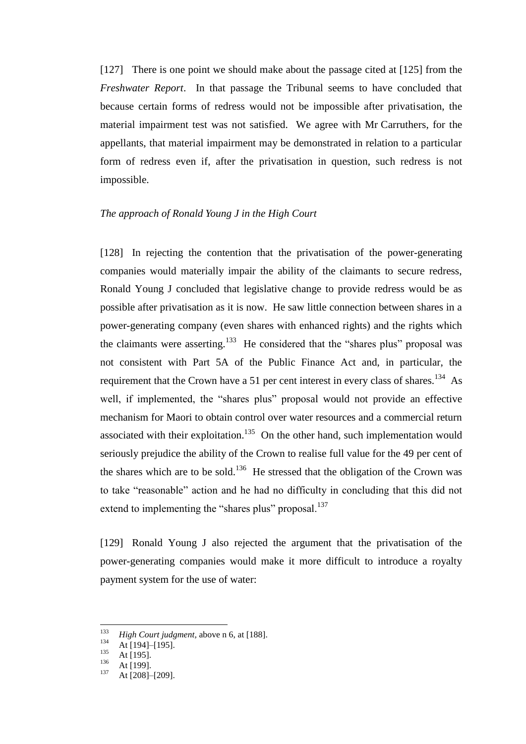[127] There is one point we should make about the passage cited at [125] from the *Freshwater Report*. In that passage the Tribunal seems to have concluded that because certain forms of redress would not be impossible after privatisation, the material impairment test was not satisfied. We agree with Mr Carruthers, for the appellants, that material impairment may be demonstrated in relation to a particular form of redress even if, after the privatisation in question, such redress is not impossible.

*The approach of Ronald Young J in the High Court*

[128] In rejecting the contention that the privatisation of the power-generating companies would materially impair the ability of the claimants to secure redress, Ronald Young J concluded that legislative change to provide redress would be as possible after privatisation as it is now. He saw little connection between shares in a power-generating company (even shares with enhanced rights) and the rights which the claimants were asserting.[133] He considered that the "shares plus" proposal was not consistent with Part 5A of the Public Finance Act and, in particular, the requirement that the Crown have a 51 per cent interest in every class of shares.[134] As well, if implemented, the "shares plus" proposal would not provide an effective mechanism for Maori to obtain control over water resources and a commercial return associated with their exploitation.[135] On the other hand, such implementation would seriously prejudice the ability of the Crown to realise full value for the 49 per cent of the shares which are to be sold.[136] He stressed that the obligation of the Crown was to take "reasonable" action and he had no difficulty in concluding that this did not extend to implementing the "shares plus" proposal.[137]

[129] Ronald Young J also rejected the argument that the privatisation of the power-generating companies would make it more difficult to introduce a royalty payment system for the use of water:

---

[133] *High Court judgment*, above n 6, at [188].
[134] At [194]–[195].
[135] At [195].
[136] At [199].
[137] At [208]–[209].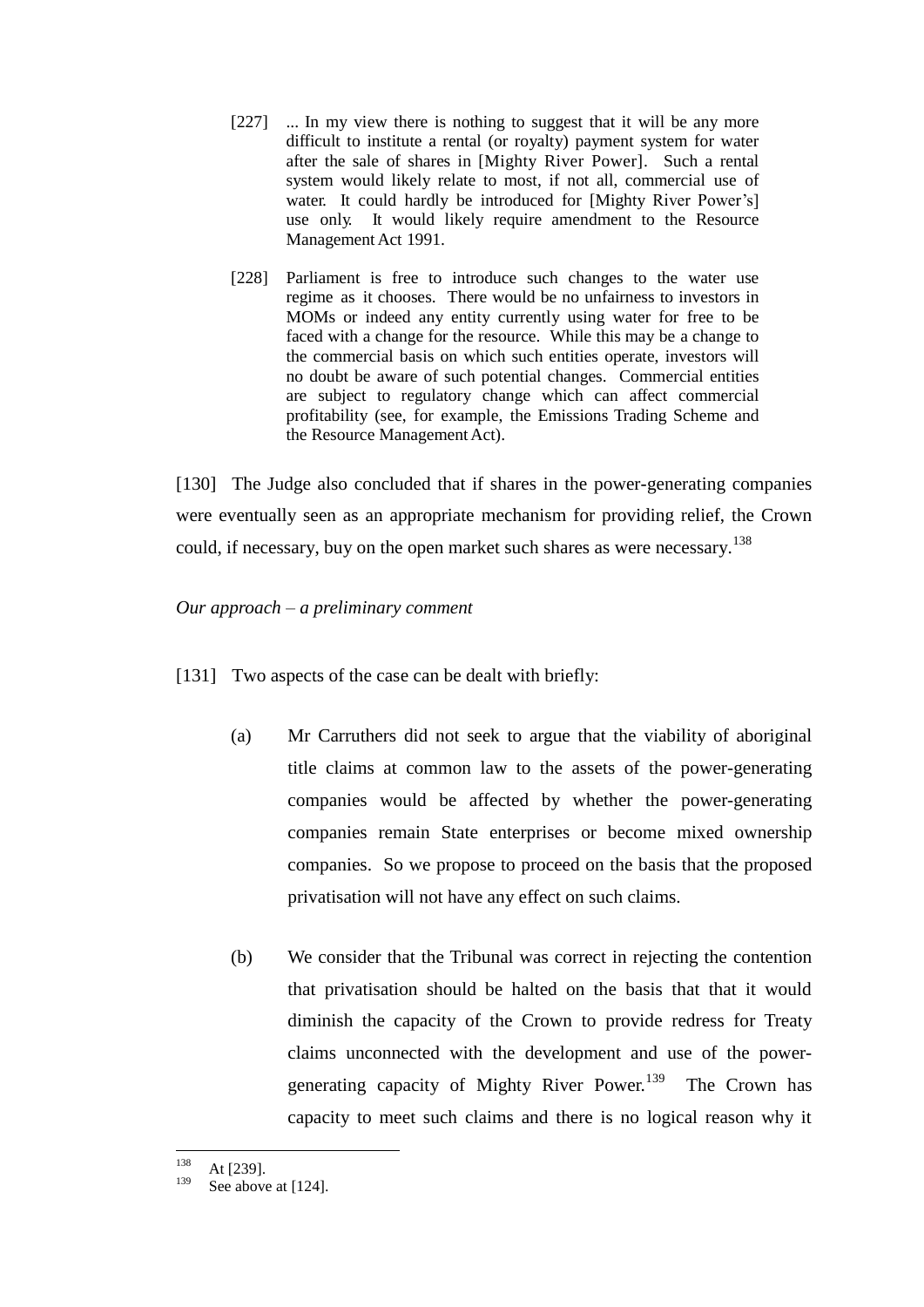> [227] ... In my view there is nothing to suggest that it will be any more difficult to institute a rental (or royalty) payment system for water after the sale of shares in [Mighty River Power]. Such a rental system would likely relate to most, if not all, commercial use of water. It could hardly be introduced for [Mighty River Power's] use only. It would likely require amendment to the Resource Management Act 1991.
>
> [228] Parliament is free to introduce such changes to the water use regime as it chooses. There would be no unfairness to investors in MOMs or indeed any entity currently using water for free to be faced with a change for the resource. While this may be a change to the commercial basis on which such entities operate, investors will no doubt be aware of such potential changes. Commercial entities are subject to regulatory change which can affect commercial profitability (see, for example, the Emissions Trading Scheme and the Resource Management Act).

[130] The Judge also concluded that if shares in the power-generating companies were eventually seen as an appropriate mechanism for providing relief, the Crown could, if necessary, buy on the open market such shares as were necessary.[138]

*Our approach – a preliminary comment*

[131] Two aspects of the case can be dealt with briefly:

(a) Mr Carruthers did not seek to argue that the viability of aboriginal title claims at common law to the assets of the power-generating companies would be affected by whether the power-generating companies remain State enterprises or become mixed ownership companies. So we propose to proceed on the basis that the proposed privatisation will not have any effect on such claims.

(b) We consider that the Tribunal was correct in rejecting the contention that privatisation should be halted on the basis that that it would diminish the capacity of the Crown to provide redress for Treaty claims unconnected with the development and use of the power-generating capacity of Mighty River Power.[139] The Crown has capacity to meet such claims and there is no logical reason why it

---

[138] At [239].

[139] See above at [124].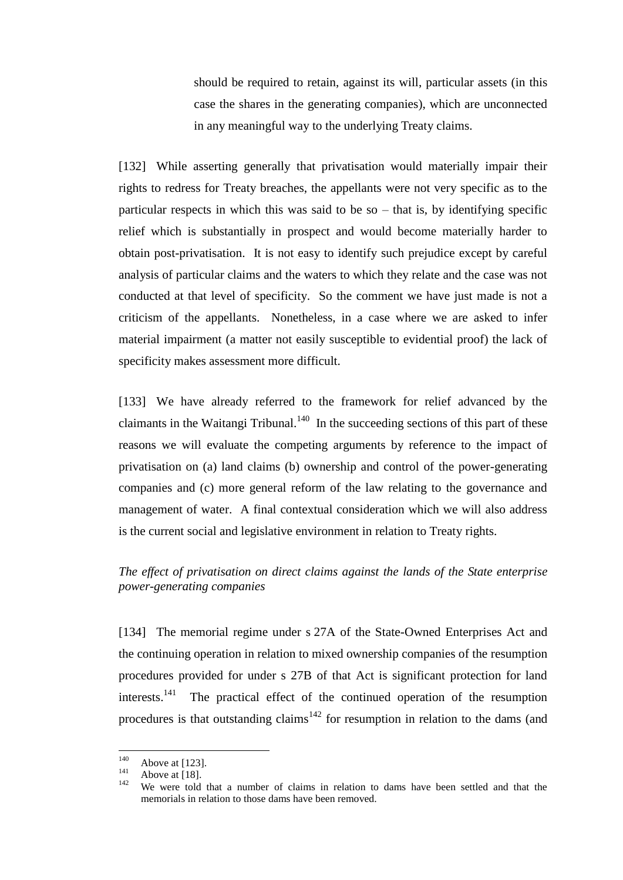> should be required to retain, against its will, particular assets (in this case the shares in the generating companies), which are unconnected in any meaningful way to the underlying Treaty claims.

[132] While asserting generally that privatisation would materially impair their rights to redress for Treaty breaches, the appellants were not very specific as to the particular respects in which this was said to be so – that is, by identifying specific relief which is substantially in prospect and would become materially harder to obtain post-privatisation. It is not easy to identify such prejudice except by careful analysis of particular claims and the waters to which they relate and the case was not conducted at that level of specificity. So the comment we have just made is not a criticism of the appellants. Nonetheless, in a case where we are asked to infer material impairment (a matter not easily susceptible to evidential proof) the lack of specificity makes assessment more difficult.

[133] We have already referred to the framework for relief advanced by the claimants in the Waitangi Tribunal.[140] In the succeeding sections of this part of these reasons we will evaluate the competing arguments by reference to the impact of privatisation on (a) land claims (b) ownership and control of the power-generating companies and (c) more general reform of the law relating to the governance and management of water. A final contextual consideration which we will also address is the current social and legislative environment in relation to Treaty rights.

*The effect of privatisation on direct claims against the lands of the State enterprise power-generating companies*

[134] The memorial regime under s 27A of the State-Owned Enterprises Act and the continuing operation in relation to mixed ownership companies of the resumption procedures provided for under s 27B of that Act is significant protection for land interests.[141] The practical effect of the continued operation of the resumption procedures is that outstanding claims[142] for resumption in relation to the dams (and

---

[140] Above at [123].

[141] Above at [18].

[142] We were told that a number of claims in relation to dams have been settled and that the memorials in relation to those dams have been removed.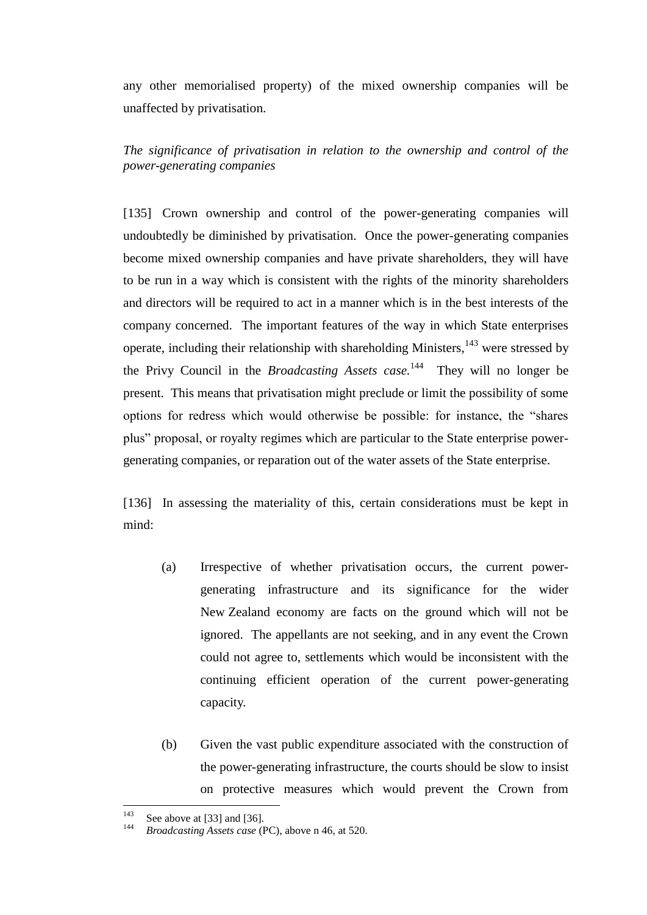any other memorialised property) of the mixed ownership companies will be unaffected by privatisation.

*The significance of privatisation in relation to the ownership and control of the power-generating companies*

[135] Crown ownership and control of the power-generating companies will undoubtedly be diminished by privatisation. Once the power-generating companies become mixed ownership companies and have private shareholders, they will have to be run in a way which is consistent with the rights of the minority shareholders and directors will be required to act in a manner which is in the best interests of the company concerned. The important features of the way in which State enterprises operate, including their relationship with shareholding Ministers,[143] were stressed by the Privy Council in the *Broadcasting Assets case.*[144] They will no longer be present. This means that privatisation might preclude or limit the possibility of some options for redress which would otherwise be possible: for instance, the "shares plus" proposal, or royalty regimes which are particular to the State enterprise power-generating companies, or reparation out of the water assets of the State enterprise.

[136] In assessing the materiality of this, certain considerations must be kept in mind:

(a) Irrespective of whether privatisation occurs, the current power-generating infrastructure and its significance for the wider New Zealand economy are facts on the ground which will not be ignored. The appellants are not seeking, and in any event the Crown could not agree to, settlements which would be inconsistent with the continuing efficient operation of the current power-generating capacity.

(b) Given the vast public expenditure associated with the construction of the power-generating infrastructure, the courts should be slow to insist on protective measures which would prevent the Crown from

---

[143] See above at [33] and [36].

[144] *Broadcasting Assets case* (PC), above n 46, at 520.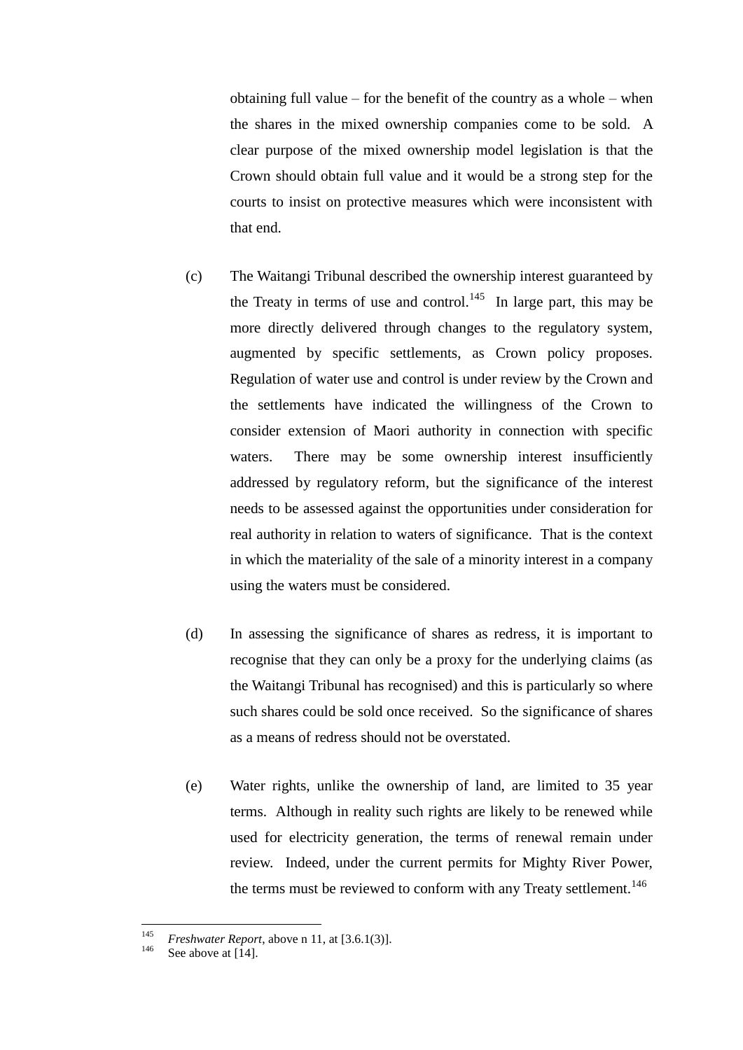obtaining full value – for the benefit of the country as a whole – when the shares in the mixed ownership companies come to be sold. A clear purpose of the mixed ownership model legislation is that the Crown should obtain full value and it would be a strong step for the courts to insist on protective measures which were inconsistent with that end.

(c) The Waitangi Tribunal described the ownership interest guaranteed by the Treaty in terms of use and control.[145] In large part, this may be more directly delivered through changes to the regulatory system, augmented by specific settlements, as Crown policy proposes. Regulation of water use and control is under review by the Crown and the settlements have indicated the willingness of the Crown to consider extension of Maori authority in connection with specific waters. There may be some ownership interest insufficiently addressed by regulatory reform, but the significance of the interest needs to be assessed against the opportunities under consideration for real authority in relation to waters of significance. That is the context in which the materiality of the sale of a minority interest in a company using the waters must be considered.

(d) In assessing the significance of shares as redress, it is important to recognise that they can only be a proxy for the underlying claims (as the Waitangi Tribunal has recognised) and this is particularly so where such shares could be sold once received. So the significance of shares as a means of redress should not be overstated.

(e) Water rights, unlike the ownership of land, are limited to 35 year terms. Although in reality such rights are likely to be renewed while used for electricity generation, the terms of renewal remain under review. Indeed, under the current permits for Mighty River Power, the terms must be reviewed to conform with any Treaty settlement.[146]

---

[145] *Freshwater Report*, above n 11, at [3.6.1(3)].

[146] See above at [14].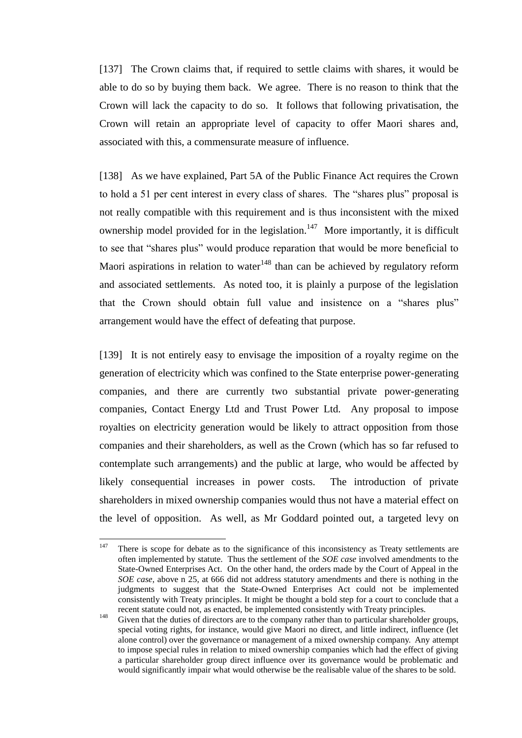[137] The Crown claims that, if required to settle claims with shares, it would be able to do so by buying them back. We agree. There is no reason to think that the Crown will lack the capacity to do so. It follows that following privatisation, the Crown will retain an appropriate level of capacity to offer Maori shares and, associated with this, a commensurate measure of influence.

[138] As we have explained, Part 5A of the Public Finance Act requires the Crown to hold a 51 per cent interest in every class of shares. The "shares plus" proposal is not really compatible with this requirement and is thus inconsistent with the mixed ownership model provided for in the legislation.[147] More importantly, it is difficult to see that "shares plus" would produce reparation that would be more beneficial to Maori aspirations in relation to water[148] than can be achieved by regulatory reform and associated settlements. As noted too, it is plainly a purpose of the legislation that the Crown should obtain full value and insistence on a "shares plus" arrangement would have the effect of defeating that purpose.

[139] It is not entirely easy to envisage the imposition of a royalty regime on the generation of electricity which was confined to the State enterprise power-generating companies, and there are currently two substantial private power-generating companies, Contact Energy Ltd and Trust Power Ltd. Any proposal to impose royalties on electricity generation would be likely to attract opposition from those companies and their shareholders, as well as the Crown (which has so far refused to contemplate such arrangements) and the public at large, who would be affected by likely consequential increases in power costs. The introduction of private shareholders in mixed ownership companies would thus not have a material effect on the level of opposition. As well, as Mr Goddard pointed out, a targeted levy on

---

[147] There is scope for debate as to the significance of this inconsistency as Treaty settlements are often implemented by statute. Thus the settlement of the *SOE case* involved amendments to the State-Owned Enterprises Act. On the other hand, the orders made by the Court of Appeal in the *SOE case*, above n 25, at 666 did not address statutory amendments and there is nothing in the judgments to suggest that the State-Owned Enterprises Act could not be implemented consistently with Treaty principles. It might be thought a bold step for a court to conclude that a recent statute could not, as enacted, be implemented consistently with Treaty principles.

[148] Given that the duties of directors are to the company rather than to particular shareholder groups, special voting rights, for instance, would give Maori no direct, and little indirect, influence (let alone control) over the governance or management of a mixed ownership company. Any attempt to impose special rules in relation to mixed ownership companies which had the effect of giving a particular shareholder group direct influence over its governance would be problematic and would significantly impair what would otherwise be the realisable value of the shares to be sold.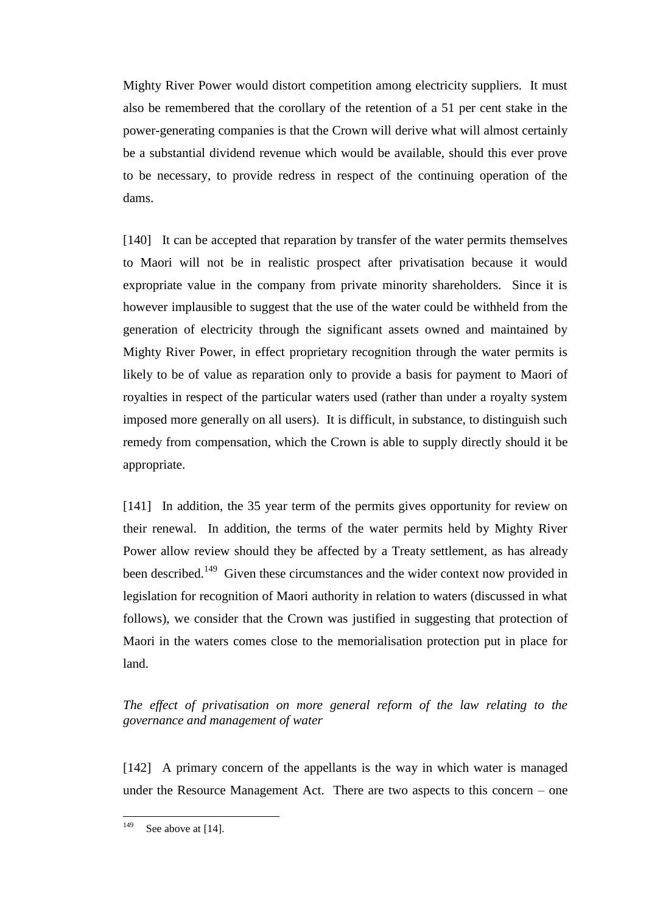Mighty River Power would distort competition among electricity suppliers. It must also be remembered that the corollary of the retention of a 51 per cent stake in the power-generating companies is that the Crown will derive what will almost certainly be a substantial dividend revenue which would be available, should this ever prove to be necessary, to provide redress in respect of the continuing operation of the dams.

[140] It can be accepted that reparation by transfer of the water permits themselves to Maori will not be in realistic prospect after privatisation because it would expropriate value in the company from private minority shareholders. Since it is however implausible to suggest that the use of the water could be withheld from the generation of electricity through the significant assets owned and maintained by Mighty River Power, in effect proprietary recognition through the water permits is likely to be of value as reparation only to provide a basis for payment to Maori of royalties in respect of the particular waters used (rather than under a royalty system imposed more generally on all users). It is difficult, in substance, to distinguish such remedy from compensation, which the Crown is able to supply directly should it be appropriate.

[141] In addition, the 35 year term of the permits gives opportunity for review on their renewal. In addition, the terms of the water permits held by Mighty River Power allow review should they be affected by a Treaty settlement, as has already been described.[149] Given these circumstances and the wider context now provided in legislation for recognition of Maori authority in relation to waters (discussed in what follows), we consider that the Crown was justified in suggesting that protection of Maori in the waters comes close to the memorialisation protection put in place for land.

*The effect of privatisation on more general reform of the law relating to the governance and management of water*

[142] A primary concern of the appellants is the way in which water is managed under the Resource Management Act. There are two aspects to this concern – one

[149] See above at [14].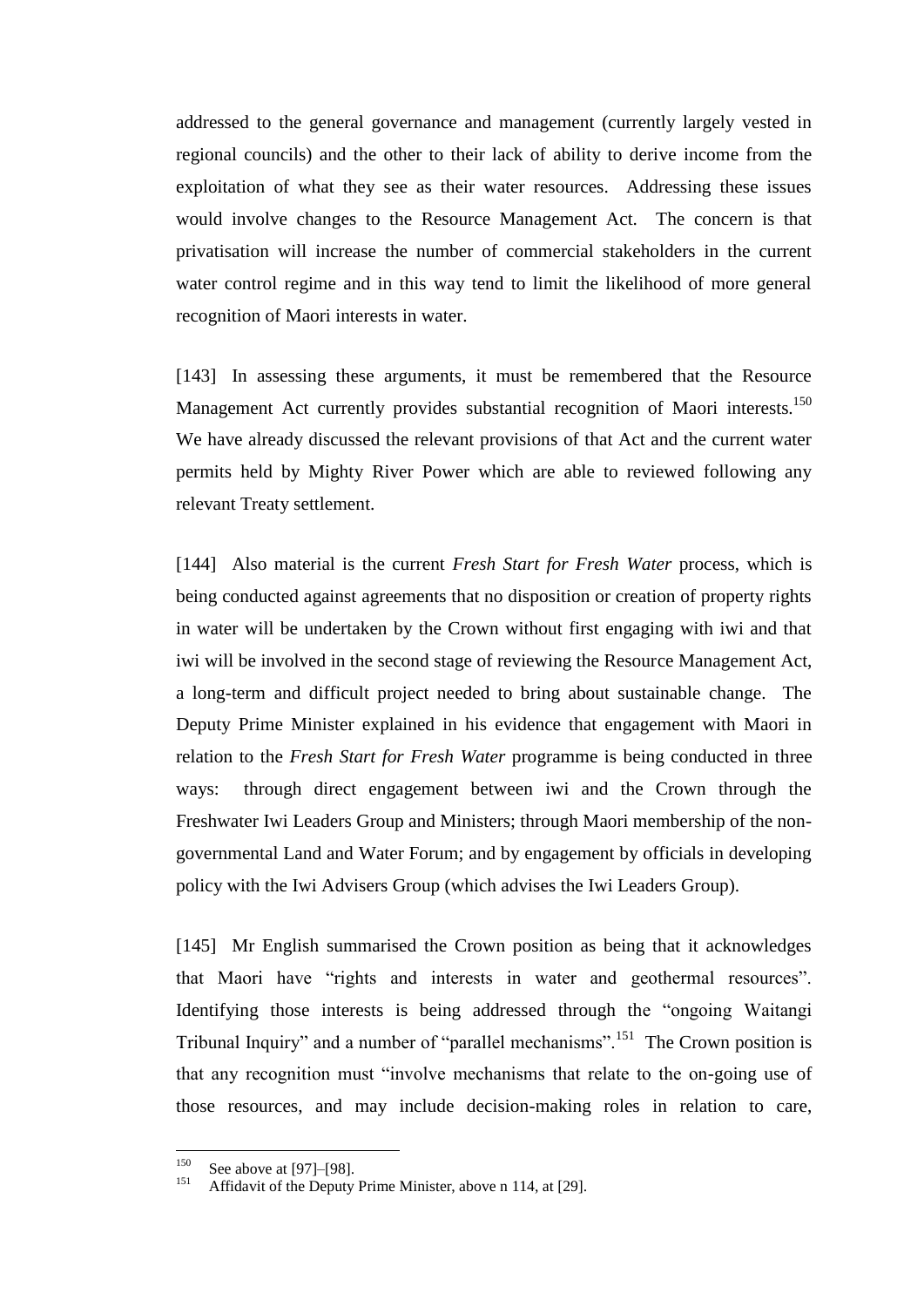addressed to the general governance and management (currently largely vested in regional councils) and the other to their lack of ability to derive income from the exploitation of what they see as their water resources. Addressing these issues would involve changes to the Resource Management Act. The concern is that privatisation will increase the number of commercial stakeholders in the current water control regime and in this way tend to limit the likelihood of more general recognition of Maori interests in water.

[143] In assessing these arguments, it must be remembered that the Resource Management Act currently provides substantial recognition of Maori interests.[150] We have already discussed the relevant provisions of that Act and the current water permits held by Mighty River Power which are able to reviewed following any relevant Treaty settlement.

[144] Also material is the current *Fresh Start for Fresh Water* process, which is being conducted against agreements that no disposition or creation of property rights in water will be undertaken by the Crown without first engaging with iwi and that iwi will be involved in the second stage of reviewing the Resource Management Act, a long-term and difficult project needed to bring about sustainable change. The Deputy Prime Minister explained in his evidence that engagement with Maori in relation to the *Fresh Start for Fresh Water* programme is being conducted in three ways: through direct engagement between iwi and the Crown through the Freshwater Iwi Leaders Group and Ministers; through Maori membership of the non-governmental Land and Water Forum; and by engagement by officials in developing policy with the Iwi Advisers Group (which advises the Iwi Leaders Group).

[145] Mr English summarised the Crown position as being that it acknowledges that Maori have "rights and interests in water and geothermal resources". Identifying those interests is being addressed through the "ongoing Waitangi Tribunal Inquiry" and a number of "parallel mechanisms".[151] The Crown position is that any recognition must "involve mechanisms that relate to the on-going use of those resources, and may include decision-making roles in relation to care,

---

[150] See above at [97]–[98].

[151] Affidavit of the Deputy Prime Minister, above n 114, at [29].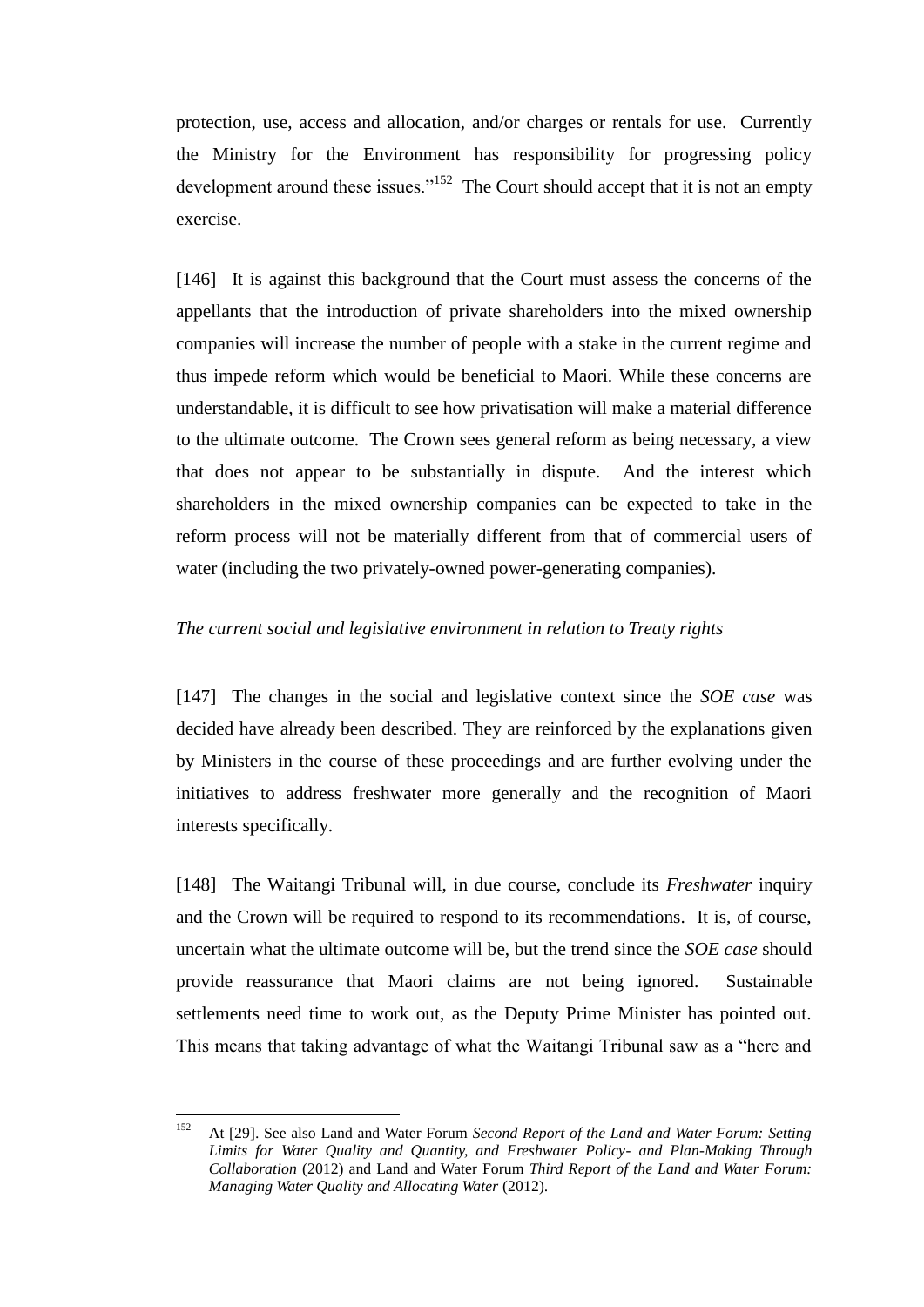protection, use, access and allocation, and/or charges or rentals for use. Currently the Ministry for the Environment has responsibility for progressing policy development around these issues."[152] The Court should accept that it is not an empty exercise.

[146] It is against this background that the Court must assess the concerns of the appellants that the introduction of private shareholders into the mixed ownership companies will increase the number of people with a stake in the current regime and thus impede reform which would be beneficial to Maori. While these concerns are understandable, it is difficult to see how privatisation will make a material difference to the ultimate outcome. The Crown sees general reform as being necessary, a view that does not appear to be substantially in dispute. And the interest which shareholders in the mixed ownership companies can be expected to take in the reform process will not be materially different from that of commercial users of water (including the two privately-owned power-generating companies).

*The current social and legislative environment in relation to Treaty rights*

[147] The changes in the social and legislative context since the *SOE case* was decided have already been described. They are reinforced by the explanations given by Ministers in the course of these proceedings and are further evolving under the initiatives to address freshwater more generally and the recognition of Maori interests specifically.

[148] The Waitangi Tribunal will, in due course, conclude its *Freshwater* inquiry and the Crown will be required to respond to its recommendations. It is, of course, uncertain what the ultimate outcome will be, but the trend since the *SOE case* should provide reassurance that Maori claims are not being ignored. Sustainable settlements need time to work out, as the Deputy Prime Minister has pointed out. This means that taking advantage of what the Waitangi Tribunal saw as a "here and

---

[152] At [29]. See also Land and Water Forum *Second Report of the Land and Water Forum: Setting Limits for Water Quality and Quantity, and Freshwater Policy- and Plan-Making Through Collaboration* (2012) and Land and Water Forum *Third Report of the Land and Water Forum: Managing Water Quality and Allocating Water* (2012).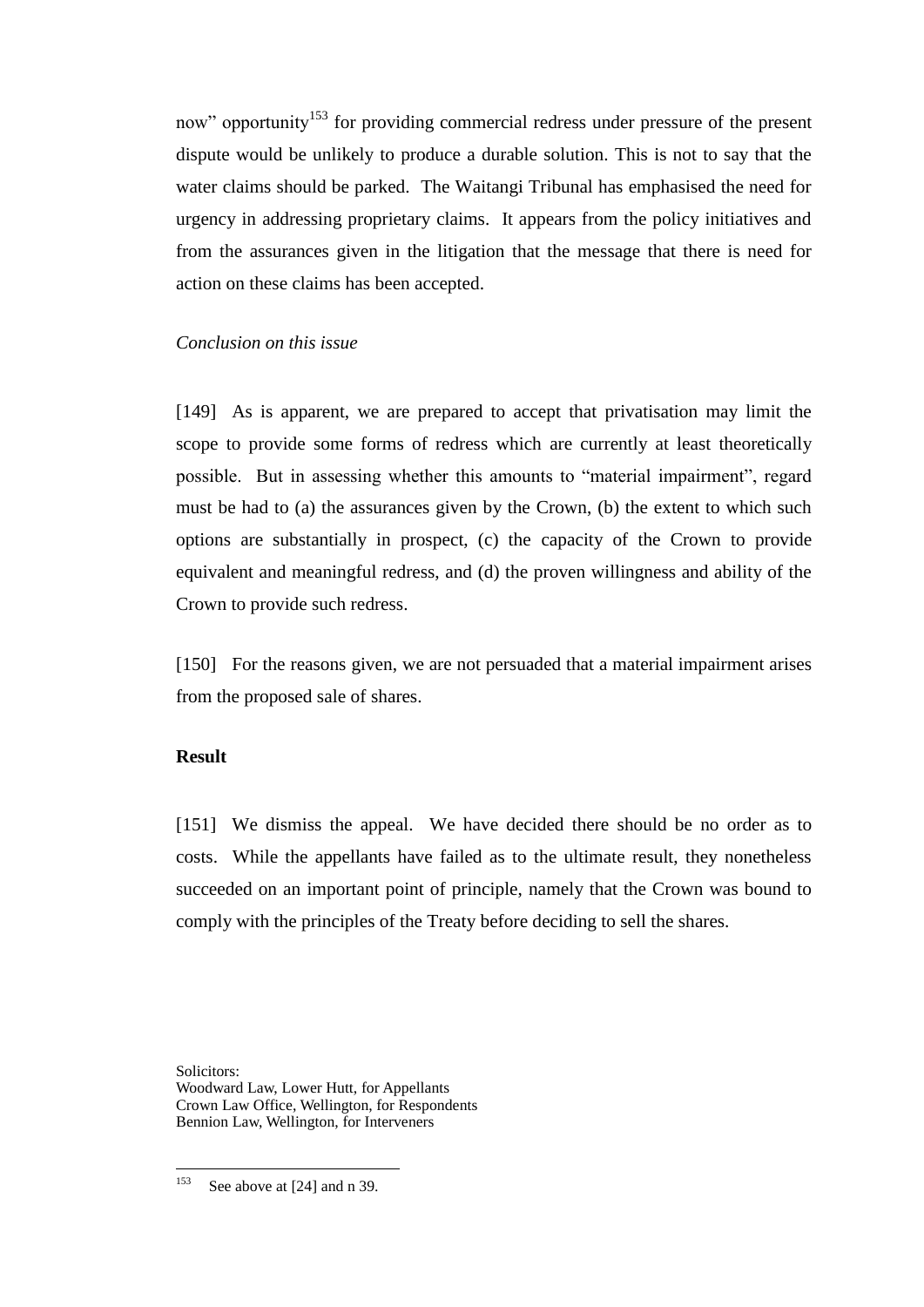now" opportunity[153] for providing commercial redress under pressure of the present dispute would be unlikely to produce a durable solution. This is not to say that the water claims should be parked. The Waitangi Tribunal has emphasised the need for urgency in addressing proprietary claims. It appears from the policy initiatives and from the assurances given in the litigation that the message that there is need for action on these claims has been accepted.

*Conclusion on this issue*

[149] As is apparent, we are prepared to accept that privatisation may limit the scope to provide some forms of redress which are currently at least theoretically possible. But in assessing whether this amounts to "material impairment", regard must be had to (a) the assurances given by the Crown, (b) the extent to which such options are substantially in prospect, (c) the capacity of the Crown to provide equivalent and meaningful redress, and (d) the proven willingness and ability of the Crown to provide such redress.

[150] For the reasons given, we are not persuaded that a material impairment arises from the proposed sale of shares.

**Result**

[151] We dismiss the appeal. We have decided there should be no order as to costs. While the appellants have failed as to the ultimate result, they nonetheless succeeded on an important point of principle, namely that the Crown was bound to comply with the principles of the Treaty before deciding to sell the shares.

Solicitors:
Woodward Law, Lower Hutt, for Appellants
Crown Law Office, Wellington, for Respondents
Bennion Law, Wellington, for Interveners

[153] See above at [24] and n 39.